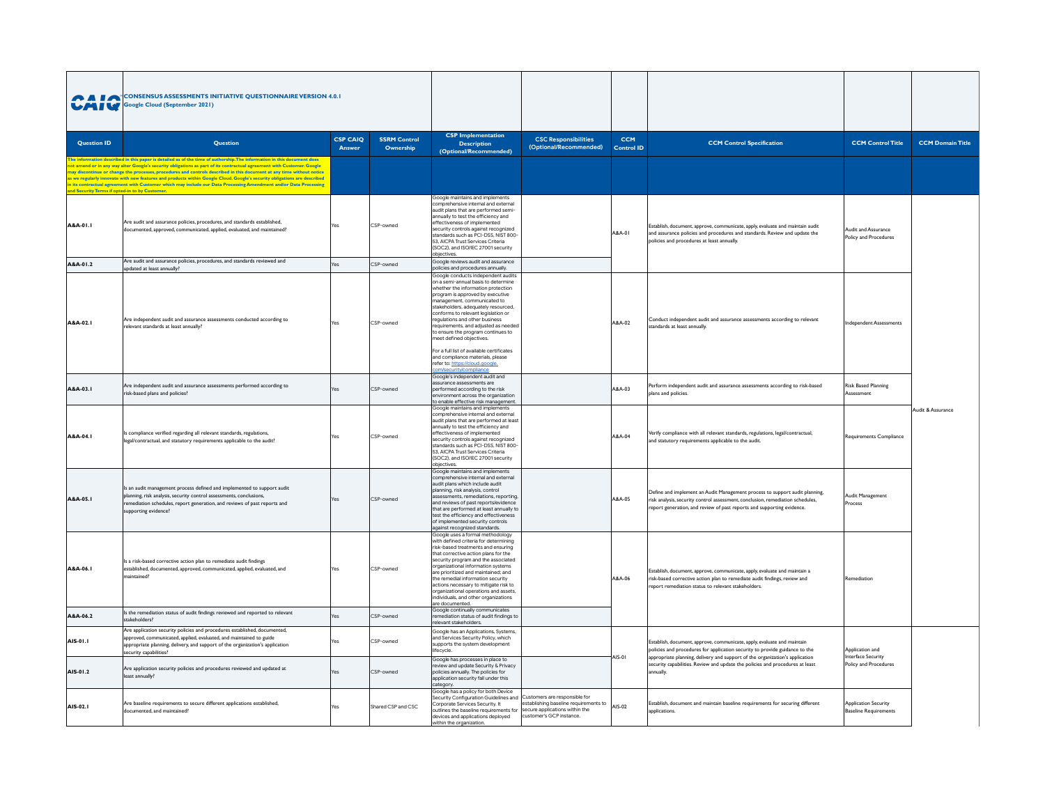# CONSENSUS ASSESSMENTS INITIATIVE QUESTIONNAIRE VERSION 4.0.1

**Google Cloud (September 2021)**

| Question ID | Question | CSP CAIQ Answer | SSRM Control Ownership | CSP Implementation Description (Optional/Recommended) | CSC Responsibilities (Optional/Recommended) | CCM Control ID | CCM Control Specification | CCM Control Title | CCM Domain Title |
|---|---|---|---|---|---|---|---|---|---|
| The information described in this paper is detailed as of the time of authorship. The information in this document does not amend or in any way alter Google's security obligations as part of its contractual agreement with Customer. Google may discontinue or change the processes, procedures and controls described in this document at any time without notice as we regularly innovate with new features and products within Google Cloud. Google's security obligations are described in its contractual agreement with Customer which may include our Data Processing Amendment and/or Data Processing and Security Terms if opted-in to by Customer. | | | | | | | | | |
| A&A-01.1 | Are audit and assurance policies, procedures, and standards established, documented, approved, communicated, applied, evaluated, and maintained? | Yes | CSP-owned | Google maintains and implements comprehensive internal and external audit plans that are performed semi-annually to test the efficiency and effectiveness of implemented security controls against recognized standards such as PCI-DSS, NIST 800-53, AICPA Trust Services Criteria (SOC2), and ISO/IEC 27001 security objectives. | | A&A-01 | Establish, document, approve, communicate, apply, evaluate and maintain audit and assurance policies and procedures and standards. Review and update the policies and procedures at least annually. | Audit and Assurance Policy and Procedures | Audit & Assurance |
| A&A-01.2 | Are audit and assurance policies, procedures, and standards reviewed and updated at least annually? | Yes | CSP-owned | Google reviews audit and assurance policies and procedures annually. | | | | | |
| A&A-02.1 | Are independent audit and assurance assessments conducted according to relevant standards at least annually? | Yes | CSP-owned | Google conducts independent audits on a semi-annual basis to determine whether the information protection program is approved by executive management, communicated to stakeholders, adequately resourced, conforms to relevant legislation or regulations and other business requirements, and adjusted as needed to ensure the program continues to meet defined objectives.<br><br>For a full list of available certificates and compliance materials, please refer to: https://cloud.google.com/security/compliance | | A&A-02 | Conduct independent audit and assurance assessments according to relevant standards at least annually. | Independent Assessments | |
| A&A-03.1 | Are independent audit and assurance assessments performed according to risk-based plans and policies? | Yes | CSP-owned | Google's independent audit and assurance assessments are performed according to the risk environment across the organization to enable effective risk management. | | A&A-03 | Perform independent audit and assurance assessments according to risk-based plans and policies. | Risk Based Planning Assessment | |
| A&A-04.1 | Is compliance verified regarding all relevant standards, regulations, legal/contractual, and statutory requirements applicable to the audit? | Yes | CSP-owned | Google maintains and implements comprehensive internal and external audit plans that are performed at least annually to test the efficiency and effectiveness of implemented security controls against recognized standards such as PCI-DSS, NIST 800-53, AICPA Trust Services Criteria (SOC2), and ISO/IEC 27001 security objectives. | | A&A-04 | Verify compliance with all relevant standards, regulations, legal/contractual, and statutory requirements applicable to the audit. | Requirements Compliance | |
| A&A-05.1 | Is an audit management process defined and implemented to support audit planning, risk analysis, security control assessments, conclusions, remediation schedules, report generation, and reviews of past reports and supporting evidence? | Yes | CSP-owned | Google maintains and implements comprehensive internal and external audit plans which include audit planning, risk analysis, control assessments, remediations, reporting, and reviews of past reports/evidence that are performed at least annually to test the efficiency and effectiveness of implemented security controls against recognized standards. | | A&A-05 | Define and implement an Audit Management process to support audit planning, risk analysis, security control assessment, conclusion, remediation schedules, report generation, and review of past reports and supporting evidence. | Audit Management Process | |
| A&A-06.1 | Is a risk-based corrective action plan to remediate audit findings established, documented, approved, communicated, applied, evaluated, and maintained? | Yes | CSP-owned | Google uses a formal methodology with defined criteria for determining risk-based treatments and ensuring that corrective action plans for the security program and the associated organizational information systems are prioritized and maintained; and the remedial information security actions necessary to mitigate risk to organizational operations and assets, individuals, and other organizations are documented. | | A&A-06 | Establish, document, approve, communicate, apply, evaluate and maintain a risk-based corrective action plan to remediate audit findings, review and report remediation status to relevant stakeholders. | Remediation | |
| A&A-06.2 | Is the remediation status of audit findings reviewed and reported to relevant stakeholders? | Yes | CSP-owned | Google continually communicates remediation status of audit findings to relevant stakeholders. | | | | | |
| AIS-01.1 | Are application security policies and procedures established, documented, approved, communicated, applied, evaluated, and maintained to guide appropriate planning, delivery, and support of the organization's application security capabilities? | Yes | CSP-owned | Google has an Applications, Systems, and Services Security Policy, which supports the system development lifecycle. | | AIS-01 | Establish, document, approve, communicate, apply, evaluate and maintain policies and procedures for application security to provide guidance to the appropriate planning, delivery and support of the organization's application security capabilities. Review and update the policies and procedures at least annually. | Application and Interface Security Policy and Procedures | |
| AIS-01.2 | Are application security policies and procedures reviewed and updated at least annually? | Yes | CSP-owned | Google has processes in place to review and update Security & Privacy policies annually. The policies for application security fall under this category. | | | | | |
| AIS-02.1 | Are baseline requirements to secure different applications established, documented, and maintained? | Yes | Shared CSP and CSC | Google has a policy for both Device Security Configuration Guidelines and Corporate Services Security. It outlines the baseline requirements for devices and applications deployed within the organization. | Customers are responsible for establishing baseline requirements to secure applications within the customer's GCP instance. | AIS-02 | Establish, document and maintain baseline requirements for securing different applications. | Application Security Baseline Requirements | |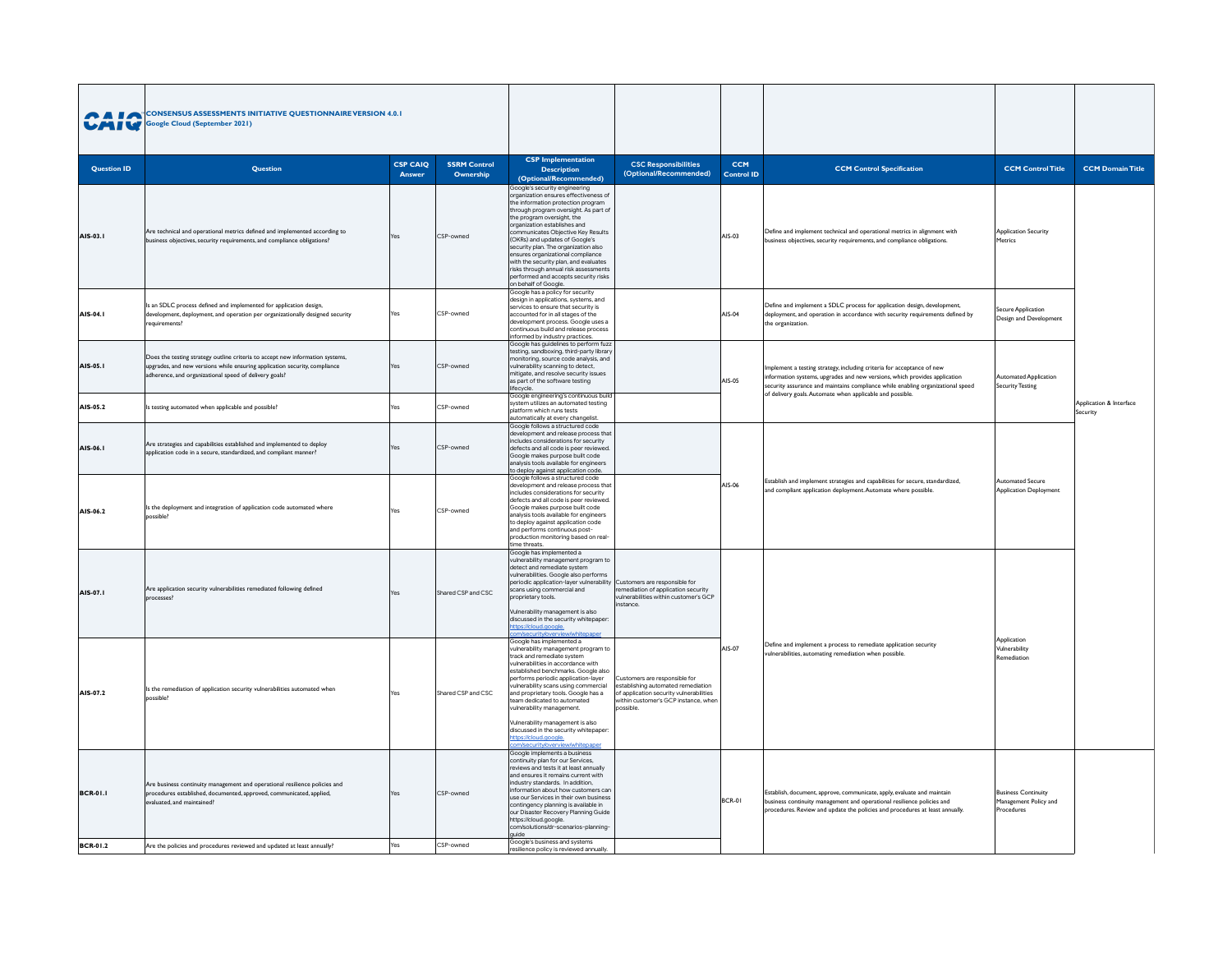**CONSENSUS ASSESSMENTS INITIATIVE QUESTIONNAIRE VERSION 4.0.1**
**Google Cloud (September 2021)**

| Question ID | Question | CSP CAIQ Answer | SSRM Control Ownership | CSP Implementation Description (Optional/Recommended) | CSC Responsibilities (Optional/Recommended) | CCM Control ID | CCM Control Specification | CCM Control Title | CCM Domain Title |
|---|---|---|---|---|---|---|---|---|---|
| AIS-03.1 | Are technical and operational metrics defined and implemented according to business objectives, security requirements, and compliance obligations? | Yes | CSP-owned | Google's security engineering organization ensures effectiveness of the information protection program through program oversight. As part of the program oversight, the organization establishes and communicates Objective Key Results (OKRs) and updates of Google's security plan. The organization also ensures organizational compliance with the security plan, and evaluates risks through annual risk assessments performed and accepts security risks on behalf of Google. | | AIS-03 | Define and implement technical and operational metrics in alignment with business objectives, security requirements, and compliance obligations. | Application Security Metrics | Application & Interface Security |
| AIS-04.1 | Is an SDLC process defined and implemented for application design, development, deployment, and operation per organizationally designed security requirements? | Yes | CSP-owned | Google has a policy for security design in applications, systems, and services to ensure that security is accounted for in all stages of the development process. Google uses a continuous build and release process informed by industry practices. | | AIS-04 | Define and implement a SDLC process for application design, development, deployment, and operation in accordance with security requirements defined by the organization. | Secure Application Design and Development | |
| AIS-05.1 | Does the testing strategy outline criteria to accept new information systems, upgrades, and new versions while ensuring application security, compliance adherence, and organizational speed of delivery goals? | Yes | CSP-owned | Google has guidelines to perform fuzz testing, sandboxing, third-party library monitoring, source code analysis, and vulnerability scanning to detect, mitigate, and resolve security issues as part of the software testing lifecycle. | | AIS-05 | Implement a testing strategy, including criteria for acceptance of new information systems, upgrades and new versions, which provides application security assurance and maintains compliance while enabling organizational speed of delivery goals. Automate when applicable and possible. | Automated Application Security Testing | |
| AIS-05.2 | Is testing automated when applicable and possible? | Yes | CSP-owned | Google engineering's continuous build system utilizes an automated testing platform which runs tests automatically at every changelist. | | | | | |
| AIS-06.1 | Are strategies and capabilities established and implemented to deploy application code in a secure, standardized, and compliant manner? | Yes | CSP-owned | Google follows a structured code development and release process that includes considerations for security defects and all code is peer reviewed. Google makes purpose built code analysis tools available for engineers to deploy against application code. | | AIS-06 | Establish and implement strategies and capabilities for secure, standardized, and compliant application deployment. Automate where possible. | Automated Secure Application Deployment | |
| AIS-06.2 | Is the deployment and integration of application code automated where possible? | Yes | CSP-owned | Google follows a structured code development and release process that includes considerations for security defects and all code is peer reviewed. Google makes purpose built code analysis tools available for engineers to deploy against application code and performs continuous post-production monitoring based on real-time threats. | | | | | |
| AIS-07.1 | Are application security vulnerabilities remediated following defined processes? | Yes | Shared CSP and CSC | Google has implemented a vulnerability management program to detect and remediate system vulnerabilities. Google also performs periodic application-layer vulnerability scans using commercial and proprietary tools.<br><br>Vulnerability management is also discussed in the security whitepaper: https://cloud.google.com/security/overview/whitepaper | Customers are responsible for remediation of application security vulnerabilities within customer's GCP instance. | AIS-07 | Define and implement a process to remediate application security vulnerabilities, automating remediation when possible. | Application Vulnerability Remediation | |
| AIS-07.2 | Is the remediation of application security vulnerabilities automated when possible? | Yes | Shared CSP and CSC | Google has implemented a vulnerability management program to track and remediate system vulnerabilities in accordance with established benchmarks. Google also performs periodic application-layer vulnerability scans using commercial and proprietary tools. Google has a team dedicated to automated vulnerability management.<br><br>Vulnerability management is also discussed in the security whitepaper: https://cloud.google.com/security/overview/whitepaper | Customers are responsible for establishing automated remediation of application security vulnerabilities within customer's GCP instance, when possible. | | | | |
| BCR-01.1 | Are business continuity management and operational resilience policies and procedures established, documented, approved, communicated, applied, evaluated, and maintained? | Yes | CSP-owned | Google implements a business continuity plan for our Services, reviews and tests it at least annually and ensures it remains current with industry standards. In addition, information about how customers can use our Services in their own business contingency planning is available in our Disaster Recovery Planning Guide https://cloud.google.com/solutions/dr-scenarios-planning-guide | | BCR-01 | Establish, document, approve, communicate, apply, evaluate and maintain business continuity management and operational resilience policies and procedures. Review and update the policies and procedures at least annually. | Business Continuity Management Policy and Procedures | |
| BCR-01.2 | Are the policies and procedures reviewed and updated at least annually? | Yes | CSP-owned | Google's business and systems resilience policy is reviewed annually. | | | | | |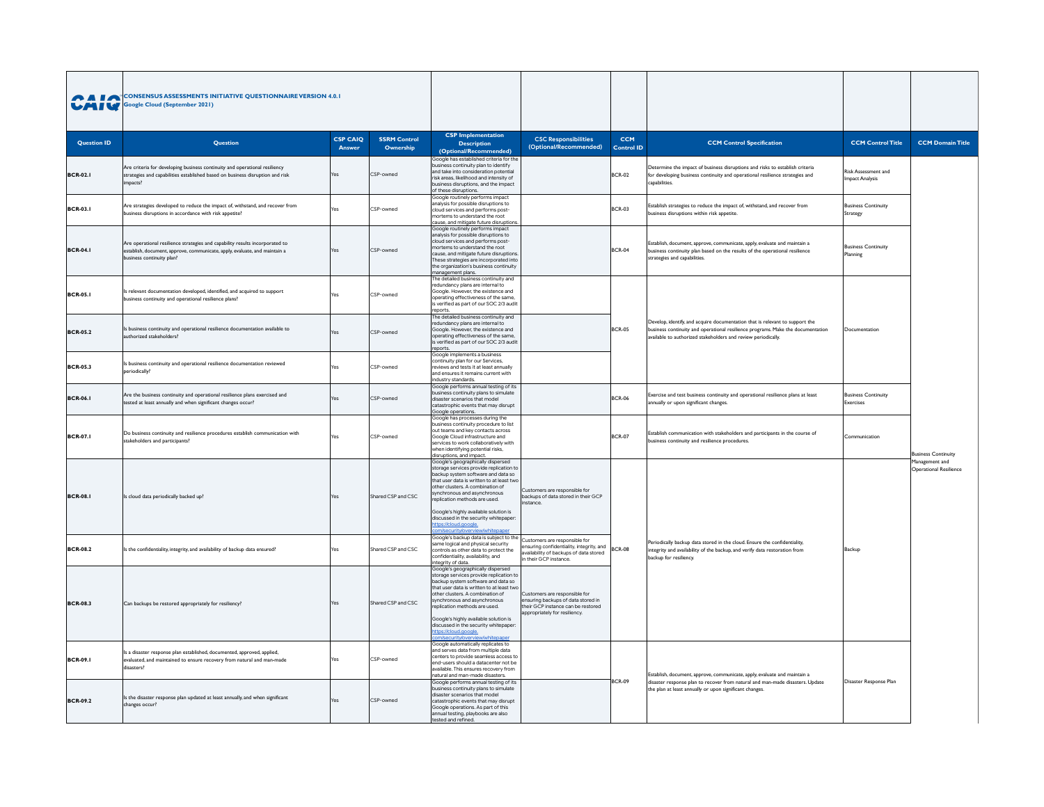CONSENSUS ASSESSMENTS INITIATIVE QUESTIONNAIRE VERSION 4.0.1
Google Cloud (September 2021)

| Question ID | Question | CSP CAIQ Answer | SSRM Control Ownership | CSP Implementation Description (Optional/Recommended) | CSC Responsibilities (Optional/Recommended) | CCM Control ID | CCM Control Specification | CCM Control Title | CCM Domain Title |
|---|---|---|---|---|---|---|---|---|---|
| BCR-02.1 | Are criteria for developing business continuity and operational resiliency strategies and capabilities established based on business disruption and risk impacts? | Yes | CSP-owned | Google has established criteria for the business continuity plan to identify and take into consideration potential risk areas, likelihood and intensity of business disruptions, and the impact of these disruptions. | | BCR-02 | Determine the impact of business disruptions and risks to establish criteria for developing business continuity and operational resilience strategies and capabilities. | Risk Assessment and Impact Analysis | Business Continuity Management and Operational Resilience |
| BCR-03.1 | Are strategies developed to reduce the impact of, withstand, and recover from business disruptions in accordance with risk appetite? | Yes | CSP-owned | Google routinely performs impact analysis for possible disruptions to cloud services and performs post-mortems to understand the root cause, and mitigate future disruptions. | | BCR-03 | Establish strategies to reduce the impact of, withstand, and recover from business disruptions within risk appetite. | Business Continuity Strategy | |
| BCR-04.1 | Are operational resilience strategies and capability results incorporated to establish, document, approve, communicate, apply, evaluate, and maintain a business continuity plan? | Yes | CSP-owned | Google routinely performs impact analysis for possible disruptions to cloud services and performs post-mortems to understand the root cause, and mitigate future disruptions. These strategies are incorporated into the organization's business continuity management plans. | | BCR-04 | Establish, document, approve, communicate, apply, evaluate and maintain a business continuity plan based on the results of the operational resilience strategies and capabilities. | Business Continuity Planning | |
| BCR-05.1 | Is relevant documentation developed, identified, and acquired to support business continuity and operational resilience plans? | Yes | CSP-owned | The detailed business continuity and redundancy plans are internal to Google. However, the existence and operating effectiveness of the same, is verified as part of our SOC 2/3 audit reports. | | BCR-05 | Develop, identify, and acquire documentation that is relevant to support the business continuity and operational resilience programs. Make the documentation available to authorized stakeholders and review periodically. | Documentation | |
| BCR-05.2 | Is business continuity and operational resilience documentation available to authorized stakeholders? | Yes | CSP-owned | The detailed business continuity and redundancy plans are internal to Google. However, the existence and operating effectiveness of the same, is verified as part of our SOC 2/3 audit reports. | | | | | |
| BCR-05.3 | Is business continuity and operational resilience documentation reviewed periodically? | Yes | CSP-owned | Google implements a business continuity plan for our Services, reviews and tests it at least annually and ensures it remains current with industry standards. | | | | | |
| BCR-06.1 | Are the business continuity and operational resilience plans exercised and tested at least annually and when significant changes occur? | Yes | CSP-owned | Google performs annual testing of its business continuity plans to simulate disaster scenarios that model catastrophic events that may disrupt Google operations. | | BCR-06 | Exercise and test business continuity and operational resilience plans at least annually or upon significant changes. | Business Continuity Exercises | |
| BCR-07.1 | Do business continuity and resilience procedures establish communication with stakeholders and participants? | Yes | CSP-owned | Google has processes during the business continuity procedure to list out teams and key contacts across Google Cloud infrastructure and services to work collaboratively with when identifying potential risks, disruptions, and impact. | | BCR-07 | Establish communication with stakeholders and participants in the course of business continuity and resilience procedures. | Communication | |
| BCR-08.1 | Is cloud data periodically backed up? | Yes | Shared CSP and CSC | Google's geographically dispersed storage services provide replication to backup system software and data so that user data is written to at least two other clusters. A combination of synchronous and asynchronous replication methods are used.<br><br>Google's highly available solution is discussed in the security whitepaper: https://cloud.google.com/securityoverview/whitepaper | Customers are responsible for backups of data stored in their GCP instance. | BCR-08 | Periodically backup data stored in the cloud. Ensure the confidentiality, integrity and availability of the backup, and verify data restoration from backup for resiliency. | Backup | |
| BCR-08.2 | Is the confidentiality, integrity, and availability of backup data ensured? | Yes | Shared CSP and CSC | Google's backup data is subject to the same logical and physical security controls as other data to protect the confidentiality, availability, and integrity of data. | Customers are responsible for ensuring confidentiality, integrity, and availability of backups of data stored in their GCP instance. | | | | |
| BCR-08.3 | Can backups be restored appropriately for resiliency? | Yes | Shared CSP and CSC | Google's geographically dispersed storage services provide replication to backup system software and data so that user data is written to at least two other clusters. A combination of synchronous and asynchronous replication methods are used.<br><br>Google's highly available solution is discussed in the security whitepaper: https://cloud.google.com/securityoverview/whitepaper | Customers are responsible for ensuring backups of data stored in their GCP instance can be restored appropriately for resiliency. | | | | |
| BCR-09.1 | Is a disaster response plan established, documented, approved, applied, evaluated, and maintained to ensure recovery from natural and man-made disasters? | Yes | CSP-owned | Google automatically replicates to and serves data from multiple data centers to provide seamless access to end-users should a datacenter not be available. This ensures recovery from natural and man-made disasters. | | BCR-09 | Establish, document, approve, communicate, apply, evaluate and maintain a disaster response plan to recover from natural and man-made disasters. Update the plan at least annually or upon significant changes. | Disaster Response Plan | |
| BCR-09.2 | Is the disaster response plan updated at least annually, and when significant changes occur? | Yes | CSP-owned | Google performs annual testing of its business continuity plans to simulate disaster scenarios that model catastrophic events that may disrupt Google operations. As part of this annual testing, playbooks are also tested and refined. | | | | | |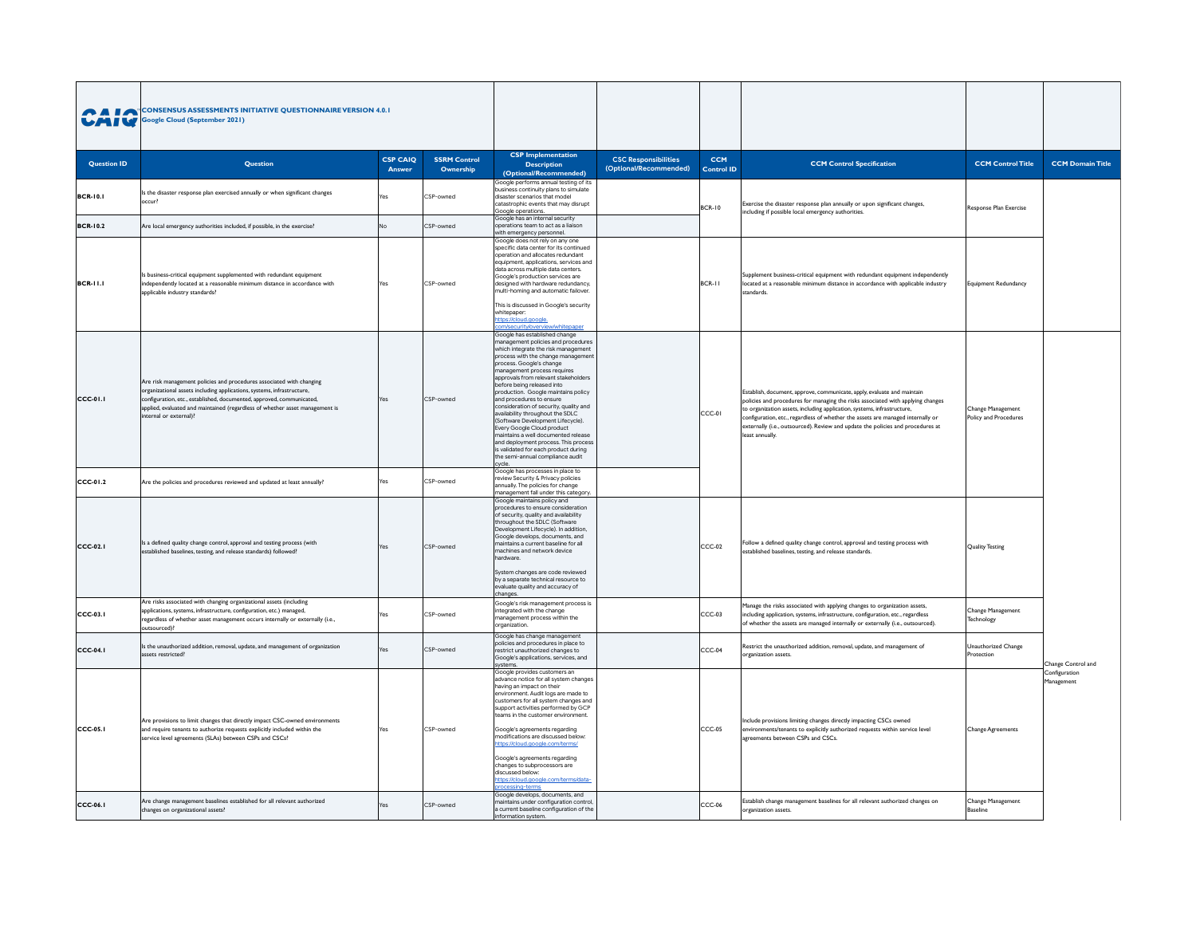**CONSENSUS ASSESSMENTS INITIATIVE QUESTIONNAIRE VERSION 4.0.1**
**Google Cloud (September 2021)**

| Question ID | Question | CSP CAIQ Answer | SSRM Control Ownership | CSP Implementation Description (Optional/Recommended) | CSC Responsibilities (Optional/Recommended) | CCM Control ID | CCM Control Specification | CCM Control Title | CCM Domain Title |
|---|---|---|---|---|---|---|---|---|---|
| BCR-10.1 | Is the disaster response plan exercised annually or when significant changes occur? | Yes | CSP-owned | Google performs annual testing of its business continuity plans to simulate disaster scenarios that model catastrophic events that may disrupt Google operations. | | BCR-10 | Exercise the disaster response plan annually or upon significant changes, including if possible local emergency authorities. | Response Plan Exercise | |
| BCR-10.2 | Are local emergency authorities included, if possible, in the exercise? | No | CSP-owned | Google has an internal security operations team to act as a liaison with emergency personnel. | | | | | |
| BCR-11.1 | Is business-critical equipment supplemented with redundant equipment independently located at a reasonable minimum distance in accordance with applicable industry standards? | Yes | CSP-owned | Google does not rely on any one specific data center for its continued operation and allocates redundant equipment, applications, services and data across multiple data centers. Google's production services are designed with hardware redundancy, multi-homing and automatic failover. This is discussed in Google's security whitepaper: https://cloud.google.com/security/overview/whitepaper | | BCR-11 | Supplement business-critical equipment with redundant equipment independently located at a reasonable minimum distance in accordance with applicable industry standards. | Equipment Redundancy | |
| CCC-01.1 | Are risk management policies and procedures associated with changing organizational assets including applications, systems, infrastructure, configuration, etc., established, documented, approved, communicated, applied, evaluated and maintained (regardless of whether asset management is internal or external)? | Yes | CSP-owned | Google has established change management policies and procedures which integrate the risk management process with the change management process. Google's change management process requires approvals from relevant stakeholders before being released into production. Google maintains policy and procedures to ensure consideration of security, quality and availability throughout the SDLC (Software Development Lifecycle). Every Google Cloud product maintains a well documented release and deployment process. This process is validated for each product during the semi-annual compliance audit cycle. | | CCC-01 | Establish, document, approve, communicate, apply, evaluate and maintain policies and procedures for managing the risks associated with applying changes to organization assets, including application, systems, infrastructure, configuration, etc., regardless of whether the assets are managed internally or externally (i.e., outsourced). Review and update the policies and procedures at least annually. | Change Management Policy and Procedures | Change Control and Configuration Management |
| CCC-01.2 | Are the policies and procedures reviewed and updated at least annually? | Yes | CSP-owned | Google has processes in place to review Security & Privacy policies annually. The policies for change management fall under this category. | | | | | |
| CCC-02.1 | Is a defined quality change control, approval and testing process (with established baselines, testing, and release standards) followed? | Yes | CSP-owned | Google maintains policy and procedures to ensure consideration of security, quality and availability throughout the SDLC (Software Development Lifecycle). In addition, Google develops, documents, and maintains a current baseline for all machines and network device hardware. System changes are code reviewed by a separate technical resource to evaluate quality and accuracy of changes. | | CCC-02 | Follow a defined quality change control, approval and testing process with established baselines, testing, and release standards. | Quality Testing | |
| CCC-03.1 | Are risks associated with changing organizational assets (including applications, systems, infrastructure, configuration, etc.) managed, regardless of whether asset management occurs internally or externally (i.e., outsourced)? | Yes | CSP-owned | Google's risk management process is integrated with the change management process within the organization. | | CCC-03 | Manage the risks associated with applying changes to organization assets, including application, systems, infrastructure, configuration, etc., regardless of whether the assets are managed internally or externally (i.e., outsourced). | Change Management Technology | |
| CCC-04.1 | Is the unauthorized addition, removal, update, and management of organization assets restricted? | Yes | CSP-owned | Google has change management policies and procedures in place to restrict unauthorized changes to Google's applications, services, and systems. | | CCC-04 | Restrict the unauthorized addition, removal, update, and management of organization assets. | Unauthorized Change Protection | |
| CCC-05.1 | Are provisions to limit changes that directly impact CSC-owned environments and require tenants to authorize requests explicitly included within the service level agreements (SLAs) between CSPs and CSCs? | Yes | CSP-owned | Google provides customers an advance notice for all system changes having an impact on their environment. Audit logs are made to customers for all system changes and support activities performed by GCP teams in the customer environment. Google's agreements regarding modifications are discussed below: https://cloud.google.com/terms/ Google's agreements regarding changes to subprocessors are discussed below: https://cloud.google.com/terms/data-processing-terms | | CCC-05 | Include provisions limiting changes directly impacting CSCs owned environments/tenants to explicitly authorized requests within service level agreements between CSPs and CSCs. | Change Agreements | |
| CCC-06.1 | Are change management baselines established for all relevant authorized changes on organizational assets? | Yes | CSP-owned | Google develops, documents, and maintains under configuration control, a current baseline configuration of the information system. | | CCC-06 | Establish change management baselines for all relevant authorized changes on organization assets. | Change Management Baseline | |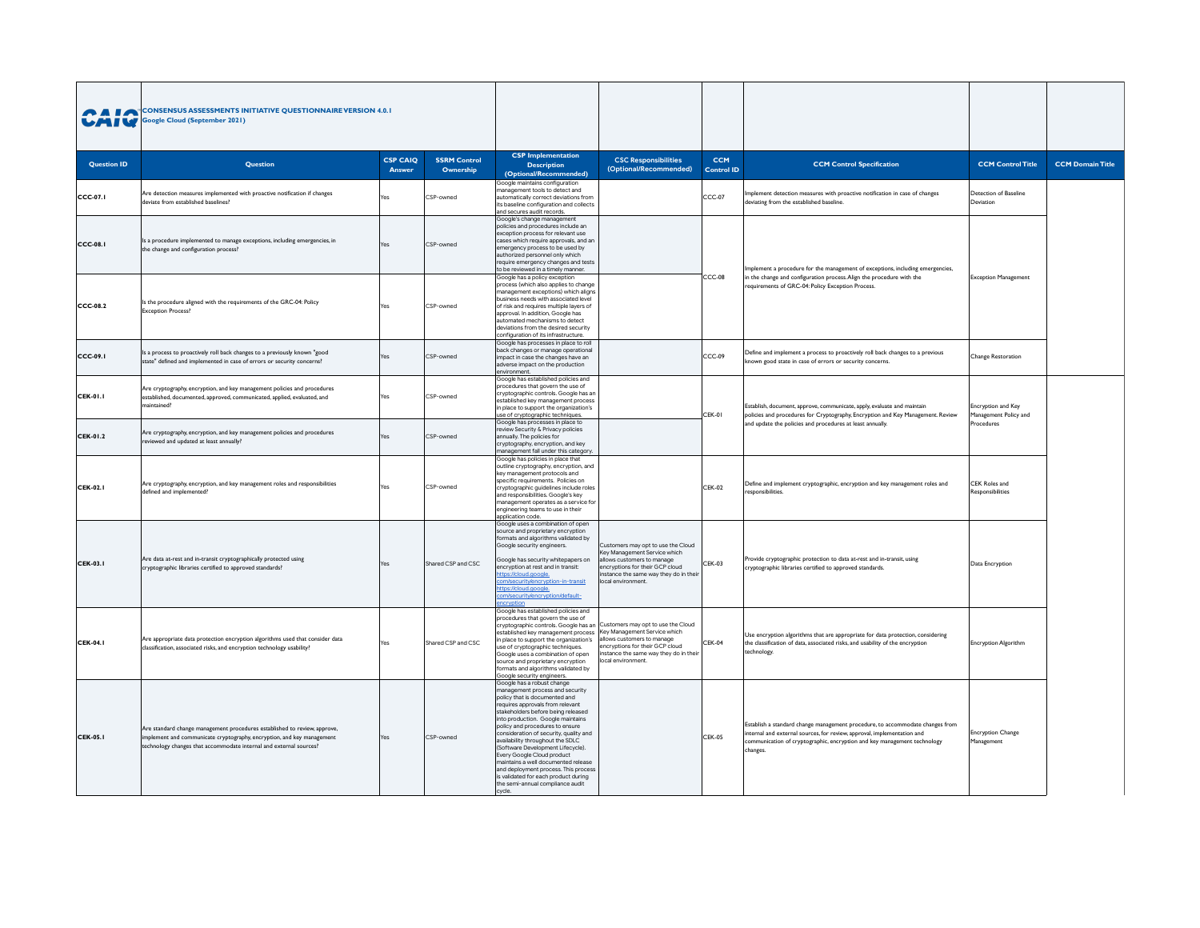# CONSENSUS ASSESSMENTS INITIATIVE QUESTIONNAIRE VERSION 4.0.1

**Google Cloud (September 2021)**

| Question ID | Question | CSP CAIQ Answer | SSRM Control Ownership | CSP Implementation Description (Optional/Recommended) | CSC Responsibilities (Optional/Recommended) | CCM Control ID | CCM Control Specification | CCM Control Title | CCM Domain Title |
|---|---|---|---|---|---|---|---|---|---|
| CCC-07.1 | Are detection measures implemented with proactive notification if changes deviate from established baselines? | Yes | CSP-owned | Google maintains configuration management tools to detect and automatically correct deviations from its baseline configuration and collects and secures audit records. | | CCC-07 | Implement detection measures with proactive notification in case of changes deviating from the established baseline. | Detection of Baseline Deviation | |
| CCC-08.1 | Is a procedure implemented to manage exceptions, including emergencies, in the change and configuration process? | Yes | CSP-owned | Google's change management policies and procedures include an exception process for relevant use cases which require approvals, and an emergency process to be used by authorized personnel only which require emergency changes and tests to be reviewed in a timely manner. | | CCC-08 | Implement a procedure for the management of exceptions, including emergencies, in the change and configuration process. Align the procedure with the requirements of GRC-04: Policy Exception Process. | Exception Management | |
| CCC-08.2 | Is the procedure aligned with the requirements of the GRC-04: Policy Exception Process? | Yes | CSP-owned | Google has a policy exception process (which also applies to change management exceptions) which aligns business needs with associated level of risk and requires multiple layers of approval. In addition, Google has automated mechanisms to detect deviations from the desired security configuration of its infrastructure. | | | | | |
| CCC-09.1 | Is a process to proactively roll back changes to a previously known "good state" defined and implemented in case of errors or security concerns? | Yes | CSP-owned | Google has processes in place to roll back changes or manage operational impact in case the changes have an adverse impact on the production environment. | | CCC-09 | Define and implement a process to proactively roll back changes to a previous known good state in case of errors or security concerns. | Change Restoration | |
| CEK-01.1 | Are cryptography, encryption, and key management policies and procedures established, documented, approved, communicated, applied, evaluated, and maintained? | Yes | CSP-owned | Google has established policies and procedures that govern the use of cryptographic controls. Google has an established key management process in place to support the organization's use of cryptographic techniques. | | CEK-01 | Establish, document, approve, communicate, apply, evaluate and maintain policies and procedures for Cryptography, Encryption and Key Management. Review and update the policies and procedures at least annually. | Encryption and Key Management Policy and Procedures | |
| CEK-01.2 | Are cryptography, encryption, and key management policies and procedures reviewed and updated at least annually? | Yes | CSP-owned | Google has processes in place to review Security & Privacy policies annually. The policies for cryptography, encryption, and key management fall under this category. | | | | | |
| CEK-02.1 | Are cryptography, encryption, and key management roles and responsibilities defined and implemented? | Yes | CSP-owned | Google has policies in place that outline cryptography, encryption, and key management protocols and specific requirements. Policies on cryptographic guidelines include roles and responsibilities. Google's key management operates as a service for engineering teams to use in their application code. | | CEK-02 | Define and implement cryptographic, encryption and key management roles and responsibilities. | CEK Roles and Responsibilities | |
| CEK-03.1 | Are data at-rest and in-transit cryptographically protected using cryptographic libraries certified to approved standards? | Yes | Shared CSP and CSC | Google uses a combination of open source and proprietary encryption formats and algorithms validated by Google security engineers.<br><br>Google has security whitepapers on encryption at rest and in transit:<br>https://cloud.google.com/security/encryption-in-transit<br>https://cloud.google.com/security/encryption/default-encryption | Customers may opt to use the Cloud Key Management Service which allows customers to manage encryptions for their GCP cloud instance the same way they do in their local environment. | CEK-03 | Provide cryptographic protection to data at-rest and in-transit, using cryptographic libraries certified to approved standards. | Data Encryption | |
| CEK-04.1 | Are appropriate data protection encryption algorithms used that consider data classification, associated risks, and encryption technology usability? | Yes | Shared CSP and CSC | Google has established policies and procedures that govern the use of cryptographic controls. Google has an established key management process in place to support the organization's use of cryptographic techniques. Google uses a combination of open source and proprietary encryption formats and algorithms validated by Google security engineers. | Customers may opt to use the Cloud Key Management Service which allows customers to manage encryptions for their GCP cloud instance the same way they do in their local environment. | CEK-04 | Use encryption algorithms that are appropriate for data protection, considering the classification of data, associated risks, and usability of the encryption technology. | Encryption Algorithm | |
| CEK-05.1 | Are standard change management procedures established to review, approve, implement and communicate cryptography, encryption, and key management technology changes that accommodate internal and external sources? | Yes | CSP-owned | Google has a robust change management process and security policy that is documented and requires approvals from relevant stakeholders before being released into production. Google maintains policy and procedures to ensure consideration of security, quality and availability throughout the SDLC (Software Development Lifecycle). Every Google Cloud product maintains a well documented release and deployment process. This process is validated for each product during the semi-annual compliance audit cycle. | | CEK-05 | Establish a standard change management procedure, to accommodate changes from internal and external sources, for review, approval, implementation and communication of cryptographic, encryption and key management technology changes. | Encryption Change Management | |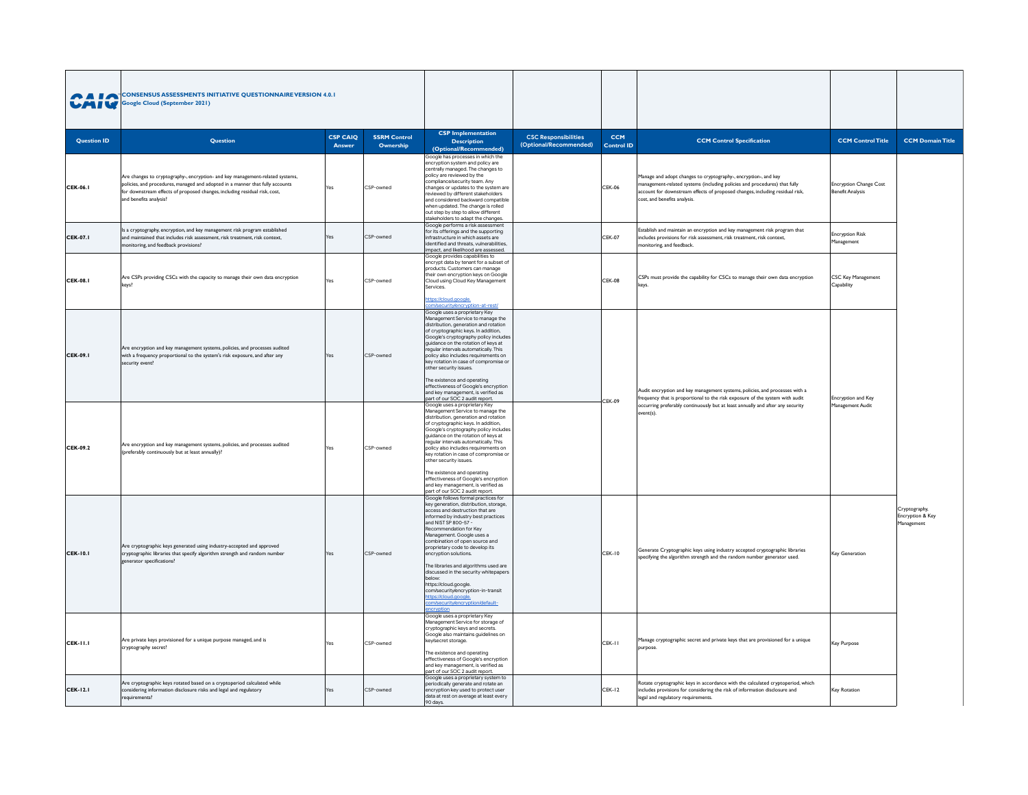**CONSENSUS ASSESSMENTS INITIATIVE QUESTIONNAIRE VERSION 4.0.1**
**Google Cloud (September 2021)**

| Question ID | Question | CSP CAIQ Answer | SSRM Control Ownership | CSP Implementation Description (Optional/Recommended) | CSC Responsibilities (Optional/Recommended) | CCM Control ID | CCM Control Specification | CCM Control Title | CCM Domain Title |
|---|---|---|---|---|---|---|---|---|---|
| CEK-06.1 | Are changes to cryptography-, encryption- and key management-related systems, policies, and procedures, managed and adopted in a manner that fully accounts for downstream effects of proposed changes, including residual risk, cost, and benefits analysis? | Yes | CSP-owned | Google has processes in which the encryption system and policy are centrally managed. The changes to policy are reviewed by the compliance/security team. Any changes or updates to the system are reviewed by different stakeholders and considered backward compatible when updated. The change is rolled out step by step to allow different stakeholders to adapt the changes. | | CEK-06 | Manage and adopt changes to cryptography-, encryption-, and key management-related systems (including policies and procedures) that fully account for downstream effects of proposed changes, including residual risk, cost, and benefits analysis. | Encryption Change Cost Benefit Analysis | |
| CEK-07.1 | Is a cryptography, encryption, and key management risk program established and maintained that includes risk assessment, risk treatment, risk context, monitoring, and feedback provisions? | Yes | CSP-owned | Google performs a risk assessment for its offerings and the supporting infrastructure in which assets are identified and threats, vulnerabilities, impact, and likelihood are assessed. | | CEK-07 | Establish and maintain an encryption and key management risk program that includes provisions for risk assessment, risk treatment, risk context, monitoring, and feedback. | Encryption Risk Management | |
| CEK-08.1 | Are CSPs providing CSCs with the capacity to manage their own data encryption keys? | Yes | CSP-owned | Google provides capabilities to encrypt data by tenant for a subset of products. Customers can manage their own encryption keys on Google Cloud using Cloud Key Management Services.<br><br>https://cloud.google.com/security/encryption-at-rest/ | | CEK-08 | CSPs must provide the capability for CSCs to manage their own data encryption keys. | CSC Key Management Capability | |
| CEK-09.1 | Are encryption and key management systems, policies, and processes audited with a frequency proportional to the system's risk exposure, and after any security event? | Yes | CSP-owned | Google uses a proprietary Key Management Service to manage the distribution, generation and rotation of cryptographic keys. In addition, Google's cryptography policy includes guidance on the rotation of keys at regular intervals automatically. This policy also includes requirements on key rotation in case of compromise or other security issues.<br><br>The existence and operating effectiveness of Google's encryption and key management, is verified as part of our SOC 2 audit report. | | CEK-09 | Audit encryption and key management systems, policies, and processes with a frequency that is proportional to the risk exposure of the system with audit occurring preferably continuously but at least annually and after any security event(s). | Encryption and Key Management Audit | |
| CEK-09.2 | Are encryption and key management systems, policies, and processes audited (preferably continuously but at least annually)? | Yes | CSP-owned | Google uses a proprietary Key Management Service to manage the distribution, generation and rotation of cryptographic keys. In addition, Google's cryptography policy includes guidance on the rotation of keys at regular intervals automatically. This policy also includes requirements on key rotation in case of compromise or other security issues.<br><br>The existence and operating effectiveness of Google's encryption and key management, is verified as part of our SOC 2 audit report. | | | | | |
| CEK-10.1 | Are cryptographic keys generated using industry-accepted and approved cryptographic libraries that specify algorithm strength and random number generator specifications? | Yes | CSP-owned | Google follows formal practices for key generation, distribution, storage, access and destruction that are informed by industry best practices and NIST SP 800-57 - Recommendation for Key Management. Google uses a combination of open source and proprietary code to develop its encryption solutions.<br><br>The libraries and algorithms used are discussed in the security whitepapers below:<br>https://cloud.google.com/security/encryption-in-transit<br>https://cloud.google.com/security/encryption/default-encryption | | CEK-10 | Generate Cryptographic keys using industry accepted cryptographic libraries specifying the algorithm strength and the random number generator used. | Key Generation | Cryptography, Encryption & Key Management |
| CEK-11.1 | Are private keys provisioned for a unique purpose managed, and is cryptography secret? | Yes | CSP-owned | Google uses a proprietary Key Management Service for storage of cryptographic keys and secrets. Google also maintains guidelines on key/secret storage.<br><br>The existence and operating effectiveness of Google's encryption and key management, is verified as part of our SOC 2 audit report. | | CEK-11 | Manage cryptographic secret and private keys that are provisioned for a unique purpose. | Key Purpose | |
| CEK-12.1 | Are cryptographic keys rotated based on a cryptoperiod calculated while considering information disclosure risks and legal and regulatory requirements? | Yes | CSP-owned | Google uses a proprietary system to periodically generate and rotate an encryption key used to protect user data at rest on average at least every 90 days. | | CEK-12 | Rotate cryptographic keys in accordance with the calculated cryptoperiod, which includes provisions for considering the risk of information disclosure and legal and regulatory requirements. | Key Rotation | |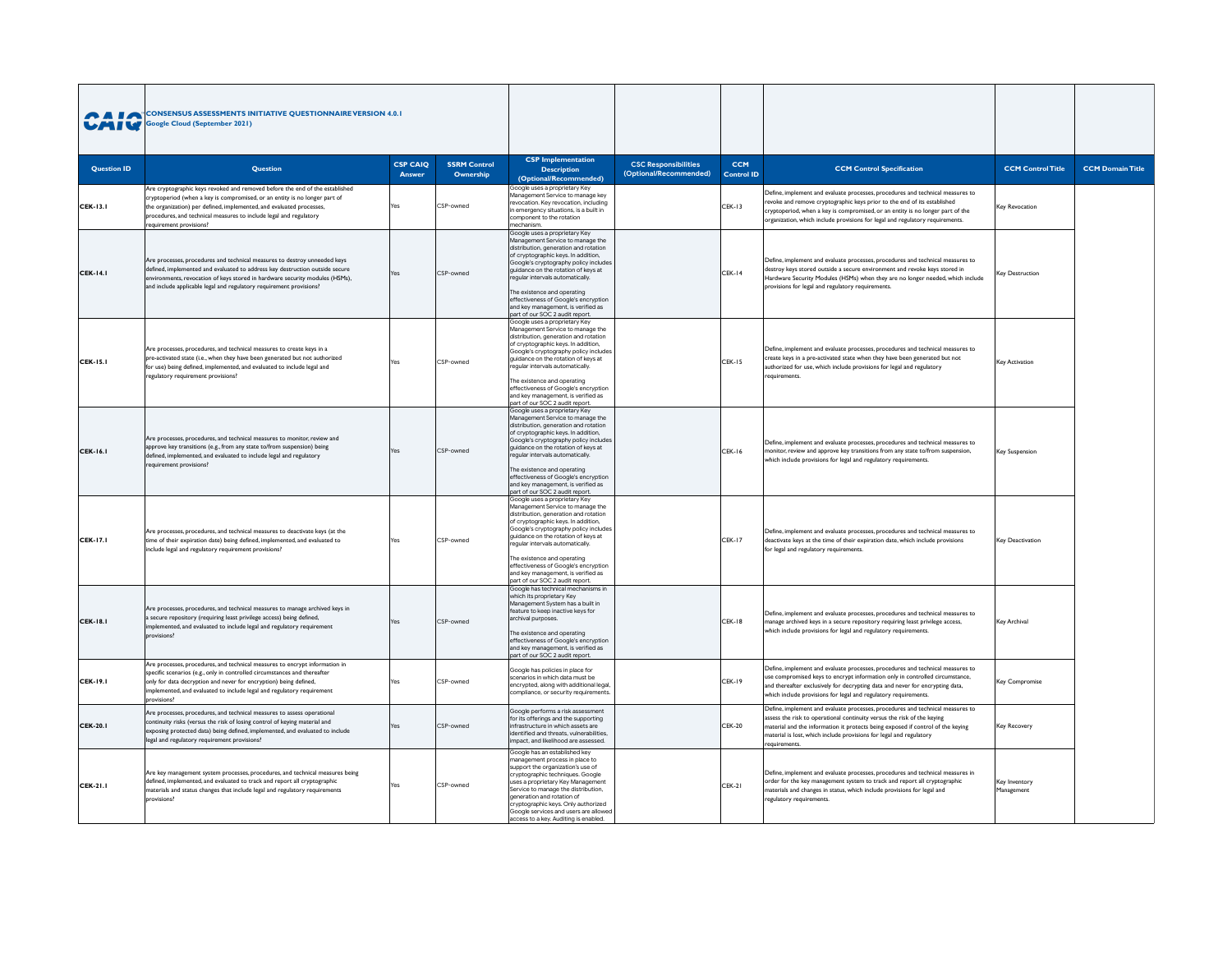**CONSENSUS ASSESSMENTS INITIATIVE QUESTIONNAIRE VERSION 4.0.1**
**Google Cloud (September 2021)**

| Question ID | Question | CSP CAIQ Answer | SSRM Control Ownership | CSP Implementation Description (Optional/Recommended) | CSC Responsibilities (Optional/Recommended) | CCM Control ID | CCM Control Specification | CCM Control Title | CCM Domain Title |
|---|---|---|---|---|---|---|---|---|---|
| CEK-13.1 | Are cryptographic keys revoked and removed before the end of the established cryptoperiod (when a key is compromised, or an entity is no longer part of the organization) per defined, implemented, and evaluated processes, procedures, and technical measures to include legal and regulatory requirement provisions? | Yes | CSP-owned | Google uses a proprietary Key Management Service to manage key revocation. Key revocation, including in emergency situations, is a built in component to the rotation mechanism. | | CEK-13 | Define, implement and evaluate processes, procedures and technical measures to revoke and remove cryptographic keys prior to the end of its established cryptoperiod, when a key is compromised, or an entity is no longer part of the organization, which include provisions for legal and regulatory requirements. | Key Revocation | |
| CEK-14.1 | Are processes, procedures and technical measures to destroy unneeded keys defined, implemented and evaluated to address key destruction outside secure environments, revocation of keys stored in hardware security modules (HSMs), and include applicable legal and regulatory requirement provisions? | Yes | CSP-owned | Google uses a proprietary Key Management Service to manage the distribution, generation and rotation of cryptographic keys. In addition, Google's cryptography policy includes guidance on the rotation of keys at regular intervals automatically.<br><br>The existence and operating effectiveness of Google's encryption and key management, is verified as part of our SOC 2 audit report. | | CEK-14 | Define, implement and evaluate processes, procedures and technical measures to destroy keys stored outside a secure environment and revoke keys stored in Hardware Security Modules (HSMs) when they are no longer needed, which include provisions for legal and regulatory requirements. | Key Destruction | |
| CEK-15.1 | Are processes, procedures, and technical measures to create keys in a pre-activated state (i.e., when they have been generated but not authorized for use) being defined, implemented, and evaluated to include legal and regulatory requirement provisions? | Yes | CSP-owned | Google uses a proprietary Key Management Service to manage the distribution, generation and rotation of cryptographic keys. In addition, Google's cryptography policy includes guidance on the rotation of keys at regular intervals automatically.<br><br>The existence and operating effectiveness of Google's encryption and key management, is verified as part of our SOC 2 audit report. | | CEK-15 | Define, implement and evaluate processes, procedures and technical measures to create keys in a pre-activated state when they have been generated but not authorized for use, which include provisions for legal and regulatory requirements. | Key Activation | |
| CEK-16.1 | Are processes, procedures, and technical measures to monitor, review and approve key transitions (e.g., from any state to/from suspension) being defined, implemented, and evaluated to include legal and regulatory requirement provisions? | Yes | CSP-owned | Google uses a proprietary Key Management Service to manage the distribution, generation and rotation of cryptographic keys. In addition, Google's cryptography policy includes guidance on the rotation of keys at regular intervals automatically.<br><br>The existence and operating effectiveness of Google's encryption and key management, is verified as part of our SOC 2 audit report. | | CEK-16 | Define, implement and evaluate processes, procedures and technical measures to monitor, review and approve key transitions from any state to/from suspension, which include provisions for legal and regulatory requirements. | Key Suspension | |
| CEK-17.1 | Are processes, procedures, and technical measures to deactivate keys (at the time of their expiration date) being defined, implemented, and evaluated to include legal and regulatory requirement provisions? | Yes | CSP-owned | Google uses a proprietary Key Management Service to manage the distribution, generation and rotation of cryptographic keys. In addition, Google's cryptography policy includes guidance on the rotation of keys at regular intervals automatically.<br><br>The existence and operating effectiveness of Google's encryption and key management, is verified as part of our SOC 2 audit report. | | CEK-17 | Define, implement and evaluate processes, procedures and technical measures to deactivate keys at the time of their expiration date, which include provisions for legal and regulatory requirements. | Key Deactivation | |
| CEK-18.1 | Are processes, procedures, and technical measures to manage archived keys in a secure repository (requiring least privilege access) being defined, implemented, and evaluated to include legal and regulatory requirement provisions? | Yes | CSP-owned | Google has technical mechanisms in which its proprietary Key Management System has a built in feature to keep inactive keys for archival purposes.<br><br>The existence and operating effectiveness of Google's encryption and key management, is verified as part of our SOC 2 audit report. | | CEK-18 | Define, implement and evaluate processes, procedures and technical measures to manage archived keys in a secure repository requiring least privilege access, which include provisions for legal and regulatory requirements. | Key Archival | |
| CEK-19.1 | Are processes, procedures, and technical measures to encrypt information in specific scenarios (e.g., only in controlled circumstances and thereafter only for data decryption and never for encryption) being defined, implemented, and evaluated to include legal and regulatory requirement provisions? | Yes | CSP-owned | Google has policies in place for scenarios in which data must be encrypted, along with additional legal, compliance, or security requirements. | | CEK-19 | Define, implement and evaluate processes, procedures and technical measures to use compromised keys to encrypt information only in controlled circumstance, and thereafter exclusively for decrypting data and never for encrypting data, which include provisions for legal and regulatory requirements. | Key Compromise | |
| CEK-20.1 | Are processes, procedures, and technical measures to assess operational continuity risks (versus the risk of losing control of keying material and exposing protected data) being defined, implemented, and evaluated to include legal and regulatory requirement provisions? | Yes | CSP-owned | Google performs a risk assessment for its offerings and the supporting infrastructure in which assets are identified and threats, vulnerabilities, impact, and likelihood are assessed. | | CEK-20 | Define, implement and evaluate processes, procedures and technical measures to assess the risk to operational continuity versus the risk of the keying material and the information it protects being exposed if control of the keying material is lost, which include provisions for legal and regulatory requirements. | Key Recovery | |
| CEK-21.1 | Are key management system processes, procedures, and technical measures being defined, implemented, and evaluated to track and report all cryptographic materials and status changes that include legal and regulatory requirements provisions? | Yes | CSP-owned | Google has an established key management process in place to support the organization's use of cryptographic techniques. Google uses a proprietary Key Management Service to manage the distribution, generation and rotation of cryptographic keys. Only authorized Google services and users are allowed access to a key. Auditing is enabled. | | CEK-21 | Define, implement and evaluate processes, procedures and technical measures in order for the key management system to track and report all cryptographic materials and changes in status, which include provisions for legal and regulatory requirements. | Key Inventory Management | |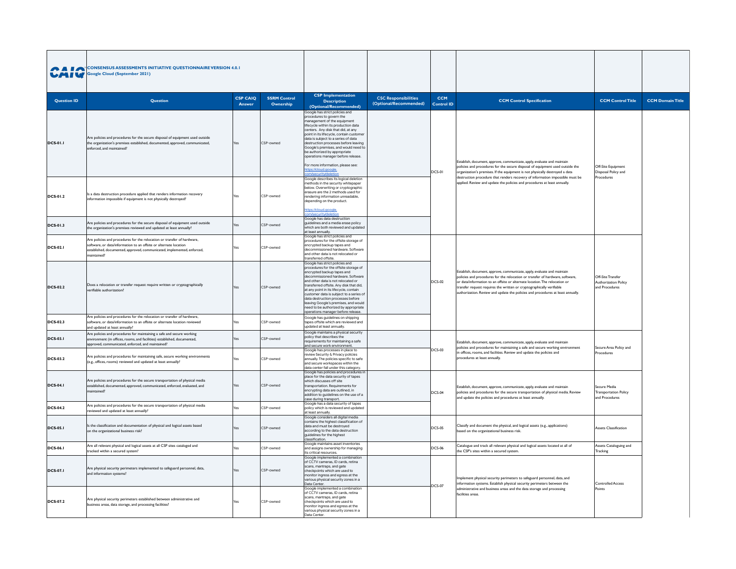# CAIQ CONSENSUS ASSESSMENTS INITIATIVE QUESTIONNAIRE VERSION 4.0.1
**Google Cloud (September 2021)**

| Question ID | Question | CSP CAIQ Answer | SSRM Control Ownership | CSP Implementation Description (Optional/Recommended) | CSC Responsibilities (Optional/Recommended) | CCM Control ID | CCM Control Specification | CCM Control Title | CCM Domain Title |
|---|---|---|---|---|---|---|---|---|---|
| DCS-01.1 | Are policies and procedures for the secure disposal of equipment used outside the organization's premises established, documented, approved, communicated, enforced, and maintained? | Yes | CSP-owned | Google has strict policies and procedures to govern the management of the equipment lifecycle within its production data centers. Any disk that did, at any point in its lifecycle, contain customer data is subject to a series of data destruction processes before leaving Google's premises, and would need to be authorized by appropriate operations manager before release. For more information, please see: https://cloud.google.com/security/deletion | | DCS-01 | Establish, document, approve, communicate, apply, evaluate and maintain policies and procedures for the secure disposal of equipment used outside the organization's premises. If the equipment is not physically destroyed a data destruction procedure that renders recovery of information impossible must be applied. Review and update the policies and procedures at least annually. | Off-Site Equipment Disposal Policy and Procedures | |
| DCS-01.2 | Is a data destruction procedure applied that renders information recovery information impossible if equipment is not physically destroyed? | Yes | CSP-owned | Google describes its logical deletion methods in the security whitepaper below. Overwriting or cryptographic erasure are the 2 methods used for rendering information unreadable, depending on the product. https://cloud.google.com/security/deletion | | | | | |
| DCS-01.3 | Are policies and procedures for the secure disposal of equipment used outside the organization's premises reviewed and updated at least annually? | Yes | CSP-owned | Google has data destruction guidelines and a media erase policy which are both reviewed and updated at least annually. | | | | | |
| DCS-02.1 | Are policies and procedures for the relocation or transfer of hardware, software, or data/information to an offsite or alternate location established, documented, approved, communicated, implemented, enforced, maintained? | Yes | CSP-owned | Google has strict policies and procedures for the offsite storage of encrypted backup tapes and decommissioned hardware. Software and other data is not relocated or transferred offsite. | | DCS-02 | Establish, document, approve, communicate, apply, evaluate and maintain policies and procedures for the relocation or transfer of hardware, software, or data/information to an offsite or alternate location. The relocation or transfer request requires the written or cryptographically verifiable authorization. Review and update the policies and procedures at least annually. | Off-Site Transfer Authorization Policy and Procedures | |
| DCS-02.2 | Does a relocation or transfer request require written or cryptographically verifiable authorization? | Yes | CSP-owned | Google has strict policies and procedures for the offsite storage of encrypted backup tapes and decommissioned hardware. Software and other data is not relocated or transferred offsite. Any disk that did, at any point in its lifecycle, contain customer data is subject to a series of data destruction processes before leaving Google's premises, and would need to be authorized by appropriate operations manager before release. | | | | | |
| DCS-02.3 | Are policies and procedures for the relocation or transfer of hardware, software, or data/information to an offsite or alternate location reviewed and updated at least annually? | Yes | CSP-owned | Google has guidelines on shipping tapes offsite which are reviewed and updated at least annually. | | | | | |
| DCS-03.1 | Are policies and procedures for maintaining a safe and secure working environment (in offices, rooms, and facilities) established, documented, approved, communicated, enforced, and maintained? | Yes | CSP-owned | Google maintains a physical security policy that describes the requirements for maintaining a safe and secure work environment. | | DCS-03 | Establish, document, approve, communicate, apply, evaluate and maintain policies and procedures for maintaining a safe and secure working environment in offices, rooms, and facilities. Review and update the policies and procedures at least annually. | Secure Area Policy and Procedures | |
| DCS-03.2 | Are policies and procedures for maintaining safe, secure working environments (e.g., offices, rooms) reviewed and updated at least annually? | Yes | CSP-owned | Google has processes in place to review Security & Privacy policies annually. The policies specific to safe and secure workspaces within the data center fall under this category. | | | | | |
| DCS-04.1 | Are policies and procedures for the secure transportation of physical media established, documented, approved, communicated, enforced, evaluated, and maintained? | Yes | CSP-owned | Google has policies and procedures in place for the data security of tapes which discusses off site transportation. Requirements for encrypting data are outlined, in addition to guidelines on the use of a case during transport. | | DCS-04 | Establish, document, approve, communicate, apply, evaluate and maintain policies and procedures for the secure transportation of physical media. Review and update the policies and procedures at least annually. | Secure Media Transportation Policy and Procedures | |
| DCS-04.2 | Are policies and procedures for the secure transportation of physical media reviewed and updated at least annually? | Yes | CSP-owned | Google has a data security of tapes policy which is reviewed and updated at least annually. | | | | | |
| DCS-05.1 | Is the classification and documentation of physical and logical assets based on the organizational business risk? | Yes | CSP-owned | Google considers all digital media contains the highest classification of data and must be destroyed according to the data destruction guidelines for the highest classification. | | DCS-05 | Classify and document the physical, and logical assets (e.g., applications) based on the organizational business risk. | Assets Classification | |
| DCS-06.1 | Are all relevant physical and logical assets at all CSP sites cataloged and tracked within a secured system? | Yes | CSP-owned | Google maintains asset inventories and assigns ownership for managing its critical resources. | | DCS-06 | Catalogue and track all relevant physical and logical assets located at all of the CSP's sites within a secured system. | Assets Cataloguing and Tracking | |
| DCS-07.1 | Are physical security perimeters implemented to safeguard personnel, data, and information systems? | Yes | CSP-owned | Google implemented a combination of CCTV cameras, ID cards, retina scans, mantraps, and gate checkpoints which are used to monitor ingress and egress at the various physical security zones in a Data Center. | | DCS-07 | Implement physical security perimeters to safeguard personnel, data, and information systems. Establish physical security perimeters between the administrative and business areas and the data storage and processing facilities areas. | Controlled Access Points | |
| DCS-07.2 | Are physical security perimeters established between administrative and business areas, data storage, and processing facilities? | Yes | CSP-owned | Google implemented a combination of CCTV cameras, ID cards, retina scans, mantraps, and gate checkpoints which are used to monitor ingress and egress at the various physical security zones in a Data Center. | | | | | |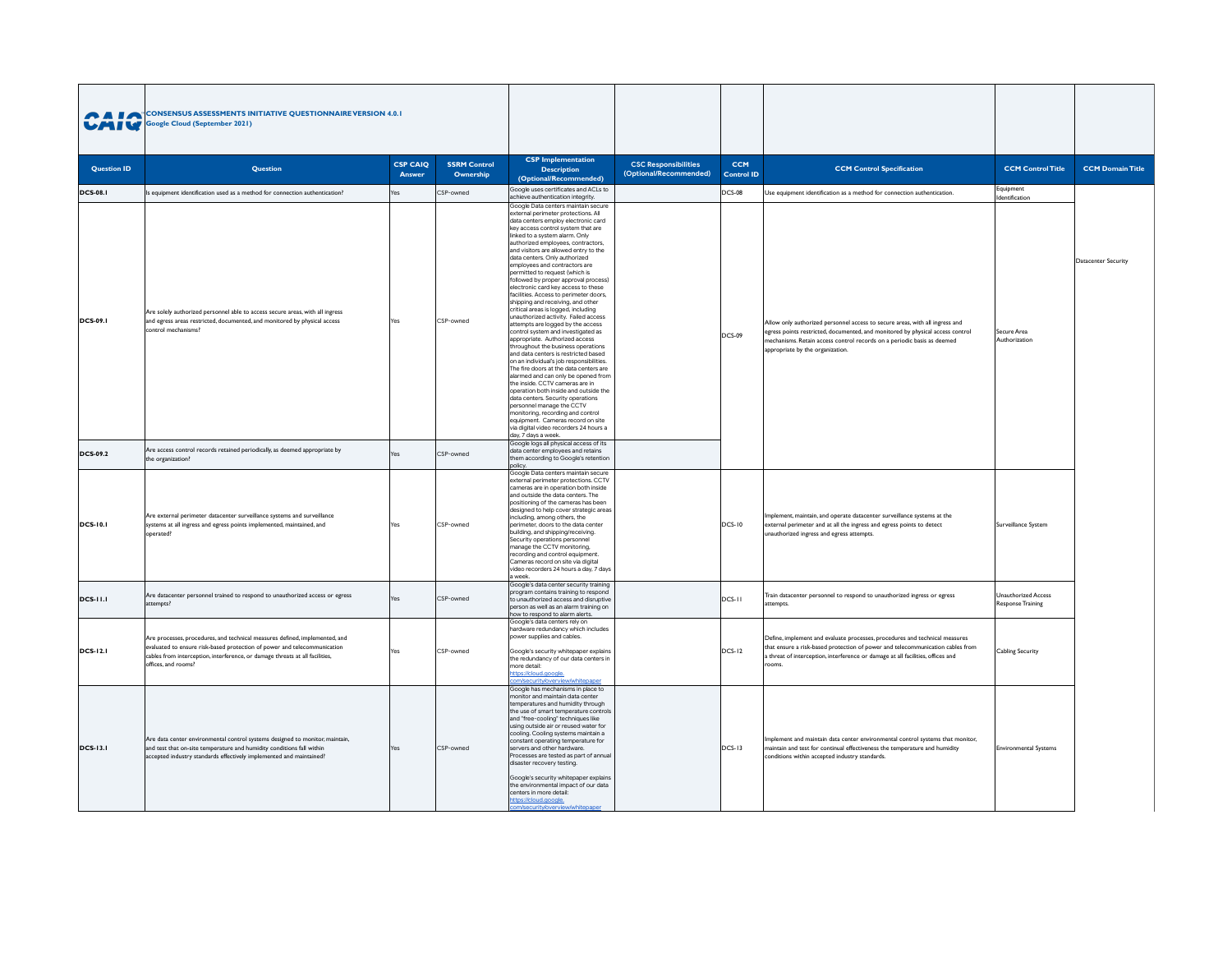# CAIQ CONSENSUS ASSESSMENTS INITIATIVE QUESTIONNAIRE VERSION 4.0.1

**Google Cloud (September 2021)**

| Question ID | Question | CSP CAIQ Answer | SSRM Control Ownership | CSP Implementation Description (Optional/Recommended) | CSC Responsibilities (Optional/Recommended) | CCM Control ID | CCM Control Specification | CCM Control Title | CCM Domain Title |
|---|---|---|---|---|---|---|---|---|---|
| DCS-08.1 | Is equipment identification used as a method for connection authentication? | Yes | CSP-owned | Google uses certificates and ACLs to achieve authentication integrity. | | DCS-08 | Use equipment identification as a method for connection authentication. | Equipment Identification | Datacenter Security |
| DCS-09.1 | Are solely authorized personnel able to access secure areas, with all ingress and egress areas restricted, documented, and monitored by physical access control mechanisms? | Yes | CSP-owned | Google Data centers maintain secure external perimeter protections. All data centers employ electronic card key access control system that are linked to a system alarm. Only authorized employees, contractors, and visitors are allowed entry to the data centers. Only authorized employees and contractors are permitted to request (which is followed by proper approval process) electronic card key access to these facilities. Access to perimeter doors, shipping and receiving, and other critical areas is logged, including unauthorized activity. Failed access attempts are logged by the access control system and investigated as appropriate. Authorized access throughout the business operations and data centers is restricted based on an individual's job responsibilities. The fire doors at the data centers are alarmed and can only be opened from the inside. CCTV cameras are in operation both inside and outside the data centers. Security operations personnel manage the CCTV monitoring, recording and control equipment. Cameras record on site via digital video recorders 24 hours a day, 7 days a week. | | DCS-09 | Allow only authorized personnel access to secure areas, with all ingress and egress points restricted, documented, and monitored by physical access control mechanisms. Retain access control records on a periodic basis as deemed appropriate by the organization. | Secure Area Authorization | |
| DCS-09.2 | Are access control records retained periodically, as deemed appropriate by the organization? | Yes | CSP-owned | Google logs all physical access of its data center employees and retains them according to Google's retention policy. | | | | | |
| DCS-10.1 | Are external perimeter datacenter surveillance systems and surveillance systems at all ingress and egress points implemented, maintained, and operated? | Yes | CSP-owned | Google Data centers maintain secure external perimeter protections. CCTV cameras are in operation both inside and outside the data centers. The positioning of the cameras has been designed to help cover strategic areas including, among others, the perimeter, doors to the data center building, and shipping/receiving. Security operations personnel manage the CCTV monitoring, recording and control equipment. Cameras record on site via digital video recorders 24 hours a day, 7 days a week. | | DCS-10 | Implement, maintain, and operate datacenter surveillance systems at the external perimeter and at all the ingress and egress points to detect unauthorized ingress and egress attempts. | Surveillance System | |
| DCS-11.1 | Are datacenter personnel trained to respond to unauthorized access or egress attempts? | Yes | CSP-owned | Google's data center security training program contains training to respond to unauthorized access and disruptive person as well as an alarm training on how to respond to alarm alerts. | | DCS-11 | Train datacenter personnel to respond to unauthorized ingress or egress attempts. | Unauthorized Access Response Training | |
| DCS-12.1 | Are processes, procedures, and technical measures defined, implemented, and evaluated to ensure risk-based protection of power and telecommunication cables from interception, interference, or damage threats at all facilities, offices, and rooms? | Yes | CSP-owned | Google's data centers rely on hardware redundancy which includes power supplies and cables.<br><br>Google's security whitepaper explains the redundancy of our data centers in more detail: https://cloud.google.com/security/overview/whitepaper | | DCS-12 | Define, implement and evaluate processes, procedures and technical measures that ensure a risk-based protection of power and telecommunication cables from a threat of interception, interference or damage at all facilities, offices and rooms. | Cabling Security | |
| DCS-13.1 | Are data center environmental control systems designed to monitor, maintain, and test that on-site temperature and humidity conditions fall within accepted industry standards effectively implemented and maintained? | Yes | CSP-owned | Google has mechanisms in place to monitor and maintain data center temperatures and humidity through the use of smart temperature controls and "free-cooling" techniques like using outside air or reused water for cooling. Cooling systems maintain a constant operating temperature for servers and other hardware. Processes are tested as part of annual disaster recovery testing.<br><br>Google's security whitepaper explains the environmental impact of our data centers in more detail: https://cloud.google.com/security/overview/whitepaper | | DCS-13 | Implement and maintain data center environmental control systems that monitor, maintain and test for continual effectiveness the temperature and humidity conditions within accepted industry standards. | Environmental Systems | |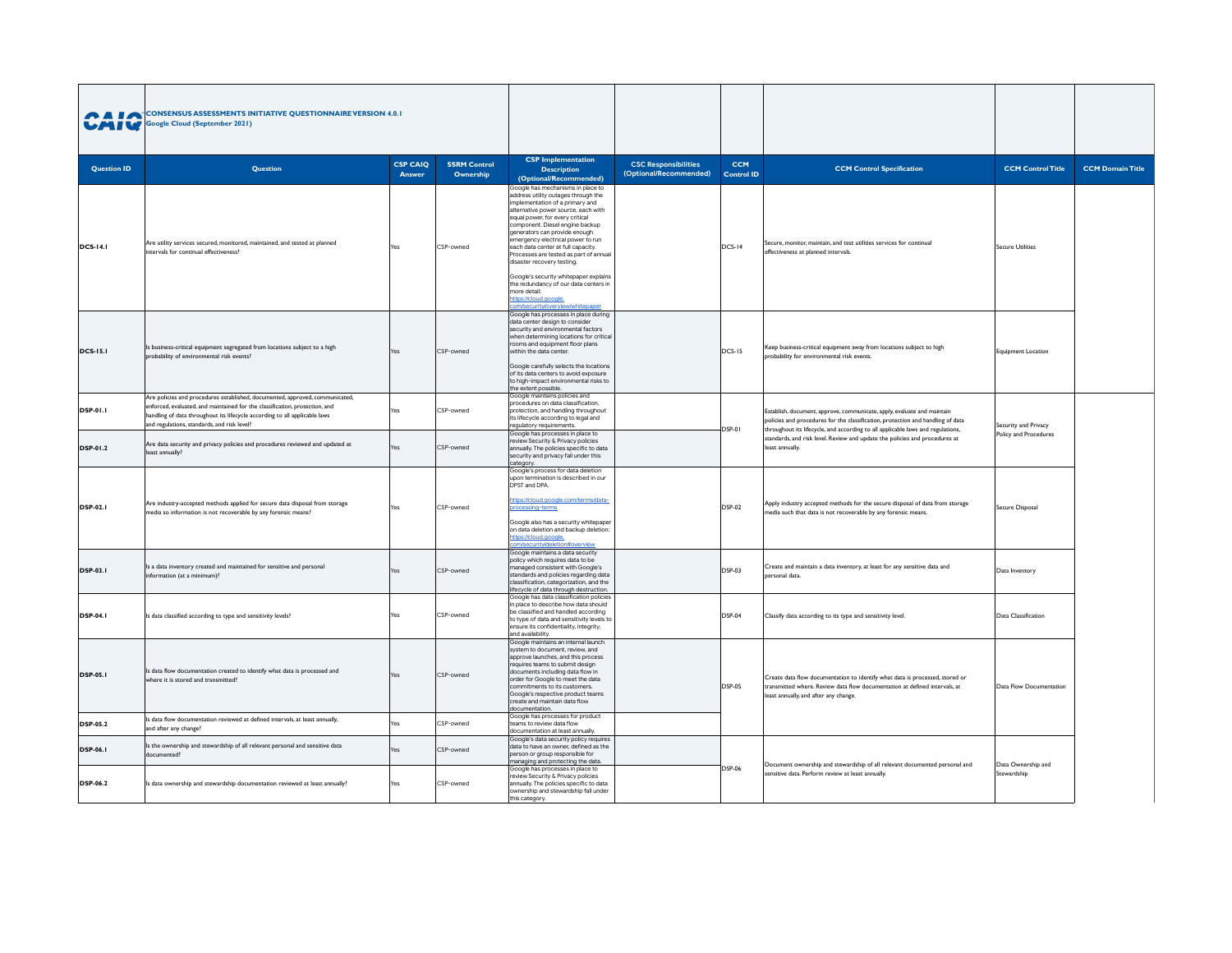# CONSENSUS ASSESSMENTS INITIATIVE QUESTIONNAIRE VERSION 4.0.1

**Google Cloud (September 2021)**

| Question ID | Question | CSP CAIQ Answer | SSRM Control Ownership | CSP Implementation Description (Optional/Recommended) | CSC Responsibilities (Optional/Recommended) | CCM Control ID | CCM Control Specification | CCM Control Title | CCM Domain Title |
|---|---|---|---|---|---|---|---|---|---|
| DCS-14.1 | Are utility services secured, monitored, maintained, and tested at planned intervals for continual effectiveness? | Yes | CSP-owned | Google has mechanisms in place to address utility outages through the implementation of a primary and alternative power source, each with equal power, for every critical component. Diesel engine backup generators can provide enough emergency electrical power to run each data center at full capacity. Processes are tested as part of annual disaster recovery testing.<br><br>Google's security whitepaper explains the redundancy of our data centers in more detail:<br>https://cloud.google.com/security/overview/whitepaper | | DCS-14 | Secure, monitor, maintain, and test utilities services for continual effectiveness at planned intervals. | Secure Utilities | |
| DCS-15.1 | Is business-critical equipment segregated from locations subject to a high probability of environmental risk events? | Yes | CSP-owned | Google has processes in place during data center design to consider security and environmental factors when determining locations for critical rooms and equipment floor plans within the data center.<br><br>Google carefully selects the locations of its data centers to avoid exposure to high-impact environmental risks to the extent possible. | | DCS-15 | Keep business-critical equipment away from locations subject to high probability for environmental risk events. | Equipment Location | |
| DSP-01.1 | Are policies and procedures established, documented, approved, communicated, enforced, evaluated, and maintained for the classification, protection, and handling of data throughout its lifecycle according to all applicable laws and regulations, standards, and risk level? | Yes | CSP-owned | Google maintains policies and procedures on data classification, protection, and handling throughout its lifecycle according to legal and regulatory requirements. | | DSP-01 | Establish, document, approve, communicate, apply, evaluate and maintain policies and procedures for the classification, protection and handling of data throughout its lifecycle, and according to all applicable laws and regulations, standards, and risk level. Review and update the policies and procedures at least annually. | Security and Privacy Policy and Procedures | |
| DSP-01.2 | Are data security and privacy policies and procedures reviewed and updated at least annually? | Yes | CSP-owned | Google has processes in place to review Security & Privacy policies annually. The policies specific to data security and privacy fall under this category. | | | | | |
| DSP-02.1 | Are industry-accepted methods applied for secure data disposal from storage media so information is not recoverable by any forensic means? | Yes | CSP-owned | Google's process for data deletion upon termination is described in our DPST and DPA.<br><br>https://cloud.google.com/terms/data-processing-terms<br><br>Google also has a security whitepaper on data deletion and backup deletion:<br>https://cloud.google.com/security/deletion#overview | | DSP-02 | Apply industry accepted methods for the secure disposal of data from storage media such that data is not recoverable by any forensic means. | Secure Disposal | |
| DSP-03.1 | Is a data inventory created and maintained for sensitive and personal information (at a minimum)? | Yes | CSP-owned | Google maintains a data security policy which requires data to be managed consistent with Google's standards and policies regarding data classification, categorization, and the lifecycle of data through destruction. | | DSP-03 | Create and maintain a data inventory, at least for any sensitive data and personal data. | Data Inventory | |
| DSP-04.1 | Is data classified according to type and sensitivity levels? | Yes | CSP-owned | Google has data classification policies in place to describe how data should be classified and handled according to type of data and sensitivity levels to ensure its confidentiality, integrity, and availability. | | DSP-04 | Classify data according to its type and sensitivity level. | Data Classification | |
| DSP-05.1 | Is data flow documentation created to identify what data is processed and where it is stored and transmitted? | Yes | CSP-owned | Google maintains an internal launch system to document, review, and approve launches, and this process requires teams to submit design documents including data flow in order for Google to meet the data commitments to its customers. Google's respective product teams create and maintain data flow documentation. | | DSP-05 | Create data flow documentation to identify what data is processed, stored or transmitted where. Review data flow documentation at defined intervals, at least annually, and after any change. | Data Flow Documentation | |
| DSP-05.2 | Is data flow documentation reviewed at defined intervals, at least annually, and after any change? | Yes | CSP-owned | Google has processes for product teams to review data flow documentation at least annually. | | | | | |
| DSP-06.1 | Is the ownership and stewardship of all relevant personal and sensitive data documented? | Yes | CSP-owned | Google's data security policy requires data to have an owner, defined as the person or group responsible for managing and protecting the data. | | DSP-06 | Document ownership and stewardship of all relevant documented personal and sensitive data. Perform review at least annually. | Data Ownership and Stewardship | |
| DSP-06.2 | Is data ownership and stewardship documentation reviewed at least annually? | Yes | CSP-owned | Google has processes in place to review Security & Privacy policies annually. The policies specific to data ownership and stewardship fall under this category. | | | | | |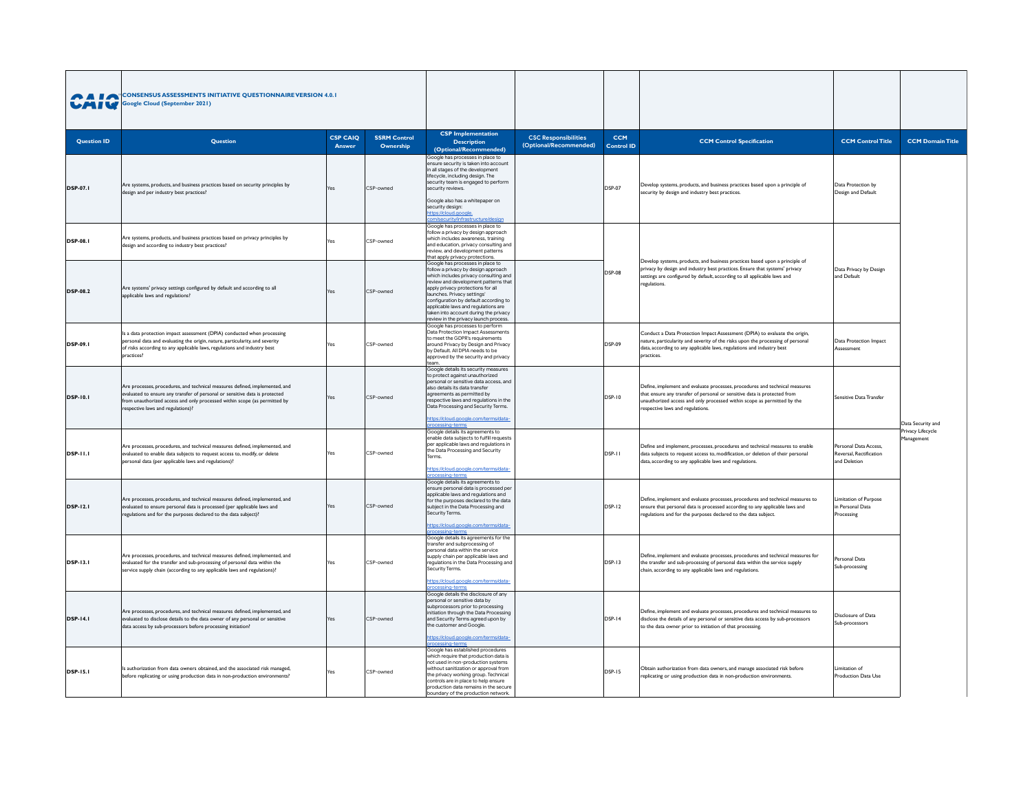**CONSENSUS ASSESSMENTS INITIATIVE QUESTIONNAIRE VERSION 4.0.1**
**Google Cloud (September 2021)**

| Question ID | Question | CSP CAIQ Answer | SSRM Control Ownership | CSP Implementation Description (Optional/Recommended) | CSC Responsibilities (Optional/Recommended) | CCM Control ID | CCM Control Specification | CCM Control Title | CCM Domain Title |
|---|---|---|---|---|---|---|---|---|---|
| DSP-07.1 | Are systems, products, and business practices based on security principles by design and per industry best practices? | Yes | CSP-owned | Google has processes in place to ensure security is taken into account in all stages of the development lifecycle, including design. The security team is engaged to perform security reviews.<br><br>Google also has a whitepaper on security design: https://cloud.google.com/security/infrastructure/design | | DSP-07 | Develop systems, products, and business practices based upon a principle of security by design and industry best practices. | Data Protection by Design and Default | Data Security and Privacy Lifecycle Management |
| DSP-08.1 | Are systems, products, and business practices based on privacy principles by design and according to industry best practices? | Yes | CSP-owned | Google has processes in place to follow a privacy by design approach which includes awareness, training and education, privacy consulting and review, and development patterns that apply privacy protections. | | DSP-08 | Develop systems, products, and business practices based upon a principle of privacy by design and industry best practices. Ensure that systems' privacy settings are configured by default, according to all applicable laws and regulations. | Data Privacy by Design and Default | Data Security and Privacy Lifecycle Management |
| DSP-08.2 | Are systems' privacy settings configured by default and according to all applicable laws and regulations? | Yes | CSP-owned | Google has processes in place to follow a privacy by design approach which includes privacy consulting and review and development patterns that apply privacy protections for all launches. Privacy settings' configuration by default according to applicable laws and regulations are taken into account during the privacy review in the privacy launch process. | | DSP-08 | Develop systems, products, and business practices based upon a principle of privacy by design and industry best practices. Ensure that systems' privacy settings are configured by default, according to all applicable laws and regulations. | Data Privacy by Design and Default | Data Security and Privacy Lifecycle Management |
| DSP-09.1 | Is a data protection impact assessment (DPIA) conducted when processing personal data and evaluating the origin, nature, particularity, and severity of risks according to any applicable laws, regulations and industry best practices? | Yes | CSP-owned | Google has processes to perform Data Protection Impact Assessments to meet the GDPR's requirements around Privacy by Design and Privacy by Default. All DPIA needs to be approved by the security and privacy team. | | DSP-09 | Conduct a Data Protection Impact Assessment (DPIA) to evaluate the origin, nature, particularity and severity of the risks upon the processing of personal data, according to any applicable laws, regulations and industry best practices. | Data Protection Impact Assessment | Data Security and Privacy Lifecycle Management |
| DSP-10.1 | Are processes, procedures, and technical measures defined, implemented, and evaluated to ensure any transfer of personal or sensitive data is protected from unauthorized access and only processed within scope (as permitted by respective laws and regulations)? | Yes | CSP-owned | Google details its security measures to protect against unauthorized personal or sensitive data access, and also details its data transfer agreements as permitted by respective laws and regulations in the Data Processing and Security Terms.<br><br>https://cloud.google.com/terms/data-processing-terms | | DSP-10 | Define, implement and evaluate processes, procedures and technical measures that ensure any transfer of personal or sensitive data is protected from unauthorized access and only processed within scope as permitted by the respective laws and regulations. | Sensitive Data Transfer | Data Security and Privacy Lifecycle Management |
| DSP-11.1 | Are processes, procedures, and technical measures defined, implemented, and evaluated to enable data subjects to request access to, modify, or delete personal data (per applicable laws and regulations)? | Yes | CSP-owned | Google details its agreements to enable data subjects to fulfill requests per applicable laws and regulations in the Data Processing and Security Terms.<br><br>https://cloud.google.com/terms/data-processing-terms | | DSP-11 | Define and implement, processes, procedures and technical measures to enable data subjects to request access to, modification, or deletion of their personal data, according to any applicable laws and regulations. | Personal Data Access, Reversal, Rectification and Deletion | Data Security and Privacy Lifecycle Management |
| DSP-12.1 | Are processes, procedures, and technical measures defined, implemented, and evaluated to ensure personal data is processed (per applicable laws and regulations and for the purposes declared to the data subject)? | Yes | CSP-owned | Google details its agreements to ensure personal data is processed per applicable laws and regulations and for the purposes declared to the data subject in the Data Processing and Security Terms.<br><br>https://cloud.google.com/terms/data-processing-terms | | DSP-12 | Define, implement and evaluate processes, procedures and technical measures to ensure that personal data is processed according to any applicable laws and regulations and for the purposes declared to the data subject. | Limitation of Purpose in Personal Data Processing | Data Security and Privacy Lifecycle Management |
| DSP-13.1 | Are processes, procedures, and technical measures defined, implemented, and evaluated for the transfer and sub-processing of personal data within the service supply chain (according to any applicable laws and regulations)? | Yes | CSP-owned | Google details its agreements for the transfer and subprocessing of personal data within the service supply chain per applicable laws and regulations in the Data Processing and Security Terms.<br><br>https://cloud.google.com/terms/data-processing-terms | | DSP-13 | Define, implement and evaluate processes, procedures and technical measures for the transfer and sub-processing of personal data within the service supply chain, according to any applicable laws and regulations. | Personal Data Sub-processing | Data Security and Privacy Lifecycle Management |
| DSP-14.1 | Are processes, procedures, and technical measures defined, implemented, and evaluated to disclose details to the data owner of any personal or sensitive data access by sub-processors before processing initiation? | Yes | CSP-owned | Google details the disclosure of any personal or sensitive data by subprocessors prior to processing initiation through the Data Processing and Security Terms agreed upon by the customer and Google.<br><br>https://cloud.google.com/terms/data-processing-terms | | DSP-14 | Define, implement and evaluate processes, procedures and technical measures to disclose the details of any personal or sensitive data access by sub-processors to the data owner prior to initiation of that processing. | Disclosure of Data Sub-processors | Data Security and Privacy Lifecycle Management |
| DSP-15.1 | Is authorization from data owners obtained, and the associated risk managed, before replicating or using production data in non-production environments? | Yes | CSP-owned | Google has established procedures which require that production data is not used in non-production systems without sanitization or approval from the privacy working group. Technical controls are in place to help ensure production data remains in the secure boundary of the production network. | | DSP-15 | Obtain authorization from data owners, and manage associated risk before replicating or using production data in non-production environments. | Limitation of Production Data Use | Data Security and Privacy Lifecycle Management |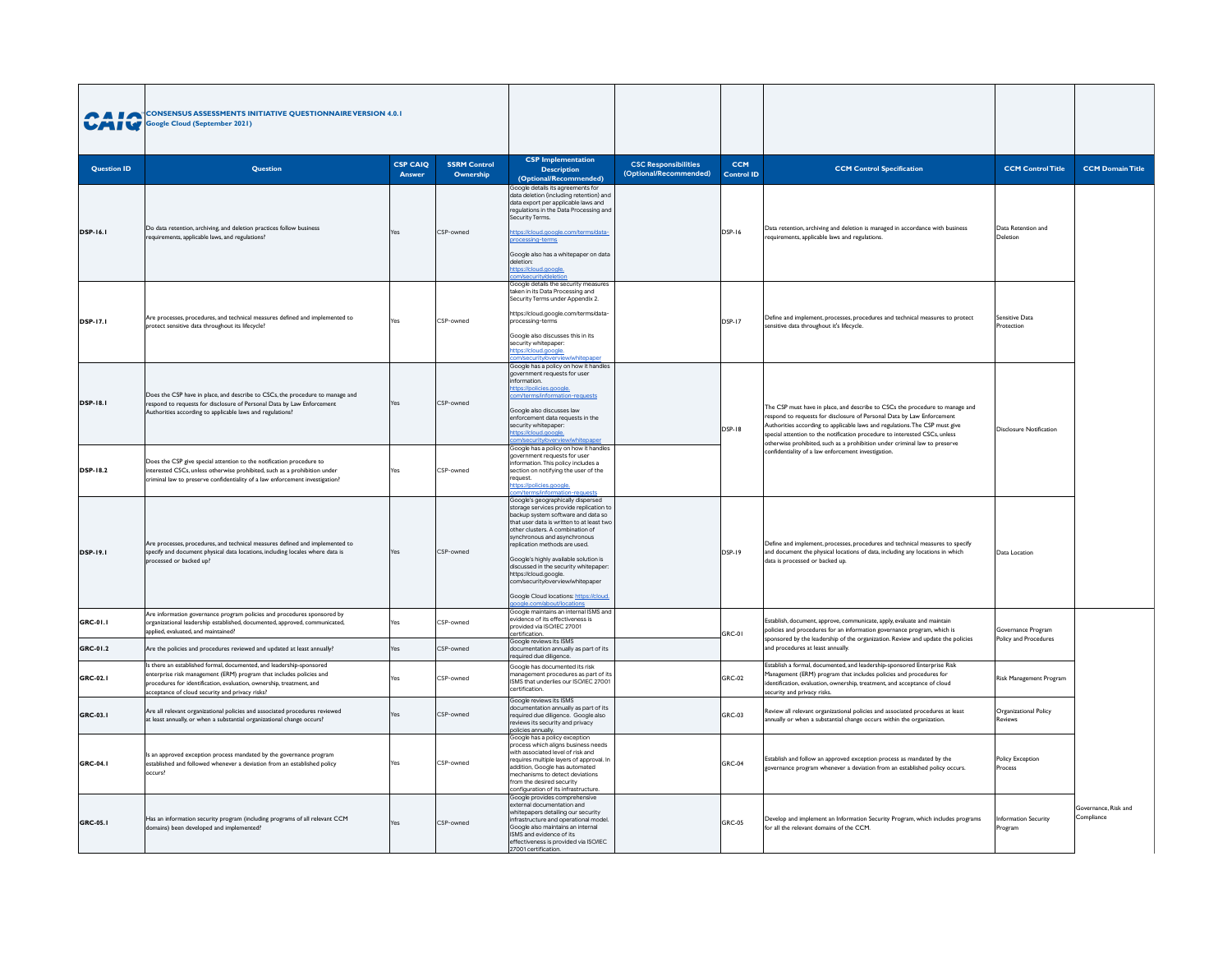**CONSENSUS ASSESSMENTS INITIATIVE QUESTIONNAIRE VERSION 4.0.1**
**Google Cloud (September 2021)**

| Question ID | Question | CSP CAIQ Answer | SSRM Control Ownership | CSP Implementation Description (Optional/Recommended) | CSC Responsibilities (Optional/Recommended) | CCM Control ID | CCM Control Specification | CCM Control Title | CCM Domain Title |
|---|---|---|---|---|---|---|---|---|---|
| DSP-16.1 | Do data retention, archiving, and deletion practices follow business requirements, applicable laws, and regulations? | Yes | CSP-owned | Google details its agreements for data deletion (including retention) and data export per applicable laws and regulations in the Data Processing and Security Terms. https://cloud.google.com/terms/data-processing-terms Google also has a whitepaper on data deletion: https://cloud.google.com/security/deletion | | DSP-16 | Data retention, archiving and deletion is managed in accordance with business requirements, applicable laws and regulations. | Data Retention and Deletion | |
| DSP-17.1 | Are processes, procedures, and technical measures defined and implemented to protect sensitive data throughout its lifecycle? | Yes | CSP-owned | Google details the security measures taken in its Data Processing and Security Terms under Appendix 2. https://cloud.google.com/terms/data-processing-terms Google also discusses this in its security whitepaper: https://cloud.google.com/security/overview/whitepaper | | DSP-17 | Define and implement, processes, procedures and technical measures to protect sensitive data throughout it's lifecycle. | Sensitive Data Protection | |
| DSP-18.1 | Does the CSP have in place, and describe to CSCs, the procedure to manage and respond to requests for disclosure of Personal Data by Law Enforcement Authorities according to applicable laws and regulations? | Yes | CSP-owned | Google has a policy on how it handles government requests for user information. https://policies.google.com/terms/information-requests Google also discusses law enforcement data requests in the security whitepaper: https://cloud.google.com/security/overview/whitepaper | | DSP-18 | The CSP must have in place, and describe to CSCs the procedure to manage and respond to requests for disclosure of Personal Data by Law Enforcement Authorities according to applicable laws and regulations. The CSP must give special attention to the notification procedure to interested CSCs, unless otherwise prohibited, such as a prohibition under criminal law to preserve confidentiality of a law enforcement investigation. | Disclosure Notification | |
| DSP-18.2 | Does the CSP give special attention to the notification procedure to interested CSCs, unless otherwise prohibited, such as a prohibition under criminal law to preserve confidentiality of a law enforcement investigation? | Yes | CSP-owned | Google has a policy on how it handles government requests for user information. This policy includes a section on notifying the user of the request. https://policies.google.com/terms/information-requests | | | | | |
| DSP-19.1 | Are processes, procedures, and technical measures defined and implemented to specify and document physical data locations, including locales where data is processed or backed up? | Yes | CSP-owned | Google's geographically dispersed storage services provide replication to backup system software and data so that user data is written to at least two other clusters. A combination of synchronous and asynchronous replication methods are used. Google's highly available solution is discussed in the security whitepaper: https://cloud.google.com/security/overview/whitepaper Google Cloud locations: https://cloud.google.com/about/locations | | DSP-19 | Define and implement, processes, procedures and technical measures to specify and document the physical locations of data, including any locations in which data is processed or backed up. | Data Location | |
| GRC-01.1 | Are information governance program policies and procedures sponsored by organizational leadership established, documented, approved, communicated, applied, evaluated, and maintained? | Yes | CSP-owned | Google maintains an internal ISMS and evidence of its effectiveness is provided via ISO/IEC 27001 certification. | | GRC-01 | Establish, document, approve, communicate, apply, evaluate and maintain policies and procedures for an information governance program, which is sponsored by the leadership of the organization. Review and update the policies and procedures at least annually. | Governance Program Policy and Procedures | Governance, Risk and Compliance |
| GRC-01.2 | Are the policies and procedures reviewed and updated at least annually? | Yes | CSP-owned | Google reviews its ISMS documentation annually as part of its required due diligence. | | | | | |
| GRC-02.1 | Is there an established formal, documented, and leadership-sponsored enterprise risk management (ERM) program that includes policies and procedures for identification, evaluation, ownership, treatment, and acceptance of cloud security and privacy risks? | Yes | CSP-owned | Google has documented its risk management procedures as part of its ISMS that underlies our ISO/IEC 27001 certification. | | GRC-02 | Establish a formal, documented, and leadership-sponsored Enterprise Risk Management (ERM) program that includes policies and procedures for identification, evaluation, ownership, treatment, and acceptance of cloud security and privacy risks. | Risk Management Program | |
| GRC-03.1 | Are all relevant organizational policies and associated procedures reviewed at least annually, or when a substantial organizational change occurs? | Yes | CSP-owned | Google reviews its ISMS documentation annually as part of its required due diligence. Google also reviews its security and privacy policies annually. | | GRC-03 | Review all relevant organizational policies and associated procedures at least annually or when a substantial change occurs within the organization. | Organizational Policy Reviews | |
| GRC-04.1 | Is an approved exception process mandated by the governance program established and followed whenever a deviation from an established policy occurs? | Yes | CSP-owned | Google has a policy exception process which aligns business needs with associated level of risk and requires multiple layers of approval. In addition, Google has automated mechanisms to detect deviations from the desired security configuration of its infrastructure. | | GRC-04 | Establish and follow an approved exception process as mandated by the governance program whenever a deviation from an established policy occurs. | Policy Exception Process | |
| GRC-05.1 | Has an information security program (including programs of all relevant CCM domains) been developed and implemented? | Yes | CSP-owned | Google provides comprehensive external documentation and whitepapers detailing our security infrastructure and operational model. Google also maintains an internal ISMS and evidence of its effectiveness is provided via ISO/IEC 27001 certification. | | GRC-05 | Develop and implement an Information Security Program, which includes programs for all the relevant domains of the CCM. | Information Security Program | |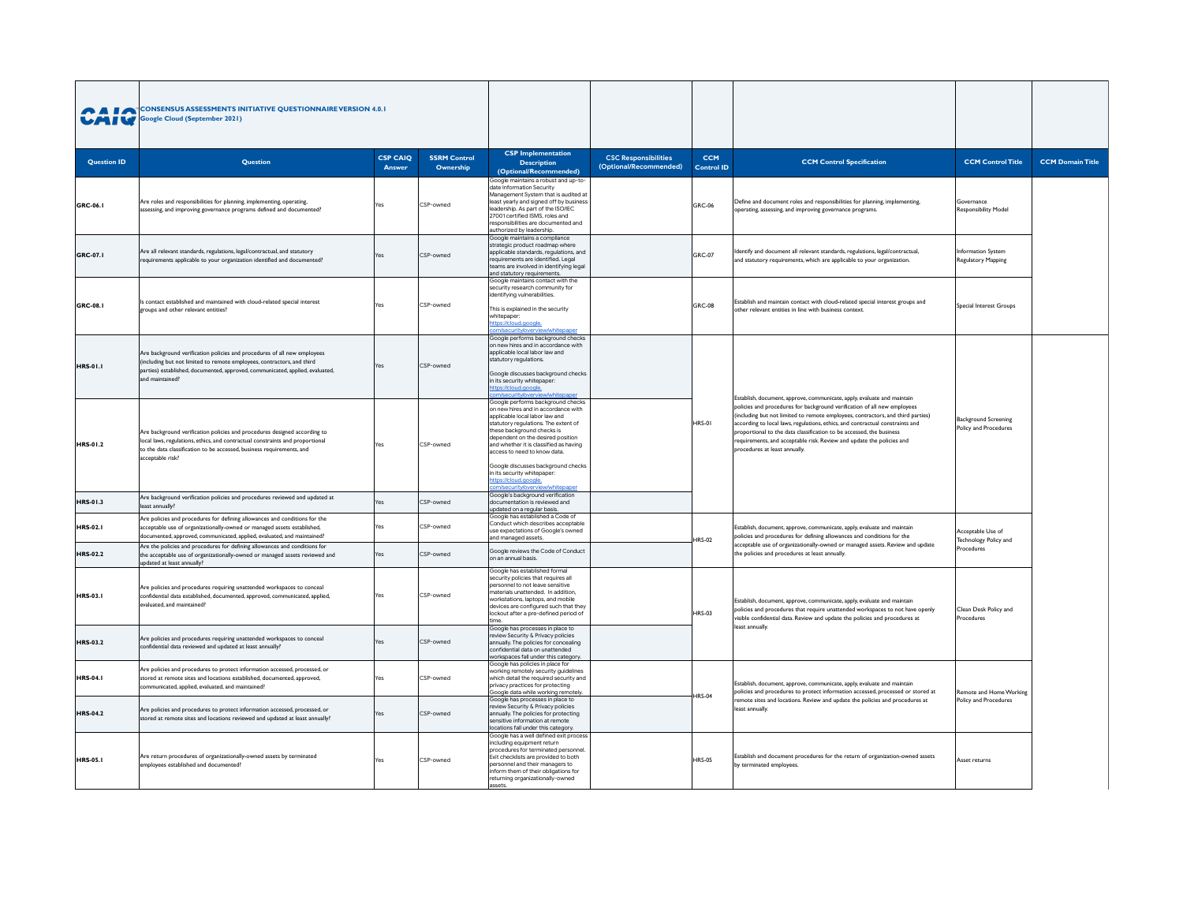CONSENSUS ASSESSMENTS INITIATIVE QUESTIONNAIRE VERSION 4.0.1
Google Cloud (September 2021)

| Question ID | Question | CSP CAIQ Answer | SSRM Control Ownership | CSP Implementation Description (Optional/Recommended) | CSC Responsibilities (Optional/Recommended) | CCM Control ID | CCM Control Specification | CCM Control Title | CCM Domain Title |
|---|---|---|---|---|---|---|---|---|---|
| GRC-06.1 | Are roles and responsibilities for planning, implementing, operating, assessing, and improving governance programs defined and documented? | Yes | CSP-owned | Google maintains a robust and up-to-date Information Security Management System that is audited at least yearly and signed off by business leadership. As part of the ISO/IEC 27001 certified ISMS, roles and responsibilities are documented and authorized by leadership. | | GRC-06 | Define and document roles and responsibilities for planning, implementing, operating, assessing, and improving governance programs. | Governance Responsibility Model | |
| GRC-07.1 | Are all relevant standards, regulations, legal/contractual, and statutory requirements applicable to your organization identified and documented? | Yes | CSP-owned | Google maintains a compliance strategic product roadmap where applicable standards, regulations, and requirements are identified. Legal teams are involved in identifying legal and statutory requirements. | | GRC-07 | Identify and document all relevant standards, regulations, legal/contractual, and statutory requirements, which are applicable to your organization. | Information System Regulatory Mapping | |
| GRC-08.1 | Is contact established and maintained with cloud-related special interest groups and other relevant entities? | Yes | CSP-owned | Google maintains contact with the security research community for identifying vulnerabilities.<br><br>This is explained in the security whitepaper:<br>https://cloud.google.com/security/overview/whitepaper | | GRC-08 | Establish and maintain contact with cloud-related special interest groups and other relevant entities in line with business context. | Special Interest Groups | |
| HRS-01.1 | Are background verification policies and procedures of all new employees (including but not limited to remote employees, contractors, and third parties) established, documented, approved, communicated, applied, evaluated, and maintained? | Yes | CSP-owned | Google performs background checks on new hires and in accordance with applicable local labor law and statutory regulations.<br><br>Google discusses background checks in its security whitepaper:<br>https://cloud.google.com/security/overview/whitepaper | | HRS-01 | Establish, document, approve, communicate, apply, evaluate and maintain policies and procedures for background verification of all new employees (including but not limited to remote employees, contractors, and third parties) according to local laws, regulations, ethics, and contractual constraints and proportional to the data classification to be accessed, the business requirements, and acceptable risk. Review and update the policies and procedures at least annually. | Background Screening Policy and Procedures | |
| HRS-01.2 | Are background verification policies and procedures designed according to local laws, regulations, ethics, and contractual constraints and proportional to the data classification to be accessed, business requirements, and acceptable risk? | Yes | CSP-owned | Google performs background checks on new hires and in accordance with applicable local labor law and statutory regulations. The extent of these background checks is dependent on the desired position and whether it is classified as having access to need to know data.<br><br>Google discusses background checks in its security whitepaper:<br>https://cloud.google.com/security/overview/whitepaper | | | | | |
| HRS-01.3 | Are background verification policies and procedures reviewed and updated at least annually? | Yes | CSP-owned | Google's background verification documentation is reviewed and updated on a regular basis. | | | | | |
| HRS-02.1 | Are policies and procedures for defining allowances and conditions for the acceptable use of organizationally-owned or managed assets established, documented, approved, communicated, applied, evaluated, and maintained? | Yes | CSP-owned | Google has established a Code of Conduct which describes acceptable use expectations of Google's owned and managed assets. | | HRS-02 | Establish, document, approve, communicate, apply, evaluate and maintain policies and procedures for defining allowances and conditions for the acceptable use of organizationally-owned or managed assets. Review and update the policies and procedures at least annually. | Acceptable Use of Technology Policy and Procedures | |
| HRS-02.2 | Are the policies and procedures for defining allowances and conditions for the acceptable use of organizationally-owned or managed assets reviewed and updated at least annually? | Yes | CSP-owned | Google reviews the Code of Conduct on an annual basis. | | | | | |
| HRS-03.1 | Are policies and procedures requiring unattended workspaces to conceal confidential data established, documented, approved, communicated, applied, evaluated, and maintained? | Yes | CSP-owned | Google has established formal security policies that requires all personnel to not leave sensitive materials unattended. In addition, workstations, laptops, and mobile devices are configured such that they lockout after a pre-defined period of time. | | HRS-03 | Establish, document, approve, communicate, apply, evaluate and maintain policies and procedures that require unattended workspaces to not have openly visible confidential data. Review and update the policies and procedures at least annually. | Clean Desk Policy and Procedures | |
| HRS-03.2 | Are policies and procedures requiring unattended workspaces to conceal confidential data reviewed and updated at least annually? | Yes | CSP-owned | Google has processes in place to review Security & Privacy policies annually. The policies for concealing confidential data on unattended workspaces fall under this category. | | | | | |
| HRS-04.1 | Are policies and procedures to protect information accessed, processed, or stored at remote sites and locations established, documented, approved, communicated, applied, evaluated, and maintained? | Yes | CSP-owned | Google has policies in place for working remotely security guidelines which detail the required security and privacy practices for protecting Google data while working remotely. | | HRS-04 | Establish, document, approve, communicate, apply, evaluate and maintain policies and procedures to protect information accessed, processed or stored at remote sites and locations. Review and update the policies and procedures at least annually. | Remote and Home Working Policy and Procedures | |
| HRS-04.2 | Are policies and procedures to protect information accessed, processed, or stored at remote sites and locations reviewed and updated at least annually? | Yes | CSP-owned | Google has processes in place to review Security & Privacy policies annually. The policies for protecting sensitive information at remote locations fall under this category. | | | | | |
| HRS-05.1 | Are return procedures of organizationally-owned assets by terminated employees established and documented? | Yes | CSP-owned | Google has a well defined exit process including equipment return procedures for terminated personnel. Exit checklists are provided to both personnel and their managers to inform them of their obligations for returning organizationally-owned assets. | | HRS-05 | Establish and document procedures for the return of organization-owned assets by terminated employees. | Asset returns | |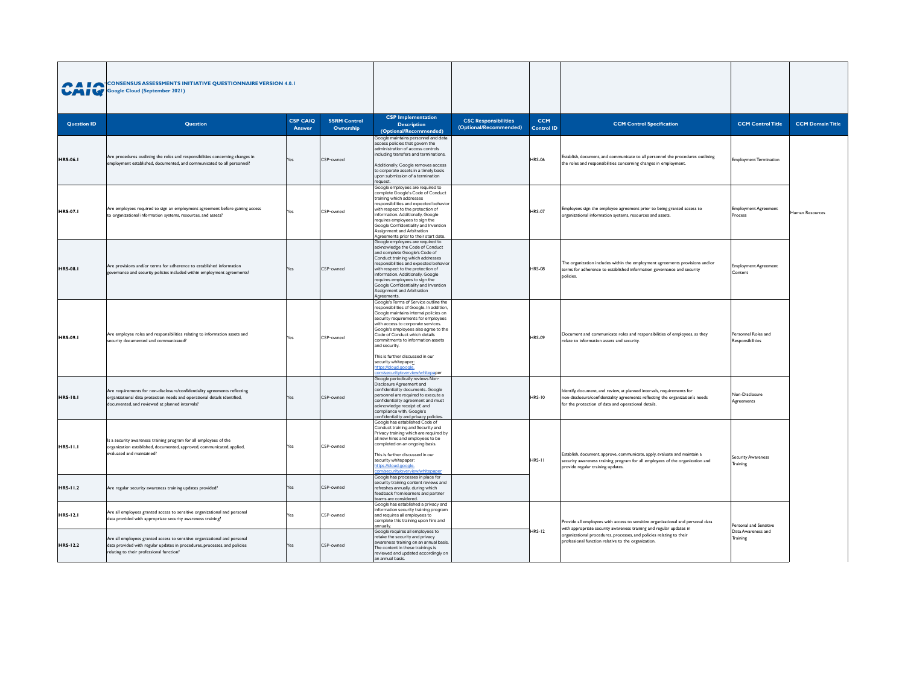CONSENSUS ASSESSMENTS INITIATIVE QUESTIONNAIRE VERSION 4.0.1
Google Cloud (September 2021)

| Question ID | Question | CSP CAIQ Answer | SSRM Control Ownership | CSP Implementation Description (Optional/Recommended) | CSC Responsibilities (Optional/Recommended) | CCM Control ID | CCM Control Specification | CCM Control Title | CCM Domain Title |
|---|---|---|---|---|---|---|---|---|---|
| HRS-06.1 | Are procedures outlining the roles and responsibilities concerning changes in employment established, documented, and communicated to all personnel? | Yes | CSP-owned | Google maintains personnel and data access policies that govern the administration of access controls including transfers and terminations.<br><br>Additionally, Google removes access to corporate assets in a timely basis upon submission of a termination request. | | HRS-06 | Establish, document, and communicate to all personnel the procedures outlining the roles and responsibilities concerning changes in employment. | Employment Termination | Human Resources |
| HRS-07.1 | Are employees required to sign an employment agreement before gaining access to organizational information systems, resources, and assets? | Yes | CSP-owned | Google employees are required to complete Google's Code of Conduct training which addresses responsibilities and expected behavior with respect to the protection of information. Additionally, Google requires employees to sign the Google Confidentiality and Invention Assignment and Arbitration Agreements prior to their start date. | | HRS-07 | Employees sign the employee agreement prior to being granted access to organizational information systems, resources and assets. | Employment Agreement Process | |
| HRS-08.1 | Are provisions and/or terms for adherence to established information governance and security policies included within employment agreements? | Yes | CSP-owned | Google employees are required to acknowledge the Code of Conduct and complete Google's Code of Conduct training which addresses responsibilities and expected behavior with respect to the protection of information. Additionally, Google requires employees to sign the Google Confidentiality and Invention Assignment and Arbitration Agreements. | | HRS-08 | The organization includes within the employment agreements provisions and/or terms for adherence to established information governance and security policies. | Employment Agreement Content | |
| HRS-09.1 | Are employee roles and responsibilities relating to information assets and security documented and communicated? | Yes | CSP-owned | Google's Terms of Service outline the responsibilities of Google. In addition, Google maintains internal policies on security requirements for employees with access to corporate services. Google's employees also agree to the Code of Conduct which details commitments to information assets and security.<br><br>This is further discussed in our security whitepaper: https://cloud.google.com/security/overview/whitepaper | | HRS-09 | Document and communicate roles and responsibilities of employees, as they relate to information assets and security. | Personnel Roles and Responsibilities | |
| HRS-10.1 | Are requirements for non-disclosure/confidentiality agreements reflecting organizational data protection needs and operational details identified, documented, and reviewed at planned intervals? | Yes | CSP-owned | Google periodically reviews Non-Disclosure Agreement and confidentiality documents. Google personnel are required to execute a confidentiality agreement and must acknowledge receipt of, and compliance with, Google's confidentiality and privacy policies. | | HRS-10 | Identify, document, and review, at planned intervals, requirements for non-disclosure/confidentiality agreements reflecting the organization's needs for the protection of data and operational details. | Non-Disclosure Agreements | |
| HRS-11.1 | Is a security awareness training program for all employees of the organization established, documented, approved, communicated, applied, evaluated and maintained? | Yes | CSP-owned | Google has established Code of Conduct training and Security and Privacy training which are required by all new hires and employees to be completed on an ongoing basis.<br><br>This is further discussed in our security whitepaper: https://cloud.google.com/security/overview/whitepaper | | HRS-11 | Establish, document, approve, communicate, apply, evaluate and maintain a security awareness training program for all employees of the organization and provide regular training updates. | Security Awareness Training | |
| HRS-11.2 | Are regular security awareness training updates provided? | Yes | CSP-owned | Google has processes in place for security training content reviews and refreshes annually, during which feedback from learners and partner teams are considered. | | | | | |
| HRS-12.1 | Are all employees granted access to sensitive organizational and personal data provided with appropriate security awareness training? | Yes | CSP-owned | Google has established a privacy and information security training program and requires all employees to complete this training upon hire and annually. | | HRS-12 | Provide all employees with access to sensitive organizational and personal data with appropriate security awareness training and regular updates in organizational procedures, processes, and policies relating to their professional function relative to the organization. | Personal and Sensitive Data Awareness and Training | |
| HRS-12.2 | Are all employees granted access to sensitive organizational and personal data provided with regular updates in procedures, processes, and policies relating to their professional function? | Yes | CSP-owned | Google requires all employees to retake the security and privacy awareness training on an annual basis. The content in these trainings is reviewed and updated accordingly on an annual basis. | | | | | |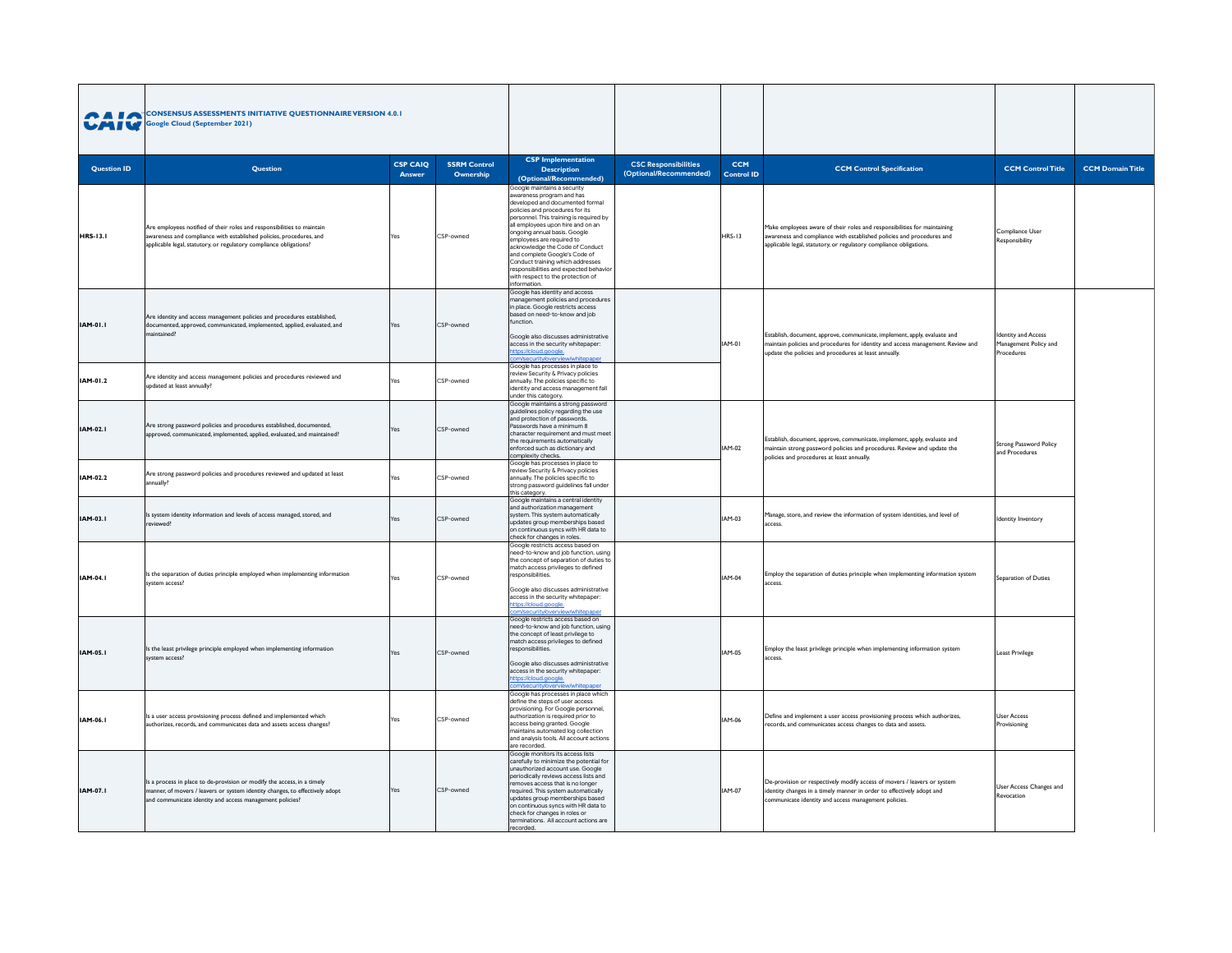CAIQ

**CONSENSUS ASSESSMENTS INITIATIVE QUESTIONNAIRE VERSION 4.0.1**
**Google Cloud (September 2021)**

| Question ID | Question | CSP CAIQ Answer | SSRM Control Ownership | CSP Implementation Description (Optional/Recommended) | CSC Responsibilities (Optional/Recommended) | CCM Control ID | CCM Control Specification | CCM Control Title | CCM Domain Title |
|---|---|---|---|---|---|---|---|---|---|
| HRS-13.1 | Are employees notified of their roles and responsibilities to maintain awareness and compliance with established policies, procedures, and applicable legal, statutory, or regulatory compliance obligations? | Yes | CSP-owned | Google maintains a security awareness program and has developed and documented formal policies and procedures for its personnel. This training is required by all employees upon hire and on an ongoing annual basis. Google employees are required to acknowledge the Code of Conduct and complete Google's Code of Conduct training which addresses responsibilities and expected behavior with respect to the protection of information. | | HRS-13 | Make employees aware of their roles and responsibilities for maintaining awareness and compliance with established policies and procedures and applicable legal, statutory, or regulatory compliance obligations. | Compliance User Responsibility | |
| IAM-01.1 | Are identity and access management policies and procedures established, documented, approved, communicated, implemented, applied, evaluated, and maintained? | Yes | CSP-owned | Google has identity and access management policies and procedures in place. Google restricts access based on need-to-know and job function.<br><br>Google also discusses administrative access in the security whitepaper: https://cloud.google.com/security/overview/whitepaper | | IAM-01 | Establish, document, approve, communicate, implement, apply, evaluate and maintain policies and procedures for identity and access management. Review and update the policies and procedures at least annually. | Identity and Access Management Policy and Procedures | |
| IAM-01.2 | Are identity and access management policies and procedures reviewed and updated at least annually? | Yes | CSP-owned | Google has processes in place to review Security & Privacy policies annually. The policies specific to identity and access management fall under this category. | | | | | |
| IAM-02.1 | Are strong password policies and procedures established, documented, approved, communicated, implemented, applied, evaluated, and maintained? | Yes | CSP-owned | Google maintains a strong password guidelines policy regarding the use and protection of passwords. Passwords have a minimum 8 character requirement and must meet the requirements automatically enforced such as dictionary and complexity checks. | | IAM-02 | Establish, document, approve, communicate, implement, apply, evaluate and maintain strong password policies and procedures. Review and update the policies and procedures at least annually. | Strong Password Policy and Procedures | |
| IAM-02.2 | Are strong password policies and procedures reviewed and updated at least annually? | Yes | CSP-owned | Google has processes in place to review Security & Privacy policies annually. The policies specific to strong password guidelines fall under this category. | | | | | |
| IAM-03.1 | Is system identity information and levels of access managed, stored, and reviewed? | Yes | CSP-owned | Google maintains a central identity and authorization management system. This system automatically updates group memberships based on continuous syncs with HR data to check for changes in roles. | | IAM-03 | Manage, store, and review the information of system identities, and level of access. | Identity Inventory | |
| IAM-04.1 | Is the separation of duties principle employed when implementing information system access? | Yes | CSP-owned | Google restricts access based on need-to-know and job function, using the concept of separation of duties to match access privileges to defined responsibilities.<br><br>Google also discusses administrative access in the security whitepaper: https://cloud.google.com/security/overview/whitepaper | | IAM-04 | Employ the separation of duties principle when implementing information system access. | Separation of Duties | |
| IAM-05.1 | Is the least privilege principle employed when implementing information system access? | Yes | CSP-owned | Google restricts access based on need-to-know and job function, using the concept of least privilege to match access privileges to defined responsibilities.<br><br>Google also discusses administrative access in the security whitepaper: https://cloud.google.com/security/overview/whitepaper | | IAM-05 | Employ the least privilege principle when implementing information system access. | Least Privilege | |
| IAM-06.1 | Is a user access provisioning process defined and implemented which authorizes, records, and communicates data and assets access changes? | Yes | CSP-owned | Google has processes in place which define the steps of user access provisioning. For Google personnel, authorization is required prior to access being granted. Google maintains automated log collection and analysis tools. All account actions are recorded. | | IAM-06 | Define and implement a user access provisioning process which authorizes, records, and communicates access changes to data and assets. | User Access Provisioning | |
| IAM-07.1 | Is a process in place to de-provision or modify the access, in a timely manner, of movers / leavers or system identity changes, to effectively adopt and communicate identity and access management policies? | Yes | CSP-owned | Google monitors its access lists carefully to minimize the potential for unauthorized account use. Google periodically reviews access lists and removes access that is no longer required. This system automatically updates group memberships based on continuous syncs with HR data to check for changes in roles or terminations. All account actions are recorded. | | IAM-07 | De-provision or respectively modify access of movers / leavers or system identity changes in a timely manner in order to effectively adopt and communicate identity and access management policies. | User Access Changes and Revocation | |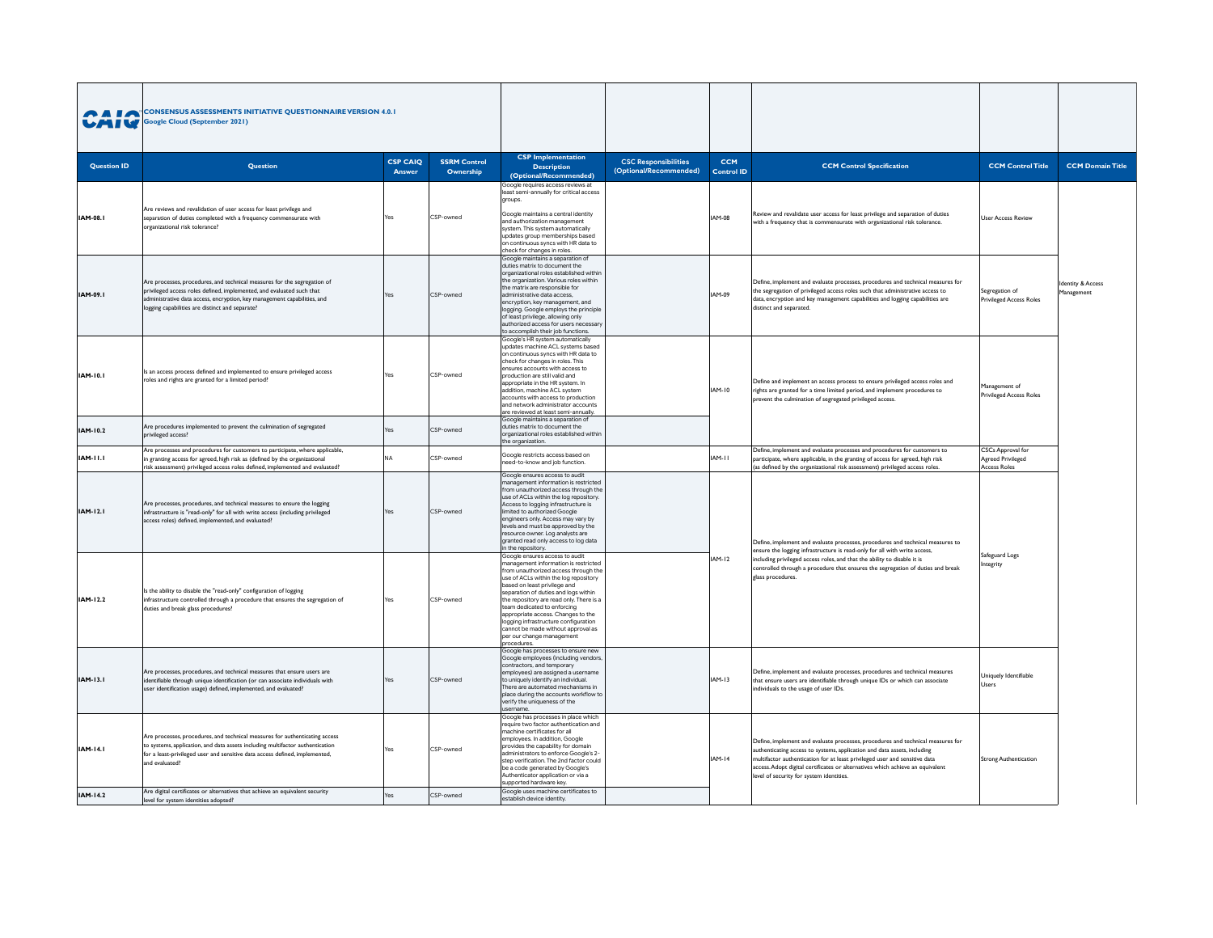# CAIQ

**CONSENSUS ASSESSMENTS INITIATIVE QUESTIONNAIRE VERSION 4.0.1**
**Google Cloud (September 2021)**

| Question ID | Question | CSP CAIQ Answer | SSRM Control Ownership | CSP Implementation Description (Optional/Recommended) | CSC Responsibilities (Optional/Recommended) | CCM Control ID | CCM Control Specification | CCM Control Title | CCM Domain Title |
|---|---|---|---|---|---|---|---|---|---|
| IAM-08.1 | Are reviews and revalidation of user access for least privilege and separation of duties completed with a frequency commensurate with organizational risk tolerance? | Yes | CSP-owned | Google requires access reviews at least semi-annually for critical access groups.<br><br>Google maintains a central identity and authorization management system. This system automatically updates group memberships based on continuous syncs with HR data to check for changes in roles. | | IAM-08 | Review and revalidate user access for least privilege and separation of duties with a frequency that is commensurate with organizational risk tolerance. | User Access Review | Identity & Access Management |
| IAM-09.1 | Are processes, procedures, and technical measures for the segregation of privileged access roles defined, implemented, and evaluated such that administrative data access, encryption, key management capabilities, and logging capabilities are distinct and separate? | Yes | CSP-owned | Google maintains a separation of duties matrix to document the organizational roles established within the organization. Various roles within the matrix are responsible for administrative data access, encryption, key management, and logging. Google employs the principle of least privilege, allowing only authorized access for users necessary to accomplish their job functions. | | IAM-09 | Define, implement and evaluate processes, procedures and technical measures for the segregation of privileged access roles such that administrative access to data, encryption and key management capabilities and logging capabilities are distinct and separated. | Segregation of Privileged Access Roles | |
| IAM-10.1 | Is an access process defined and implemented to ensure privileged access roles and rights are granted for a limited period? | Yes | CSP-owned | Google's HR system automatically updates machine ACL systems based on continuous syncs with HR data to check for changes in roles. This ensures accounts with access to production are still valid and appropriate in the HR system. In addition, machine ACL system accounts with access to production and network administrator accounts are reviewed at least semi-annually. | | IAM-10 | Define and implement an access process to ensure privileged access roles and rights are granted for a time limited period, and implement procedures to prevent the culmination of segregated privileged access. | Management of Privileged Access Roles | |
| IAM-10.2 | Are procedures implemented to prevent the culmination of segregated privileged access? | Yes | CSP-owned | Google maintains a separation of duties matrix to document the organizational roles established within the organization. | | | | | |
| IAM-11.1 | Are processes and procedures for customers to participate, where applicable, in granting access for agreed, high risk (as defined by the organizational risk assessment) privileged access roles defined, implemented and evaluated? | NA | CSP-owned | Google restricts access based on need-to-know and job function. | | IAM-11 | Define, implement and evaluate processes and procedures for customers to participate, where applicable, in the granting of access for agreed, high risk (as defined by the organizational risk assessment) privileged access roles. | CSCs Approval for Agreed Privileged Access Roles | |
| IAM-12.1 | Are processes, procedures, and technical measures to ensure the logging infrastructure is "read-only" for all with write access (including privileged access roles) defined, implemented, and evaluated? | Yes | CSP-owned | Google ensures access to audit management information is restricted from unauthorized access through the use of ACLs within the log repository. Access to logging infrastructure is limited to authorized Google engineers only. Access may vary by levels and must be approved by the resource owner. Log analysts are granted read only access to log data in the repository. | | IAM-12 | Define, implement and evaluate processes, procedures and technical measures to ensure the logging infrastructure is read-only for all with write access, including privileged access roles, and that the ability to disable it is controlled through a procedure that ensures the segregation of duties and break glass procedures. | Safeguard Logs Integrity | |
| IAM-12.2 | Is the ability to disable the "read-only" configuration of logging infrastructure controlled through a procedure that ensures the segregation of duties and break glass procedures? | Yes | CSP-owned | Google ensures access to audit management information is restricted from unauthorized access through the use of ACLs within the log repository based on least privilege and separation of duties and logs within the repository are read only. There is a team dedicated to enforcing appropriate access. Changes to the logging infrastructure configuration cannot be made without approval as per our change management procedures. | | | | | |
| IAM-13.1 | Are processes, procedures, and technical measures that ensure users are identifiable through unique identification (or can associate individuals with user identification usage) defined, implemented, and evaluated? | Yes | CSP-owned | Google has processes to ensure new Google employees (including vendors, contractors, and temporary employees) are assigned a username to uniquely identify an individual. There are automated mechanisms in place during the accounts workflow to verify the uniqueness of the username. | | IAM-13 | Define, implement and evaluate processes, procedures and technical measures that ensure users are identifiable through unique IDs or which can associate individuals to the usage of user IDs. | Uniquely Identifiable Users | |
| IAM-14.1 | Are processes, procedures, and technical measures for authenticating access to systems, application, and data assets including multifactor authentication for a least-privileged user and sensitive data access defined, implemented, and evaluated? | Yes | CSP-owned | Google has processes in place which require two factor authentication and machine certificates for all employees. In addition, Google provides the capability for domain administrators to enforce Google's 2-step verification. The 2nd factor could be a code generated by Google's Authenticator application or via a supported hardware key. | | IAM-14 | Define, implement and evaluate processes, procedures and technical measures for authenticating access to systems, application and data assets, including multifactor authentication for at least privileged user and sensitive data access. Adopt digital certificates or alternatives which achieve an equivalent level of security for system identities. | Strong Authentication | |
| IAM-14.2 | Are digital certificates or alternatives that achieve an equivalent security level for system identities adopted? | Yes | CSP-owned | Google uses machine certificates to establish device identity. | | | | | |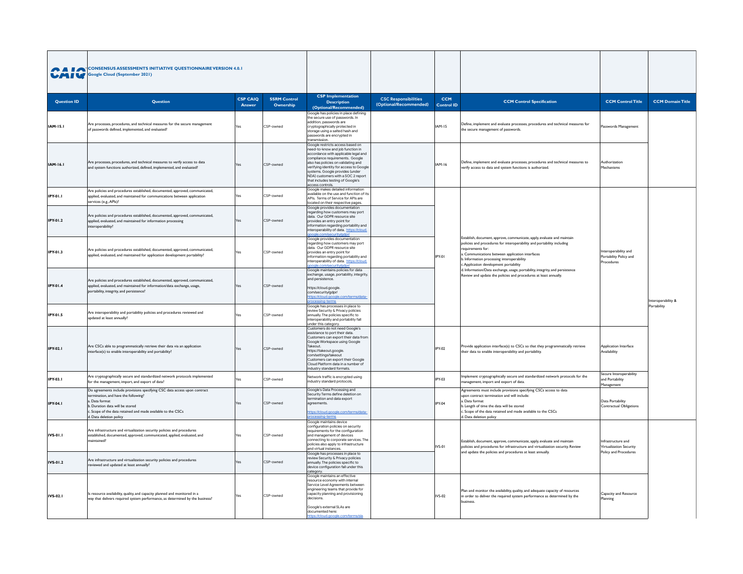**CONSENSUS ASSESSMENTS INITIATIVE QUESTIONNAIRE VERSION 4.0.1**
**Google Cloud (September 2021)**

| Question ID | Question | CSP CAIQ Answer | SSRM Control Ownership | CSP Implementation Description (Optional/Recommended) | CSC Responsibilities (Optional/Recommended) | CCM Control ID | CCM Control Specification | CCM Control Title | CCM Domain Title |
|---|---|---|---|---|---|---|---|---|---|
| IAM-15.1 | Are processes, procedures, and technical measures for the secure management of passwords defined, implemented, and evaluated? | Yes | CSP-owned | Google has policies in place defining the secure use of passwords. In addition, passwords are cryptographically protected in storage using a salted hash and passwords are encrypted in transmission. | | IAM-15 | Define, implement and evaluate processes, procedures and technical measures for the secure management of passwords. | Passwords Management | |
| IAM-16.1 | Are processes, procedures, and technical measures to verify access to data and system functions authorized, defined, implemented, and evaluated? | Yes | CSP-owned | Google restricts access based on need-to-know and job function in accordance with applicable legal and compliance requirements. Google also has policies on validating and verifying identity for access to Google systems. Google provides (under NDA) customers with a SOC 2 report that includes testing of Google's access controls. | | IAM-16 | Define, implement and evaluate processes, procedures and technical measures to verify access to data and system functions is authorized. | Authorization Mechanisms | |
| IPY-01.1 | Are policies and procedures established, documented, approved, communicated, applied, evaluated, and maintained for communications between application services (e.g., APIs)? | Yes | CSP-owned | Google makes detailed information available on the use and function of its APIs. Terms of Service for APIs are located on their respective pages. | | IPY-01 | Establish, document, approve, communicate, apply, evaluate and maintain policies and procedures for interoperability and portability including requirements for: a. Communications between application interfaces b. Information processing interoperability c. Application development portability d. Information/Data exchange, usage, portability, integrity, and persistence Review and update the policies and procedures at least annually. | Interoperability and Portability Policy and Procedures | Interoperability & Portability |
| IPY-01.2 | Are policies and procedures established, documented, approved, communicated, applied, evaluated, and maintained for information processing interoperability? | Yes | CSP-owned | Google provides documentation regarding how customers may port data. Our GDPR resource site provides an entry point for information regarding portability and interoperability of data. https://cloud.google.com/security/gdpr/ | | | | | |
| IPY-01.3 | Are policies and procedures established, documented, approved, communicated, applied, evaluated, and maintained for application development portability? | Yes | CSP-owned | Google provides documentation regarding how customers may port data. Our GDPR resource site provides an entry point for information regarding portability and interoperability of data. https://cloud.google.com/security/gdpr/ | | | | | |
| IPY-01.4 | Are policies and procedures established, documented, approved, communicated, applied, evaluated, and maintained for information/data exchange, usage, portability, integrity, and persistence? | Yes | CSP-owned | Google maintains policies for data exchange, usage, portability, integrity, and persistence. https://cloud.google.com/security/gdpr/ https://cloud.google.com/terms/data-processing-terms | | | | | |
| IPY-01.5 | Are interoperability and portability policies and procedures reviewed and updated at least annually? | Yes | CSP-owned | Google has processes in place to review Security & Privacy policies annually. The policies specific to interoperability and portability fall under this category. | | | | | |
| IPY-02.1 | Are CSCs able to programmatically retrieve their data via an application interface(s) to enable interoperability and portability? | Yes | CSP-owned | Customers do not need Google's assistance to port their data. Customers can export their data from Google Workspace using Google Takeout. https://takeout.google.com/settings/takeout Customers can export their Google Cloud Platform data in a number of industry standard formats. | | IPY-02 | Provide application interface(s) to CSCs so that they programmatically retrieve their data to enable interoperability and portability. | Application Interface Availability | |
| IPY-03.1 | Are cryptographically secure and standardized network protocols implemented for the management, import, and export of data? | Yes | CSP-owned | Network traffic is encrypted using industry standard protocols. | | IPY-03 | Implement cryptographically secure and standardized network protocols for the management, import and export of data. | Secure Interoperability and Portability Management | |
| IPY-04.1 | Do agreements include provisions specifying CSC data access upon contract termination, and have the following? a. Data format b. Duration data will be stored c. Scope of the data retained and made available to the CSCs d. Data deletion policy | Yes | CSP-owned | Google's Data Processing and Security Terms define deletion on termination and data export agreements. https://cloud.google.com/terms/data-processing-terms | | IPY-04 | Agreements must include provisions specifying CSCs access to data upon contract termination and will include: a. Data format b. Length of time the data will be stored c. Scope of the data retained and made available to the CSCs d. Data deletion policy | Data Portability Contractual Obligations | |
| IVS-01.1 | Are infrastructure and virtualization security policies and procedures established, documented, approved, communicated, applied, evaluated, and maintained? | Yes | CSP-owned | Google maintains device configuration policies on security requirements for the configuration and management of devices connecting to corporate services. The policies also apply to infrastructure and virtual instances. | | IVS-01 | Establish, document, approve, communicate, apply, evaluate and maintain policies and procedures for infrastructure and virtualization security. Review and update the policies and procedures at least annually. | Infrastructure and Virtualization Security Policy and Procedures | |
| IVS-01.2 | Are infrastructure and virtualization security policies and procedures reviewed and updated at least annually? | Yes | CSP-owned | Google has processes in place to review Security & Privacy policies annually. The policies specific to device configuration fall under this category. | | | | | |
| IVS-02.1 | Is resource availability, quality, and capacity planned and monitored in a way that delivers required system performance, as determined by the business? | Yes | CSP-owned | Google maintains an effective resource economy with internal Service Level Agreements between engineering teams that provide for capacity planning and provisioning decisions. Google's external SLAs are documented here: https://cloud.google.com/terms/sla | | IVS-02 | Plan and monitor the availability, quality, and adequate capacity of resources in order to deliver the required system performance as determined by the business. | Capacity and Resource Planning | |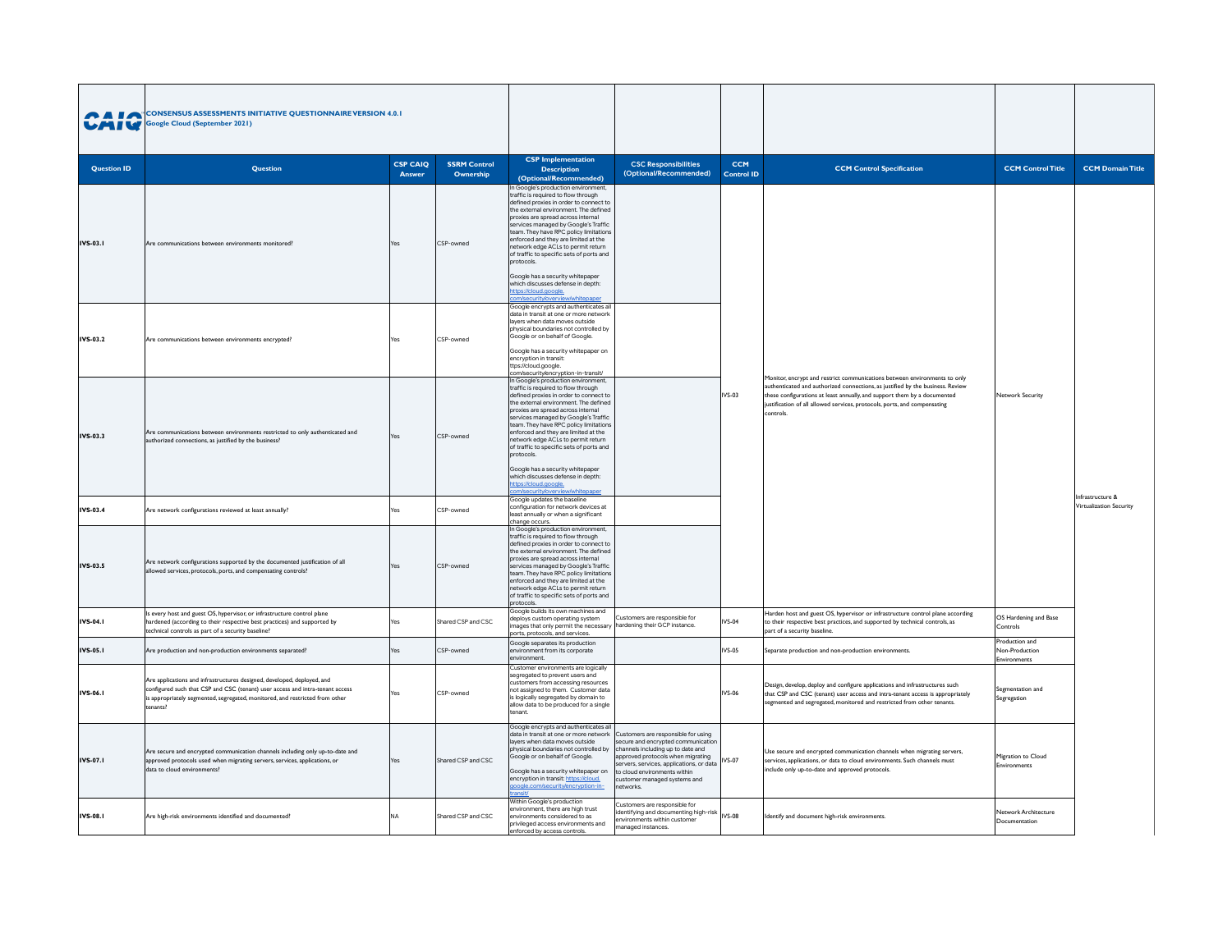# CAIQ

**CONSENSUS ASSESSMENTS INITIATIVE QUESTIONNAIRE VERSION 4.0.1**
**Google Cloud (September 2021)**

| Question ID | Question | CSP CAIQ Answer | SSRM Control Ownership | CSP Implementation Description (Optional/Recommended) | CSC Responsibilities (Optional/Recommended) | CCM Control ID | CCM Control Specification | CCM Control Title | CCM Domain Title |
|---|---|---|---|---|---|---|---|---|---|
| IVS-03.1 | Are communications between environments monitored? | Yes | CSP-owned | In Google's production environment, traffic is required to flow through defined proxies in order to connect to the external environment. The defined proxies are spread across internal services managed by Google's Traffic team. They have RPC policy limitations enforced and they are limited at the network edge ACLs to permit return of traffic to specific sets of ports and protocols.<br><br>Google has a security whitepaper which discusses defense in depth: https://cloud.google.com/security/overview/whitepaper | | IVS-03 | Monitor, encrypt and restrict communications between environments to only authenticated and authorized connections, as justified by the business. Review these configurations at least annually, and support them by a documented justification of all allowed services, protocols, ports, and compensating controls. | Network Security | Infrastructure & Virtualization Security |
| IVS-03.2 | Are communications between environments encrypted? | Yes | CSP-owned | Google encrypts and authenticates all data in transit at one or more network layers when data moves outside physical boundaries not controlled by Google or on behalf of Google.<br><br>Google has a security whitepaper on encryption in transit: ttps://cloud.google.com/security/encryption-in-transit/ | | | | | |
| IVS-03.3 | Are communications between environments restricted to only authenticated and authorized connections, as justified by the business? | Yes | CSP-owned | In Google's production environment, traffic is required to flow through defined proxies in order to connect to the external environment. The defined proxies are spread across internal services managed by Google's Traffic team. They have RPC policy limitations enforced and they are limited at the network edge ACLs to permit return of traffic to specific sets of ports and protocols.<br><br>Google has a security whitepaper which discusses defense in depth: https://cloud.google.com/security/overview/whitepaper | | | | | |
| IVS-03.4 | Are network configurations reviewed at least annually? | Yes | CSP-owned | Google updates the baseline configuration for network devices at least annually or when a significant change occurs. | | | | | |
| IVS-03.5 | Are network configurations supported by the documented justification of all allowed services, protocols, ports, and compensating controls? | Yes | CSP-owned | In Google's production environment, traffic is required to flow through defined proxies in order to connect to the external environment. The defined proxies are spread across internal services managed by Google's Traffic team. They have RPC policy limitations enforced and they are limited at the network edge ACLs to permit return of traffic to specific sets of ports and protocols. | | | | | |
| IVS-04.1 | Is every host and guest OS, hypervisor, or infrastructure control plane hardened (according to their respective best practices) and supported by technical controls as part of a security baseline? | Yes | Shared CSP and CSC | Google builds its own machines and deploys custom operating system images that only permit the necessary ports, protocols, and services. | Customers are responsible for hardening their GCP instance. | IVS-04 | Harden host and guest OS, hypervisor or infrastructure control plane according to their respective best practices, and supported by technical controls, as part of a security baseline. | OS Hardening and Base Controls | |
| IVS-05.1 | Are production and non-production environments separated? | Yes | CSP-owned | Google separates its production environment from its corporate environment. | | IVS-05 | Separate production and non-production environments. | Production and Non-Production Environments | |
| IVS-06.1 | Are applications and infrastructures designed, developed, deployed, and configured such that CSP and CSC (tenant) user access and intra-tenant access is appropriately segmented, segregated, monitored, and restricted from other tenants? | Yes | CSP-owned | Customer environments are logically segregated to prevent users and customers from accessing resources not assigned to them. Customer data is logically segregated by domain to allow data to be produced for a single tenant. | | IVS-06 | Design, develop, deploy and configure applications and infrastructures such that CSP and CSC (tenant) user access and intra-tenant access is appropriately segmented and segregated, monitored and restricted from other tenants. | Segmentation and Segregation | |
| IVS-07.1 | Are secure and encrypted communication channels including only up-to-date and approved protocols used when migrating servers, services, applications, or data to cloud environments? | Yes | Shared CSP and CSC | Google encrypts and authenticates all data in transit at one or more network layers when data moves outside physical boundaries not controlled by Google or on behalf of Google.<br><br>Google has a security whitepaper on encryption in transit: https://cloud.google.com/security/encryption-in-transit/ | Customers are responsible for using secure and encrypted communication channels including up to date and approved protocols when migrating servers, services, applications, or data to cloud environments within customer managed systems and networks. | IVS-07 | Use secure and encrypted communication channels when migrating servers, services, applications, or data to cloud environments. Such channels must include only up-to-date and approved protocols. | Migration to Cloud Environments | |
| IVS-08.1 | Are high-risk environments identified and documented? | NA | Shared CSP and CSC | Within Google's production environment, there are high trust environments considered to as privileged access environments and enforced by access controls. | Customers are responsible for identifying and documenting high-risk environments within customer managed instances. | IVS-08 | Identify and document high-risk environments. | Network Architecture Documentation | |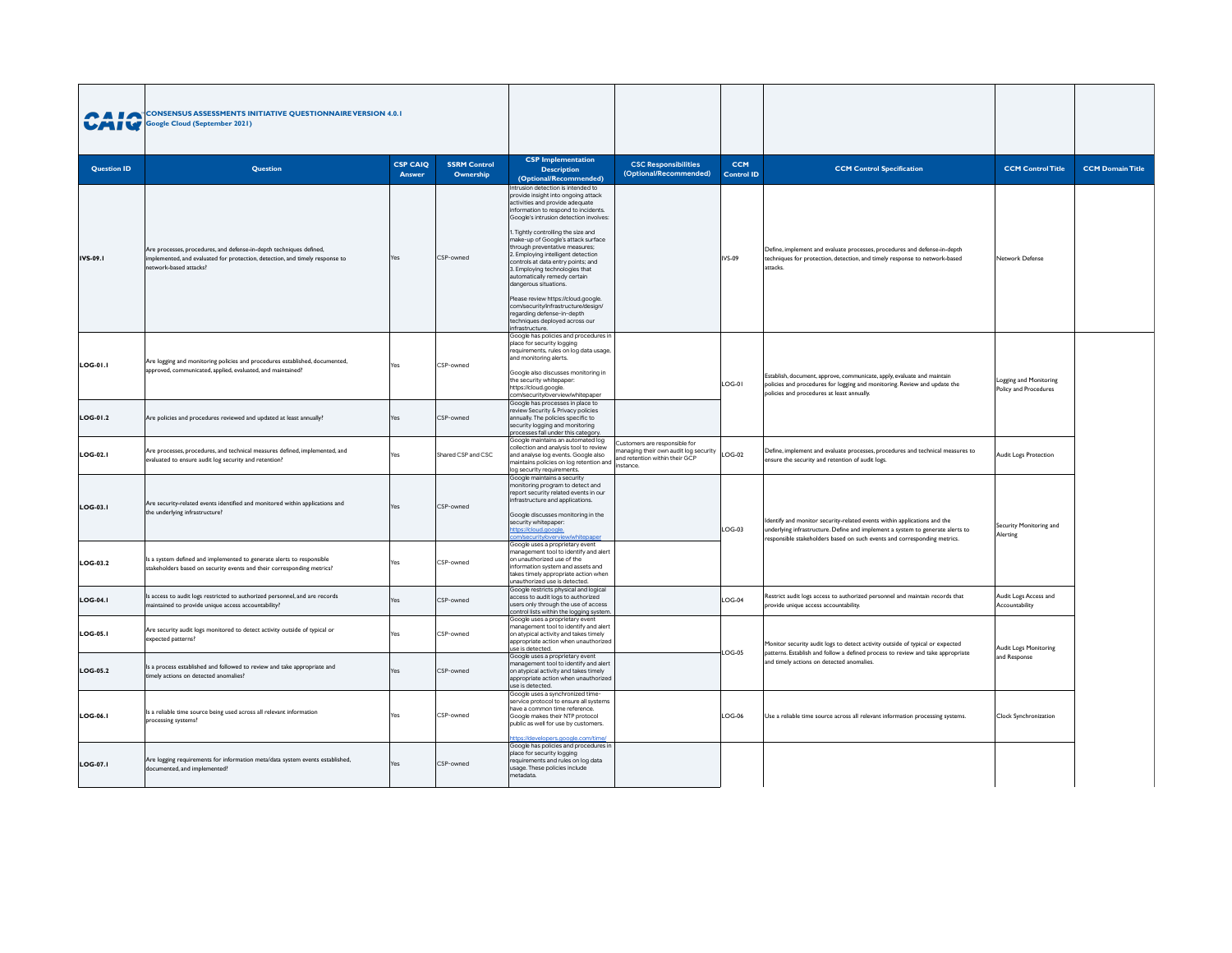**CONSENSUS ASSESSMENTS INITIATIVE QUESTIONNAIRE VERSION 4.0.1**
**Google Cloud (September 2021)**

| Question ID | Question | CSP CAIQ Answer | SSRM Control Ownership | CSP Implementation Description (Optional/Recommended) | CSC Responsibilities (Optional/Recommended) | CCM Control ID | CCM Control Specification | CCM Control Title | CCM Domain Title |
|---|---|---|---|---|---|---|---|---|---|
| IVS-09.1 | Are processes, procedures, and defense-in-depth techniques defined, implemented, and evaluated for protection, detection, and timely response to network-based attacks? | Yes | CSP-owned | Intrusion detection is intended to provide insight into ongoing attack activities and provide adequate information to respond to incidents. Google's intrusion detection involves: 1. Tightly controlling the size and make-up of Google's attack surface through preventative measures; 2. Employing intelligent detection controls at data entry points; and 3. Employing technologies that automatically remedy certain dangerous situations. Please review https://cloud.google.com/security/infrastructure/design/ regarding defense-in-depth techniques deployed across our infrastructure. | | IVS-09 | Define, implement and evaluate processes, procedures and defense-in-depth techniques for protection, detection, and timely response to network-based attacks. | Network Defense | |
| LOG-01.1 | Are logging and monitoring policies and procedures established, documented, approved, communicated, applied, evaluated, and maintained? | Yes | CSP-owned | Google has policies and procedures in place for security logging requirements, rules on log data usage, and monitoring alerts. Google also discusses monitoring in the security whitepaper: https://cloud.google.com/security/overview/whitepaper | | LOG-01 | Establish, document, approve, communicate, apply, evaluate and maintain policies and procedures for logging and monitoring. Review and update the policies and procedures at least annually. | Logging and Monitoring Policy and Procedures | |
| LOG-01.2 | Are policies and procedures reviewed and updated at least annually? | Yes | CSP-owned | Google has processes in place to review Security & Privacy policies annually. The policies specific to security logging and monitoring processes fall under this category. | | | | | |
| LOG-02.1 | Are processes, procedures, and technical measures defined, implemented, and evaluated to ensure audit log security and retention? | Yes | Shared CSP and CSC | Google maintains an automated log collection and analysis tool to review and analyse log events. Google also maintains policies on log retention and log security requirements. | Customers are responsible for managing their own audit log security and retention within their GCP instance. | LOG-02 | Define, implement and evaluate processes, procedures and technical measures to ensure the security and retention of audit logs. | Audit Logs Protection | |
| LOG-03.1 | Are security-related events identified and monitored within applications and the underlying infrastructure? | Yes | CSP-owned | Google maintains a security monitoring program to detect and report security related events in our infrastructure and applications. Google discusses monitoring in the security whitepaper: https://cloud.google.com/security/overview/whitepaper | | LOG-03 | Identify and monitor security-related events within applications and the underlying infrastructure. Define and implement a system to generate alerts to responsible stakeholders based on such events and corresponding metrics. | Security Monitoring and Alerting | |
| LOG-03.2 | Is a system defined and implemented to generate alerts to responsible stakeholders based on security events and their corresponding metrics? | Yes | CSP-owned | Google uses a proprietary event management tool to identify and alert on unauthorized use of the information system and assets and takes timely appropriate action when unauthorized use is detected. | | | | | |
| LOG-04.1 | Is access to audit logs restricted to authorized personnel, and are records maintained to provide unique access accountability? | Yes | CSP-owned | Google restricts physical and logical access to audit logs to authorized users only through the use of access control lists within the logging system. | | LOG-04 | Restrict audit logs access to authorized personnel and maintain records that provide unique access accountability. | Audit Logs Access and Accountability | |
| LOG-05.1 | Are security audit logs monitored to detect activity outside of typical or expected patterns? | Yes | CSP-owned | Google uses a proprietary event management tool to identify and alert on atypical activity and takes timely appropriate action when unauthorized use is detected. | | LOG-05 | Monitor security audit logs to detect activity outside of typical or expected patterns. Establish and follow a defined process to review and take appropriate and timely actions on detected anomalies. | Audit Logs Monitoring and Response | |
| LOG-05.2 | Is a process established and followed to review and take appropriate and timely actions on detected anomalies? | Yes | CSP-owned | Google uses a proprietary event management tool to identify and alert on atypical activity and takes timely appropriate action when unauthorized use is detected. | | | | | |
| LOG-06.1 | Is a reliable time source being used across all relevant information processing systems? | Yes | CSP-owned | Google uses a synchronized time-service protocol to ensure all systems have a common time reference. Google makes their NTP protocol public as well for use by customers. https://developers.google.com/time/ | | LOG-06 | Use a reliable time source across all relevant information processing systems. | Clock Synchronization | |
| LOG-07.1 | Are logging requirements for information meta/data system events established, documented, and implemented? | Yes | CSP-owned | Google has policies and procedures in place for security logging requirements and rules on log data usage. These policies include metadata. | | | | | |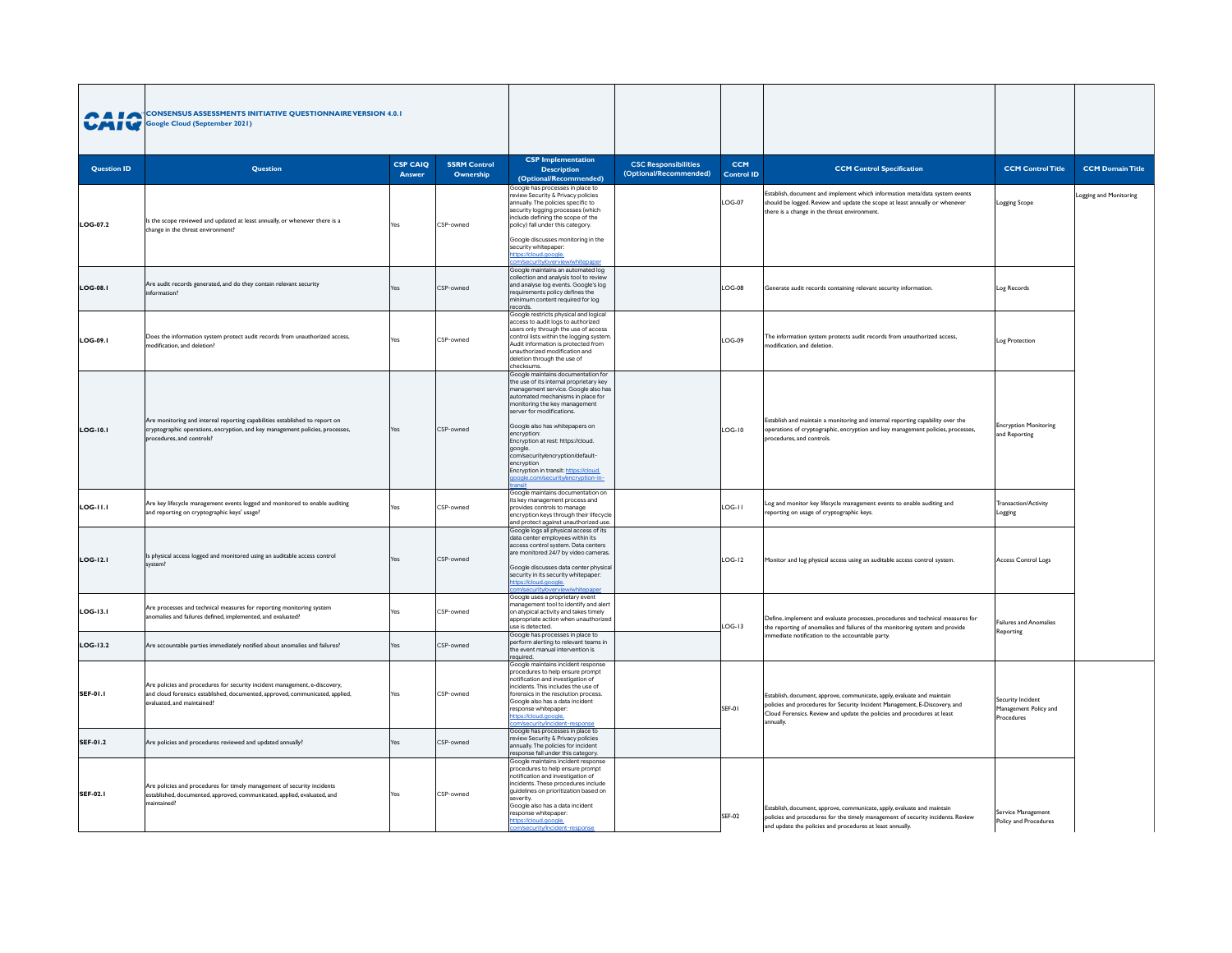# CAIQ CONSENSUS ASSESSMENTS INITIATIVE QUESTIONNAIRE VERSION 4.0.1

**Google Cloud (September 2021)**

| Question ID | Question | CSP CAIQ Answer | SSRM Control Ownership | CSP Implementation Description (Optional/Recommended) | CSC Responsibilities (Optional/Recommended) | CCM Control ID | CCM Control Specification | CCM Control Title | CCM Domain Title |
|---|---|---|---|---|---|---|---|---|---|
| LOG-07.2 | Is the scope reviewed and updated at least annually, or whenever there is a change in the threat environment? | Yes | CSP-owned | Google has processes in place to review Security & Privacy policies annually. The policies specific to security logging processes (which include defining the scope of the policy) fall under this category.<br><br>Google discusses monitoring in the security whitepaper: https://cloud.google.com/security/overview/whitepaper | | LOG-07 | Establish, document and implement which information meta/data system events should be logged. Review and update the scope at least annually or whenever there is a change in the threat environment. | Logging Scope | Logging and Monitoring |
| LOG-08.1 | Are audit records generated, and do they contain relevant security information? | Yes | CSP-owned | Google maintains an automated log collection and analysis tool to review and analyse log events. Google's log requirements policy defines the minimum content required for log records. | | LOG-08 | Generate audit records containing relevant security information. | Log Records | |
| LOG-09.1 | Does the information system protect audit records from unauthorized access, modification, and deletion? | Yes | CSP-owned | Google restricts physical and logical access to audit logs to authorized users only through the use of access control lists within the logging system. Audit information is protected from unauthorized modification and deletion through the use of checksums. | | LOG-09 | The information system protects audit records from unauthorized access, modification, and deletion. | Log Protection | |
| LOG-10.1 | Are monitoring and internal reporting capabilities established to report on cryptographic operations, encryption, and key management policies, processes, procedures, and controls? | Yes | CSP-owned | Google maintains documentation for the use of its internal proprietary key management service. Google also has automated mechanisms in place for monitoring the key management server for modifications.<br><br>Google also has whitepapers on encryption:<br>Encryption at rest: https://cloud.google.com/security/encryption/default-encryption<br>Encryption in transit: https://cloud.google.com/security/encryption-in-transit | | LOG-10 | Establish and maintain a monitoring and internal reporting capability over the operations of cryptographic, encryption and key management policies, processes, procedures, and controls. | Encryption Monitoring and Reporting | |
| LOG-11.1 | Are key lifecycle management events logged and monitored to enable auditing and reporting on cryptographic keys' usage? | Yes | CSP-owned | Google maintains documentation on its key management process and provides controls to manage encryption keys through their lifecycle and protect against unauthorized use. | | LOG-11 | Log and monitor key lifecycle management events to enable auditing and reporting on usage of cryptographic keys. | Transaction/Activity Logging | |
| LOG-12.1 | Is physical access logged and monitored using an auditable access control system? | Yes | CSP-owned | Google logs all physical access of its data center employees within its access control system. Data centers are monitored 24/7 by video cameras.<br><br>Google discusses data center physical security in its security whitepaper: https://cloud.google.com/security/overview/whitepaper | | LOG-12 | Monitor and log physical access using an auditable access control system. | Access Control Logs | |
| LOG-13.1 | Are processes and technical measures for reporting monitoring system anomalies and failures defined, implemented, and evaluated? | Yes | CSP-owned | Google uses a proprietary event management tool to identify and alert on atypical activity and takes timely appropriate action when unauthorized use is detected. | | LOG-13 | Define, implement and evaluate processes, procedures and technical measures for the reporting of anomalies and failures of the monitoring system and provide immediate notification to the accountable party. | Failures and Anomalies Reporting | |
| LOG-13.2 | Are accountable parties immediately notified about anomalies and failures? | Yes | CSP-owned | Google has processes in place to perform alerting to relevant teams in the event manual intervention is required. | | | | | |
| SEF-01.1 | Are policies and procedures for security incident management, e-discovery, and cloud forensics established, documented, approved, communicated, applied, evaluated, and maintained? | Yes | CSP-owned | Google maintains incident response procedures to help ensure prompt notification and investigation of incidents. This includes the use of forensics in the resolution process. Google also has a data incident response whitepaper: https://cloud.google.com/security/incident-response | | SEF-01 | Establish, document, approve, communicate, apply, evaluate and maintain policies and procedures for Security Incident Management, E-Discovery, and Cloud Forensics. Review and update the policies and procedures at least annually. | Security Incident Management Policy and Procedures | |
| SEF-01.2 | Are policies and procedures reviewed and updated annually? | Yes | CSP-owned | Google has processes in place to review Security & Privacy policies annually. The policies for incident response fall under this category. | | | | | |
| SEF-02.1 | Are policies and procedures for timely management of security incidents established, documented, approved, communicated, applied, evaluated, and maintained? | Yes | CSP-owned | Google maintains incident response procedures to help ensure prompt notification and investigation of incidents. These procedures include guidelines on prioritization based on severity.<br>Google also has a data incident response whitepaper: https://cloud.google.com/security/incident-response | | SEF-02 | Establish, document, approve, communicate, apply, evaluate and maintain policies and procedures for the timely management of security incidents. Review and update the policies and procedures at least annually. | Service Management Policy and Procedures | |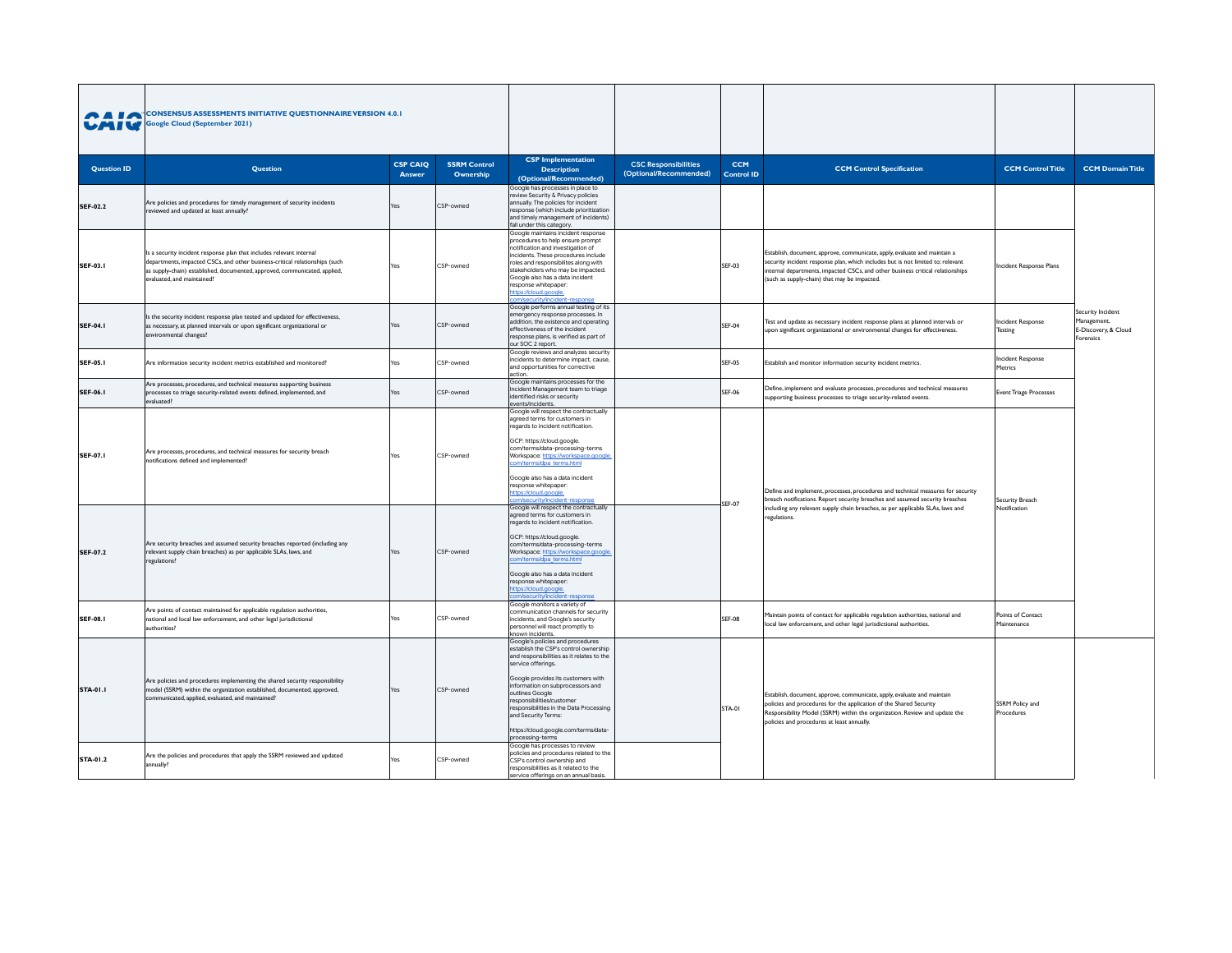**CONSENSUS ASSESSMENTS INITIATIVE QUESTIONNAIRE VERSION 4.0.1**
**Google Cloud (September 2021)**

| Question ID | Question | CSP CAIQ Answer | SSRM Control Ownership | CSP Implementation Description (Optional/Recommended) | CSC Responsibilities (Optional/Recommended) | CCM Control ID | CCM Control Specification | CCM Control Title | CCM Domain Title |
|---|---|---|---|---|---|---|---|---|---|
| SEF-02.2 | Are policies and procedures for timely management of security incidents reviewed and updated at least annually? | Yes | CSP-owned | Google has processes in place to review Security & Privacy policies annually. The policies for incident response (which include prioritization and timely management of incidents) fall under this category. | | | | | Security Incident Management, E-Discovery, & Cloud Forensics |
| SEF-03.1 | Is a security incident response plan that includes relevant internal departments, impacted CSCs, and other business-critical relationships (such as supply-chain) established, documented, approved, communicated, applied, evaluated, and maintained? | Yes | CSP-owned | Google maintains incident response procedures to help ensure prompt notification and investigation of incidents. These procedures include roles and responsibilites along with stakeholders who may be impacted. Google also has a data incident response whitepaper: https://cloud.google.com/security/incident-response | | SEF-03 | Establish, document, approve, communicate, apply, evaluate and maintain a security incident response plan, which includes but is not limited to: relevant internal departments, impacted CSCs, and other business critical relationships (such as supply-chain) that may be impacted. | Incident Response Plans | |
| SEF-04.1 | Is the security incident response plan tested and updated for effectiveness, as necessary, at planned intervals or upon significant organizational or environmental changes? | Yes | CSP-owned | Google performs annual testing of its emergency response processes. In addition, the existence and operating effectiveness of the incident response plans, is verified as part of our SOC 2 report. | | SEF-04 | Test and update as necessary incident response plans at planned intervals or upon significant organizational or environmental changes for effectiveness. | Incident Response Testing | |
| SEF-05.1 | Are information security incident metrics established and monitored? | Yes | CSP-owned | Google reviews and analyzes security incidents to determine impact, cause, and opportunities for corrective action. | | SEF-05 | Establish and monitor information security incident metrics. | Incident Response Metrics | |
| SEF-06.1 | Are processes, procedures, and technical measures supporting business processes to triage security-related events defined, implemented, and evaluated? | Yes | CSP-owned | Google maintains processes for the Incident Management team to triage identified risks or security events/incidents. | | SEF-06 | Define, implement and evaluate processes, procedures and technical measures supporting business processes to triage security-related events. | Event Triage Processes | |
| SEF-07.1 | Are processes, procedures, and technical measures for security breach notifications defined and implemented? | Yes | CSP-owned | Google will respect the contractually agreed terms for customers in regards to incident notification.<br><br>GCP: https://cloud.google.com/terms/data-processing-terms<br>Workspace: https://workspace.google.com/terms/dpa_terms.html<br><br>Google also has a data incident response whitepaper: https://cloud.google.com/security/incident-response | | SEF-07 | Define and implement, processes, procedures and technical measures for security breach notifications. Report security breaches and assumed security breaches including any relevant supply chain breaches, as per applicable SLAs, laws and regulations. | Security Breach Notification | |
| SEF-07.2 | Are security breaches and assumed security breaches reported (including any relevant supply chain breaches) as per applicable SLAs, laws, and regulations? | Yes | CSP-owned | Google will respect the contractually agreed terms for customers in regards to incident notification.<br><br>GCP: https://cloud.google.com/terms/data-processing-terms<br>Workspace: https://workspace.google.com/terms/dpa_terms.html<br><br>Google also has a data incident response whitepaper: https://cloud.google.com/security/incident-response | | | | | |
| SEF-08.1 | Are points of contact maintained for applicable regulation authorities, national and local law enforcement, and other legal jurisdictional authorities? | Yes | CSP-owned | Google monitors a variety of communication channels for security incidents, and Google's security personnel will react promptly to known incidents. | | SEF-08 | Maintain points of contact for applicable regulation authorities, national and local law enforcement, and other legal jurisdictional authorities. | Points of Contact Maintenance | |
| STA-01.1 | Are policies and procedures implementing the shared security responsibility model (SSRM) within the organization established, documented, approved, communicated, applied, evaluated, and maintained? | Yes | CSP-owned | Google's policies and procedures establish the CSP's control ownership and responsibilities as it relates to the service offerings.<br><br>Google provides its customers with information on subprocessors and outlines Google responsibilities/customer responsibilities in the Data Processing and Security Terms:<br><br>https://cloud.google.com/terms/data-processing-terms | | STA-01 | Establish, document, approve, communicate, apply, evaluate and maintain policies and procedures for the application of the Shared Security Responsibility Model (SSRM) within the organization. Review and update the policies and procedures at least annually. | SSRM Policy and Procedures | |
| STA-01.2 | Are the policies and procedures that apply the SSRM reviewed and updated annually? | Yes | CSP-owned | Google has processes to review policies and procedures related to the CSP's control ownership and responsibilities as it related to the service offerings on an annual basis. | | | | | |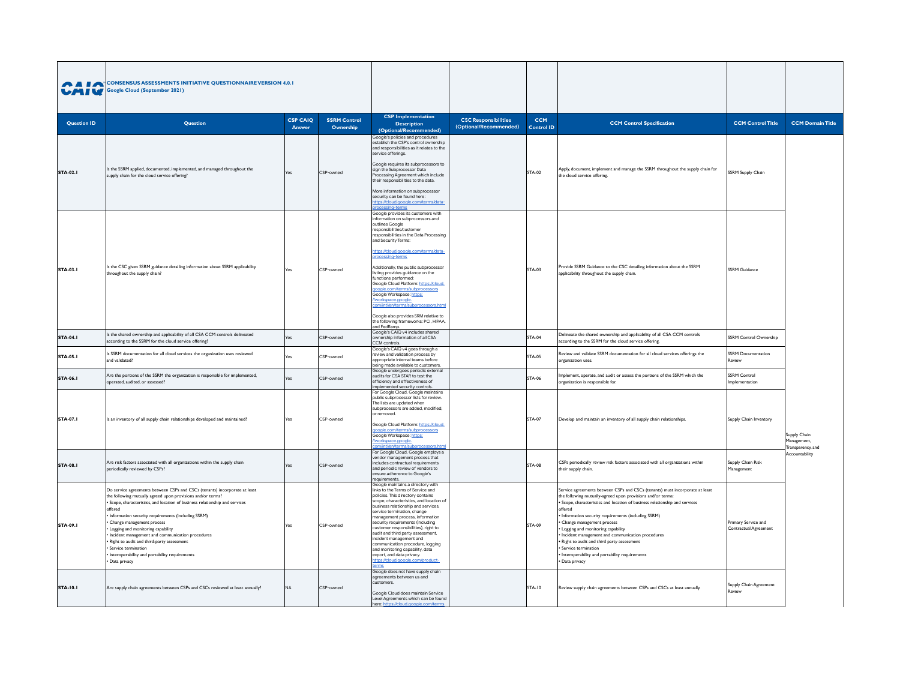**CONSENSUS ASSESSMENTS INITIATIVE QUESTIONNAIRE VERSION 4.0.1**
**Google Cloud (September 2021)**

| Question ID | Question | CSP CAIQ Answer | SSRM Control Ownership | CSP Implementation Description (Optional/Recommended) | CSC Responsibilities (Optional/Recommended) | CCM Control ID | CCM Control Specification | CCM Control Title | CCM Domain Title |
|---|---|---|---|---|---|---|---|---|---|
| STA-02.1 | Is the SSRM applied, documented, implemented, and managed throughout the supply chain for the cloud service offering? | Yes | CSP-owned | Google's policies and procedures establish the CSP's control ownership and responsibilities as it relates to the service offerings.<br><br>Google requires its subprocessors to sign the Subprocessor Data Processing Agreement which include their responsibilities to the data.<br><br>More information on subprocessor security can be found here: https://cloud.google.com/terms/data-processing-terms | | STA-02 | Apply, document, implement and manage the SSRM throughout the supply chain for the cloud service offering. | SSRM Supply Chain | Supply Chain Management, Transparency, and Accountability |
| STA-03.1 | Is the CSC given SSRM guidance detailing information about SSRM applicability throughout the supply chain? | Yes | CSP-owned | Google provides its customers with information on subprocessors and outlines Google responsibilities/customer responsibilities in the Data Processing and Security Terms:<br><br>https://cloud.google.com/terms/data-processing-terms<br><br>Additionally, the public subprocessor listing provides guidance on the functions performed:<br>Google Cloud Platform: https://cloud.google.com/terms/subprocessors<br>Google Workspace: https://workspace.google.com/intl/en/terms/subprocessors.html<br><br>Google also provides SRM relative to the following frameworks: PCI, HIPAA, and FedRamp. | | STA-03 | Provide SSRM Guidance to the CSC detailing information about the SSRM applicability throughout the supply chain. | SSRM Guidance | |
| STA-04.1 | Is the shared ownership and applicability of all CSA CCM controls delineated according to the SSRM for the cloud service offering? | Yes | CSP-owned | Google's CAIQ v4 includes shared ownership information of all CSA CCM controls. | | STA-04 | Delineate the shared ownership and applicability of all CSA CCM controls according to the SSRM for the cloud service offering. | SSRM Control Ownership | |
| STA-05.1 | Is SSRM documentation for all cloud services the organization uses reviewed and validated? | Yes | CSP-owned | Google's CAIQ v4 goes through a review and validation process by appropriate internal teams before being made available to customers. | | STA-05 | Review and validate SSRM documentation for all cloud services offerings the organization uses. | SSRM Documentation Review | |
| STA-06.1 | Are the portions of the SSRM the organization is responsible for implemented, operated, audited, or assessed? | Yes | CSP-owned | Google undergoes periodic external audits for CSA STAR to test the efficiency and effectiveness of implemented security controls. | | STA-06 | Implement, operate, and audit or assess the portions of the SSRM which the organization is responsible for. | SSRM Control Implementation | |
| STA-07.1 | Is an inventory of all supply chain relationships developed and maintained? | Yes | CSP-owned | For Google Cloud, Google maintains public subprocessor lists for review. The lists are updated when subprocessors are added, modified, or removed.<br><br>Google Cloud Platform: https://cloud.google.com/terms/subprocessors<br>Google Workspace: https://workspace.google.com/intl/en/terms/subprocessors.html | | STA-07 | Develop and maintain an inventory of all supply chain relationships. | Supply Chain Inventory | |
| STA-08.1 | Are risk factors associated with all organizations within the supply chain periodically reviewed by CSPs? | Yes | CSP-owned | For Google Cloud, Google employs a vendor management process that includes contractual requirements and periodic review of vendors to ensure adherence to Google's requirements. | | STA-08 | CSPs periodically review risk factors associated with all organizations within their supply chain. | Supply Chain Risk Management | |
| STA-09.1 | Do service agreements between CSPs and CSCs (tenants) incorporate at least the following mutually agreed upon provisions and/or terms?<br>• Scope, characteristics, and location of business relationship and services offered<br>• Information security requirements (including SSRM)<br>• Change management process<br>• Logging and monitoring capability<br>• Incident management and communication procedures<br>• Right to audit and third-party assessment<br>• Service termination<br>• Interoperability and portability requirements<br>• Data privacy | Yes | CSP-owned | Google maintains a directory with links to the Terms of Service and policies. This directory contains scope, characteristics, and location of business relationship and services, service termination, change management process, information security requirements (including customer responsibilities), right to audit and third party assessment, incident management and communication procedure, logging and monitoring capability, data export, and data privacy.<br>https://cloud.google.com/product-terms | | STA-09 | Service agreements between CSPs and CSCs (tenants) must incorporate at least the following mutually-agreed upon provisions and/or terms:<br>• Scope, characteristics, and location of business relationship and services offered<br>• Information security requirements (including SSRM)<br>• Change management process<br>• Logging and monitoring capability<br>• Incident management and communication procedures<br>• Right to audit and third party assessment<br>• Service termination<br>• Interoperability and portability requirements<br>• Data privacy | Primary Service and Contractual Agreement | |
| STA-10.1 | Are supply chain agreements between CSPs and CSCs reviewed at least annually? | NA | CSP-owned | Google does not have supply chain agreements between us and customers.<br><br>Google Cloud does maintain Service Level Agreements which can be found here: https://cloud.google.com/terms | | STA-10 | Review supply chain agreements between CSPs and CSCs at least annually. | Supply Chain Agreement Review | |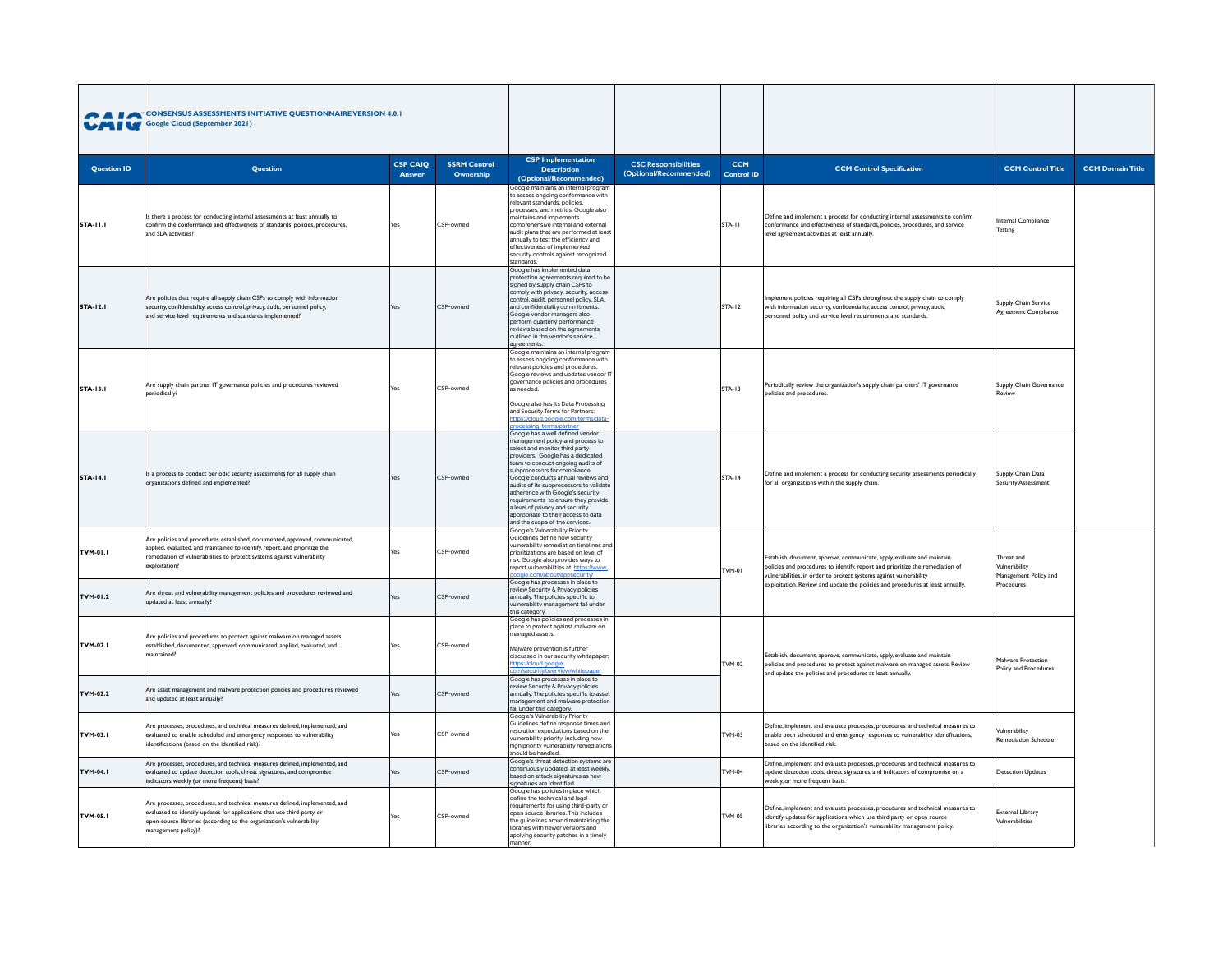**CAIQ** **CONSENSUS ASSESSMENTS INITIATIVE QUESTIONNAIRE VERSION 4.0.1**
**Google Cloud (September 2021)**

| Question ID | Question | CSP CAIQ Answer | SSRM Control Ownership | CSP Implementation Description (Optional/Recommended) | CSC Responsibilities (Optional/Recommended) | CCM Control ID | CCM Control Specification | CCM Control Title | CCM Domain Title |
|---|---|---|---|---|---|---|---|---|---|
| STA-11.1 | Is there a process for conducting internal assessments at least annually to confirm the conformance and effectiveness of standards, policies, procedures, and SLA activities? | Yes | CSP-owned | Google maintains an internal program to assess ongoing conformance with relevant standards, policies, processes, and metrics. Google also maintains and implements comprehensive internal and external audit plans that are performed at least annually to test the efficiency and effectiveness of implemented security controls against recognized standards. | | STA-11 | Define and implement a process for conducting internal assessments to confirm conformance and effectiveness of standards, policies, procedures, and service level agreement activities at least annually. | Internal Compliance Testing | |
| STA-12.1 | Are policies that require all supply chain CSPs to comply with information security, confidentiality, access control, privacy, audit, personnel policy, and service level requirements and standards implemented? | Yes | CSP-owned | Google has implemented data protection agreements required to be signed by supply chain CSPs to comply with privacy, security, access control, audit, personnel policy, SLA, and confidentiality commitments. Google vendor managers also perform quarterly performance reviews based on the agreements outlined in the vendor's service agreements. | | STA-12 | Implement policies requiring all CSPs throughout the supply chain to comply with information security, confidentiality, access control, privacy, audit, personnel policy and service level requirements and standards. | Supply Chain Service Agreement Compliance | |
| STA-13.1 | Are supply chain partner IT governance policies and procedures reviewed periodically? | Yes | CSP-owned | Google maintains an internal program to assess ongoing conformance with relevant policies and procedures. Google reviews and updates vendor IT governance policies and procedures as needed.<br><br>Google also has its Data Processing and Security Terms for Partners: https://cloud.google.com/terms/data-processing-terms/partner | | STA-13 | Periodically review the organization's supply chain partners' IT governance policies and procedures. | Supply Chain Governance Review | |
| STA-14.1 | Is a process to conduct periodic security assessments for all supply chain organizations defined and implemented? | Yes | CSP-owned | Google has a well defined vendor management policy and process to select and monitor third party providers. Google has a dedicated team to conduct ongoing audits of subprocessors for compliance. Google conducts annual reviews and audits of its subprocessors to validate adherence with Google's security requirements to ensure they provide a level of privacy and security appropriate to their access to data and the scope of the services. | | STA-14 | Define and implement a process for conducting security assessments periodically for all organizations within the supply chain. | Supply Chain Data Security Assessment | |
| TVM-01.1 | Are policies and procedures established, documented, approved, communicated, applied, evaluated, and maintained to identify, report, and prioritize the remediation of vulnerabilities to protect systems against vulnerability exploitation? | Yes | CSP-owned | Google's Vulnerability Priority Guidelines define how security vulnerability remediation timelines and prioritizations are based on level of risk. Google also provides ways to report vulnerabilities at: https://www.google.com/about/appsecurity/ | | TVM-01 | Establish, document, approve, communicate, apply, evaluate and maintain policies and procedures to identify, report and prioritize the remediation of vulnerabilities, in order to protect systems against vulnerability exploitation. Review and update the policies and procedures at least annually. | Threat and Vulnerability Management Policy and Procedures | |
| TVM-01.2 | Are threat and vulnerability management policies and procedures reviewed and updated at least annually? | Yes | CSP-owned | Google has processes in place to review Security & Privacy policies annually. The policies specific to vulnerability management fall under this category. | | | | | |
| TVM-02.1 | Are policies and procedures to protect against malware on managed assets established, documented, approved, communicated, applied, evaluated, and maintained? | Yes | CSP-owned | Google has policies and processes in place to protect against malware on managed assets.<br><br>Malware prevention is further discussed in our security whitepaper: https://cloud.google.com/security/overview/whitepaper | | TVM-02 | Establish, document, approve, communicate, apply, evaluate and maintain policies and procedures to protect against malware on managed assets. Review and update the policies and procedures at least annually. | Malware Protection Policy and Procedures | |
| TVM-02.2 | Are asset management and malware protection policies and procedures reviewed and updated at least annually? | Yes | CSP-owned | Google has processes in place to review Security & Privacy policies annually. The policies specific to asset management and malware protection fall under this category. | | | | | |
| TVM-03.1 | Are processes, procedures, and technical measures defined, implemented, and evaluated to enable scheduled and emergency responses to vulnerability identifications (based on the identified risk)? | Yes | CSP-owned | Google's Vulnerability Priority Guidelines define response times and resolution expectations based on the vulnerability priority, including how high priority vulnerability remediations should be handled. | | TVM-03 | Define, implement and evaluate processes, procedures and technical measures to enable both scheduled and emergency responses to vulnerability identifications, based on the identified risk. | Vulnerability Remediation Schedule | |
| TVM-04.1 | Are processes, procedures, and technical measures defined, implemented, and evaluated to update detection tools, threat signatures, and compromise indicators weekly (or more frequent) basis? | Yes | CSP-owned | Google's threat detection systems are continuously updated, at least weekly, based on attack signatures as new signatures are identified. | | TVM-04 | Define, implement and evaluate processes, procedures and technical measures to update detection tools, threat signatures, and indicators of compromise on a weekly, or more frequent basis. | Detection Updates | |
| TVM-05.1 | Are processes, procedures, and technical measures defined, implemented, and evaluated to identify updates for applications that use third-party or open-source libraries (according to the organization's vulnerability management policy)? | Yes | CSP-owned | Google has policies in place which define the technical and legal requirements for using third-party or open source libraries. This includes the guidelines around maintaining the libraries with newer versions and applying security patches in a timely manner. | | TVM-05 | Define, implement and evaluate processes, procedures and technical measures to identify updates for applications which use third party or open source libraries according to the organization's vulnerability management policy. | External Library Vulnerabilities | |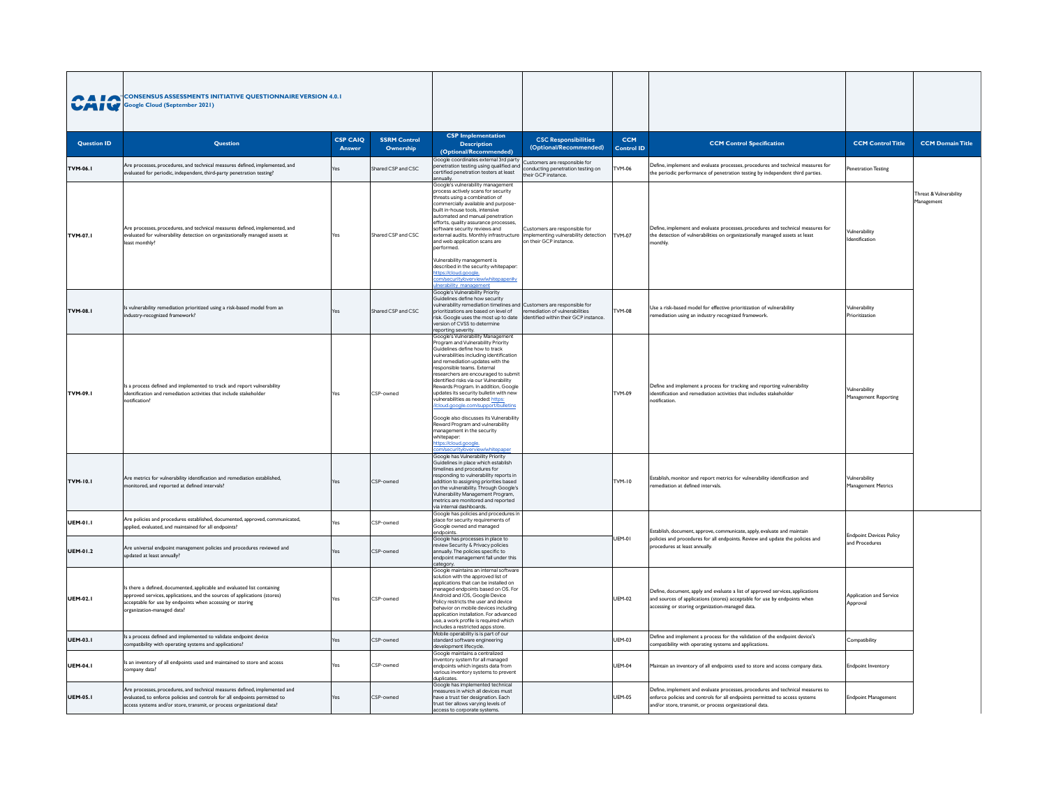**CONSENSUS ASSESSMENTS INITIATIVE QUESTIONNAIRE VERSION 4.0.1**
**Google Cloud (September 2021)**

| Question ID | Question | CSP CAIQ Answer | SSRM Control Ownership | CSP Implementation Description (Optional/Recommended) | CSC Responsibilities (Optional/Recommended) | CCM Control ID | CCM Control Specification | CCM Control Title | CCM Domain Title |
|---|---|---|---|---|---|---|---|---|---|
| TVM-06.1 | Are processes, procedures, and technical measures defined, implemented, and evaluated for periodic, independent, third-party penetration testing? | Yes | Shared CSP and CSC | Google coordinates external 3rd party penetration testing using qualified and certified penetration testers at least annually. | Customers are responsible for conducting penetration testing on their GCP instance. | TVM-06 | Define, implement and evaluate processes, procedures and technical measures for the periodic performance of penetration testing by independent third parties. | Penetration Testing | Threat & Vulnerability Management |
| TVM-07.1 | Are processes, procedures, and technical measures defined, implemented, and evaluated for vulnerability detection on organizationally managed assets at least monthly? | Yes | Shared CSP and CSC | Google's vulnerability management process actively scans for security threats using a combination of commercially available and purpose-built in-house tools, intensive automated and manual penetration efforts, quality assurance processes, software security reviews and external audits. Monthly infrastructure and web application scans are performed.<br><br>Vulnerability management is described in the security whitepaper: https://cloud.google.com/security/overview/whitepaper#vulnerability_management | Customers are responsible for implementing vulnerability detection on their GCP instance. | TVM-07 | Define, implement and evaluate processes, procedures and technical measures for the detection of vulnerabilities on organizationally managed assets at least monthly. | Vulnerability Identification | |
| TVM-08.1 | Is vulnerability remediation prioritized using a risk-based model from an industry-recognized framework? | Yes | Shared CSP and CSC | Google's Vulnerability Priority Guidelines define how security vulnerability remediation timelines and prioritizations are based on level of risk. Google uses the most up to date version of CVSS to determine reporting severity. | Customers are responsible for remediation of vulnerabilities identified within their GCP instance. | TVM-08 | Use a risk-based model for effective prioritization of vulnerability remediation using an industry recognized framework. | Vulnerability Prioritization | |
| TVM-09.1 | Is a process defined and implemented to track and report vulnerability identification and remediation activities that include stakeholder notification? | Yes | CSP-owned | Google's Vulnerability Management Program and Vulnerability Priority Guidelines define how to track vulnerabilities including identification and remediation updates with the responsible teams. External researchers are encouraged to submit identified risks via our Vulnerability Rewards Program. In addition, Google updates its security bulletin with new vulnerabilities as needed: https://cloud.google.com/support/bulletins<br><br>Google also discusses its Vulnerability Reward Program and vulnerability management in the security whitepaper: https://cloud.google.com/security/overview/whitepaper | | TVM-09 | Define and implement a process for tracking and reporting vulnerability identification and remediation activities that includes stakeholder notification. | Vulnerability Management Reporting | |
| TVM-10.1 | Are metrics for vulnerability identification and remediation established, monitored, and reported at defined intervals? | Yes | CSP-owned | Google has Vulnerability Priority Guidelines in place which establish timelines and procedures for responding to vulnerability reports in addition to assigning priorities based on the vulnerability. Through Google's Vulnerability Management Program, metrics are monitored and reported via internal dashboards. | | TVM-10 | Establish, monitor and report metrics for vulnerability identification and remediation at defined intervals. | Vulnerability Management Metrics | |
| UEM-01.1 | Are policies and procedures established, documented, approved, communicated, applied, evaluated, and maintained for all endpoints? | Yes | CSP-owned | Google has policies and procedures in place for security requirements of Google owned and managed endpoints. | | UEM-01 | Establish, document, approve, communicate, apply, evaluate and maintain policies and procedures for all endpoints. Review and update the policies and procedures at least annually. | Endpoint Devices Policy and Procedures | |
| UEM-01.2 | Are universal endpoint management policies and procedures reviewed and updated at least annually? | Yes | CSP-owned | Google has processes in place to review Security & Privacy policies annually. The policies specific to endpoint management fall under this category. | | | | | |
| UEM-02.1 | Is there a defined, documented, applicable and evaluated list containing approved services, applications, and the sources of applications (stores) acceptable for use by endpoints when accessing or storing organization-managed data? | Yes | CSP-owned | Google maintains an internal software solution with the approved list of applications that can be installed on managed endpoints based on OS. For Android and iOS, Google Device Policy restricts the user and device behavior on mobile devices including application installation. For advanced use, a work profile is required which includes a restricted apps store. | | UEM-02 | Define, document, apply and evaluate a list of approved services, applications and sources of applications (stores) acceptable for use by endpoints when accessing or storing organization-managed data. | Application and Service Approval | |
| UEM-03.1 | Is a process defined and implemented to validate endpoint device compatibility with operating systems and applications? | Yes | CSP-owned | Mobile operability is is part of our standard software engineering development lifecycle. | | UEM-03 | Define and implement a process for the validation of the endpoint device's compatibility with operating systems and applications. | Compatibility | |
| UEM-04.1 | Is an inventory of all endpoints used and maintained to store and access company data? | Yes | CSP-owned | Google maintains a centralized inventory system for all managed endpoints which ingests data from various inventory systems to prevent duplicates. | | UEM-04 | Maintain an inventory of all endpoints used to store and access company data. | Endpoint Inventory | |
| UEM-05.1 | Are processes, procedures, and technical measures defined, implemented and evaluated, to enforce policies and controls for all endpoints permitted to access systems and/or store, transmit, or process organizational data? | Yes | CSP-owned | Google has implemented technical measures in which all devices must have a trust tier designation. Each trust tier allows varying levels of access to corporate systems. | | UEM-05 | Define, implement and evaluate processes, procedures and technical measures to enforce policies and controls for all endpoints permitted to access systems and/or store, transmit, or process organizational data. | Endpoint Management | |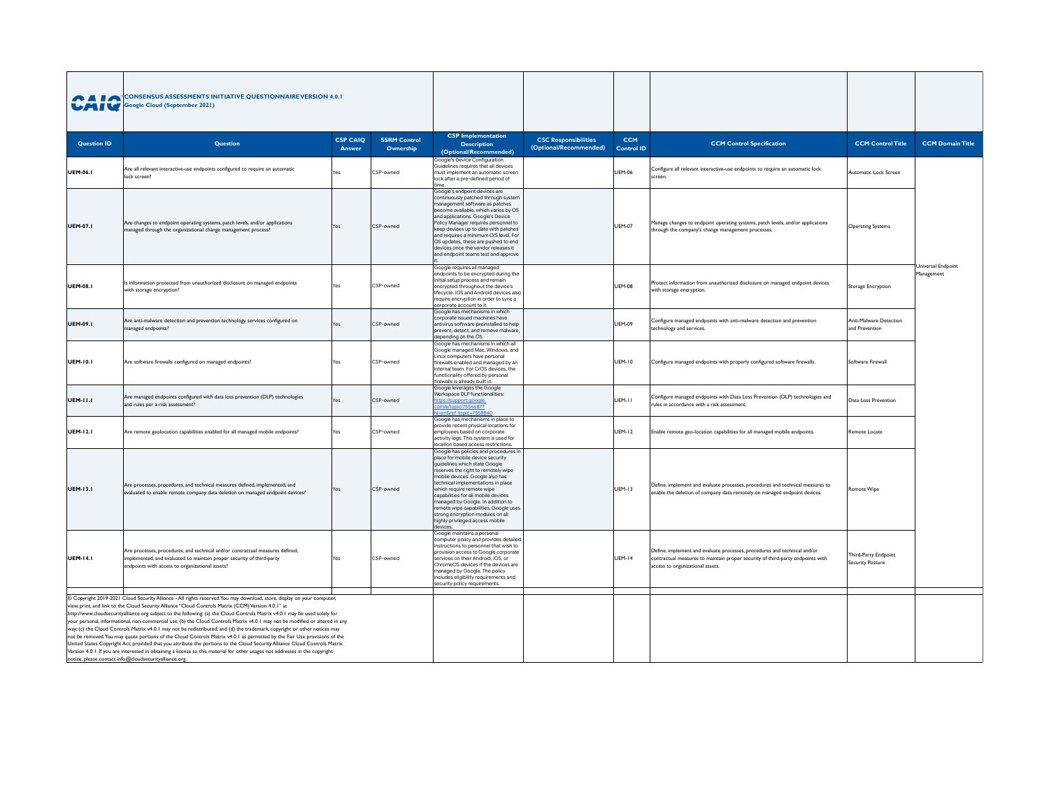**CAIQ** CONSENSUS ASSESSMENTS INITIATIVE QUESTIONNAIRE VERSION 4.0.1
Google Cloud (September 2021)

| Question ID | Question | CSP CAIQ Answer | SSRM Control Ownership | CSP Implementation Description (Optional/Recommended) | CSC Responsibilities (Optional/Recommended) | CCM Control ID | CCM Control Specification | CCM Control Title | CCM Domain Title |
|---|---|---|---|---|---|---|---|---|---|
| UEM-06.1 | Are all relevant interactive-use endpoints configured to require an automatic lock screen? | Yes | CSP-owned | Google's Device Configuration Guidelines requires that all devices must implement an automatic screen lock after a pre-defined period of time. | | UEM-06 | Configure all relevant interactive-use endpoints to require an automatic lock screen. | Automatic Lock Screen | Universal Endpoint Management |
| UEM-07.1 | Are changes to endpoint operating systems, patch levels, and/or applications managed through the organizational change management process? | Yes | CSP-owned | Google's endpoint devices are continuously patched through system management software as patches become available, which varies by OS and applications. Google's Device Policy Manager requires personnel to keep devices up to date with patches and requires a minimum OS level. For OS updates, these are pushed to end devices once the vendor releases it and endpoint teams test and approve it. | | UEM-07 | Manage changes to endpoint operating systems, patch levels, and/or applications through the company's change management processes. | Operating Systems | |
| UEM-08.1 | Is information protected from unauthorized disclosure on managed endpoints with storage encryption? | Yes | CSP-owned | Google requires all managed endpoints to be encrypted during the initial setup process and remain encrypted throughout the device's lifecycle. iOS and Android devices also require encryption in order to sync a corporate account to it. | | UEM-08 | Protect information from unauthorized disclosure on managed endpoint devices with storage encryption. | Storage Encryption | |
| UEM-09.1 | Are anti-malware detection and prevention technology services configured on managed endpoints? | Yes | CSP-owned | Google has mechanisms in which corporate issued machines have antivirus software preinstalled to help prevent, detect, and remove malware, depending on the OS. | | UEM-09 | Configure managed endpoints with anti-malware detection and prevention technology and services. | Anti-Malware Detection and Prevention | |
| UEM-10.1 | Are software firewalls configured on managed endpoints? | Yes | CSP-owned | Google has mechanisms in which all Google managed Mac, Windows, and Linux computers have personal firewalls enabled and managed by an internal team. For CrOS devices, the functionality offered by personal firewalls is already built in. | | UEM-10 | Configure managed endpoints with properly configured software firewalls. | Software Firewall | |
| UEM-11.1 | Are managed endpoints configured with data loss prevention (DLP) technologies and rules per a risk assessment? | Yes | CSP-owned | Google leverages the Google Workspace DLP functionalities: https://support.google.com/a/topic/7556687?hl=en&ref_topic=7558840 | | UEM-11 | Configure managed endpoints with Data Loss Prevention (DLP) technologies and rules in accordance with a risk assessment. | Data Loss Prevention | |
| UEM-12.1 | Are remote geolocation capabilities enabled for all managed mobile endpoints? | Yes | CSP-owned | Google has mechanisms in place to provide recent physical locations for employees based on corporate activity logs. This system is used for location based access restrictions. | | UEM-12 | Enable remote geo-location capabilities for all managed mobile endpoints. | Remote Locate | |
| UEM-13.1 | Are processes, procedures, and technical measures defined, implemented, and evaluated to enable remote company data deletion on managed endpoint devices? | Yes | CSP-owned | Google has policies and procedures in place for mobile device security guidelines which state Google reserves the right to remotely wipe mobile devices. Google also has technical implementations in place which require remote wipe capabilities for all mobile devices managed by Google. In addition to remote wipe capabilities, Google uses strong encryption modules on all highly privileged access mobile devices. | | UEM-13 | Define, implement and evaluate processes, procedures and technical measures to enable the deletion of company data remotely on managed endpoint devices. | Remote Wipe | |
| UEM-14.1 | Are processes, procedures, and technical and/or contractual measures defined, implemented, and evaluated to maintain proper security of third-party endpoints with access to organizational assets? | Yes | CSP-owned | Google maintains a personal computer policy and provides detailed instructions to personnel that wish to provision access to Google corporate services on their Android, iOS, or ChromeOS devices if the devices are managed by Google. The policy includes eligibility requirements and security policy requirements. | | UEM-14 | Define, implement and evaluate processes, procedures and technical and/or contractual measures to maintain proper security of third-party endpoints with access to organizational assets. | Third-Party Endpoint Security Posture | |

© Copyright 2019-2021 Cloud Security Alliance - All rights reserved. You may download, store, display on your computer, view, print, and link to the Cloud Security Alliance "Cloud Controls Matrix (CCM) Version 4.0.1" at http://www.cloudsecurityalliance.org subject to the following: (a) the Cloud Controls Matrix v4.0.1 may be used solely for your personal, informational, non-commercial use; (b) the Cloud Controls Matrix v4.0.1 may not be modified or altered in any way; (c) the Cloud Controls Matrix v4.0.1 may not be redistributed; and (d) the trademark, copyright or other notices may not be removed. You may quote portions of the Cloud Controls Matrix v4.0.1 as permitted by the Fair Use provisions of the United States Copyright Act, provided that you attribute the portions to the Cloud Security Alliance Cloud Controls Matrix Version 4.0.1. If you are interested in obtaining a license to this material for other usages not addresses in the copyright notice, please contact info@cloudsecurityalliance.org.